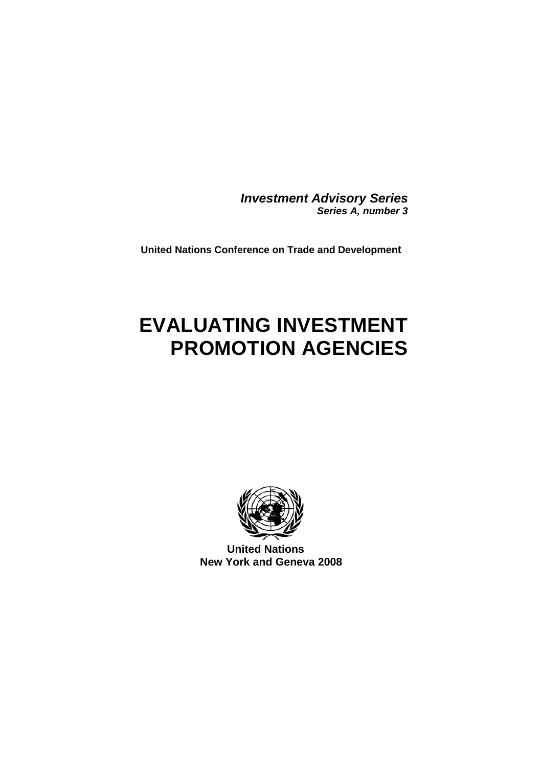***Investment Advisory Series***
***Series A, number 3***

**United Nations Conference on Trade and Development**

# EVALUATING INVESTMENT PROMOTION AGENCIES

**United Nations**
**New York and Geneva 2008**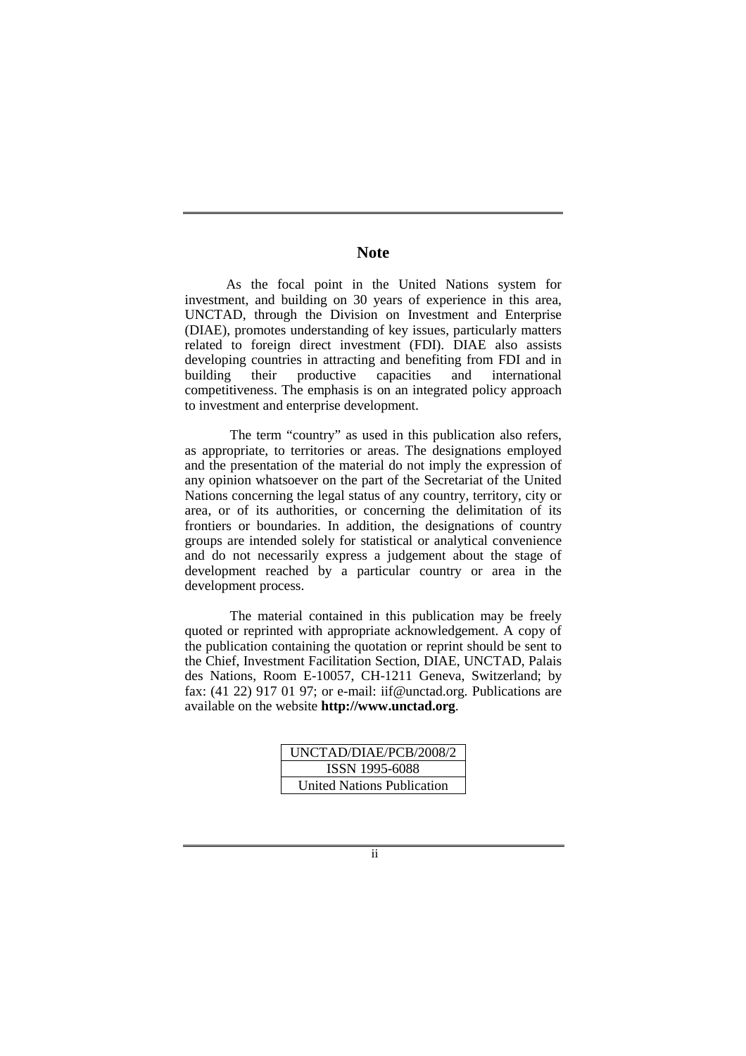## Note

As the focal point in the United Nations system for investment, and building on 30 years of experience in this area, UNCTAD, through the Division on Investment and Enterprise (DIAE), promotes understanding of key issues, particularly matters related to foreign direct investment (FDI). DIAE also assists developing countries in attracting and benefiting from FDI and in building their productive capacities and international competitiveness. The emphasis is on an integrated policy approach to investment and enterprise development.

The term "country" as used in this publication also refers, as appropriate, to territories or areas. The designations employed and the presentation of the material do not imply the expression of any opinion whatsoever on the part of the Secretariat of the United Nations concerning the legal status of any country, territory, city or area, or of its authorities, or concerning the delimitation of its frontiers or boundaries. In addition, the designations of country groups are intended solely for statistical or analytical convenience and do not necessarily express a judgement about the stage of development reached by a particular country or area in the development process.

The material contained in this publication may be freely quoted or reprinted with appropriate acknowledgement. A copy of the publication containing the quotation or reprint should be sent to the Chief, Investment Facilitation Section, DIAE, UNCTAD, Palais des Nations, Room E-10057, CH-1211 Geneva, Switzerland; by fax: (41 22) 917 01 97; or e-mail: iif@unctad.org. Publications are available on the website **http://www.unctad.org**.

| UNCTAD/DIAE/PCB/2008/2 |
| --- |
| ISSN 1995-6088 |
| United Nations Publication |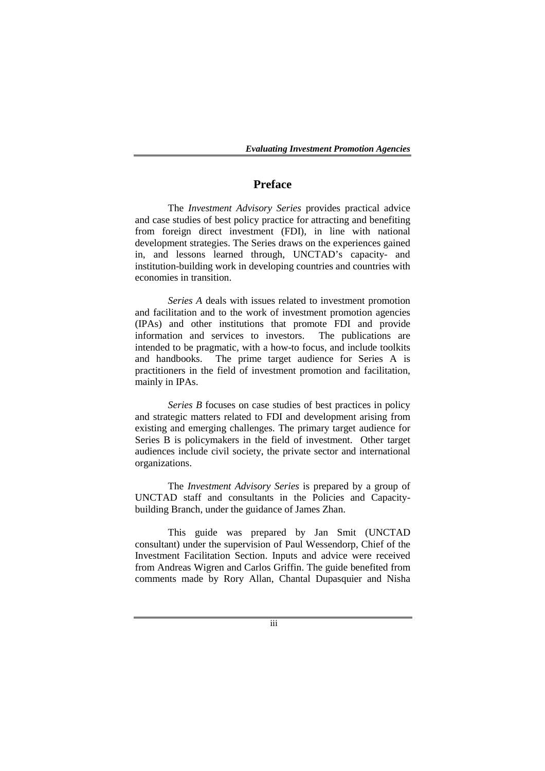## Preface

The *Investment Advisory Series* provides practical advice and case studies of best policy practice for attracting and benefiting from foreign direct investment (FDI), in line with national development strategies. The Series draws on the experiences gained in, and lessons learned through, UNCTAD's capacity- and institution-building work in developing countries and countries with economies in transition.

*Series A* deals with issues related to investment promotion and facilitation and to the work of investment promotion agencies (IPAs) and other institutions that promote FDI and provide information and services to investors. The publications are intended to be pragmatic, with a how-to focus, and include toolkits and handbooks. The prime target audience for Series A is practitioners in the field of investment promotion and facilitation, mainly in IPAs.

*Series B* focuses on case studies of best practices in policy and strategic matters related to FDI and development arising from existing and emerging challenges. The primary target audience for Series B is policymakers in the field of investment. Other target audiences include civil society, the private sector and international organizations.

The *Investment Advisory Series* is prepared by a group of UNCTAD staff and consultants in the Policies and Capacity-building Branch, under the guidance of James Zhan.

This guide was prepared by Jan Smit (UNCTAD consultant) under the supervision of Paul Wessendorp, Chief of the Investment Facilitation Section. Inputs and advice were received from Andreas Wigren and Carlos Griffin. The guide benefited from comments made by Rory Allan, Chantal Dupasquier and Nisha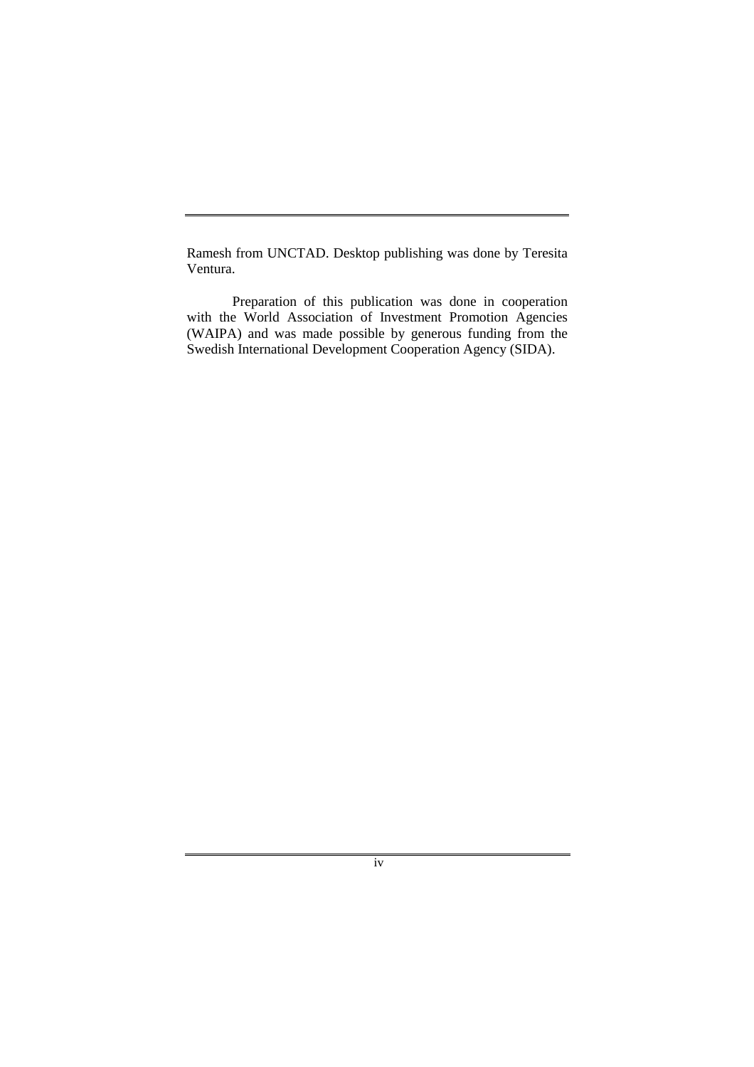Ramesh from UNCTAD. Desktop publishing was done by Teresita Ventura.

Preparation of this publication was done in cooperation with the World Association of Investment Promotion Agencies (WAIPA) and was made possible by generous funding from the Swedish International Development Cooperation Agency (SIDA).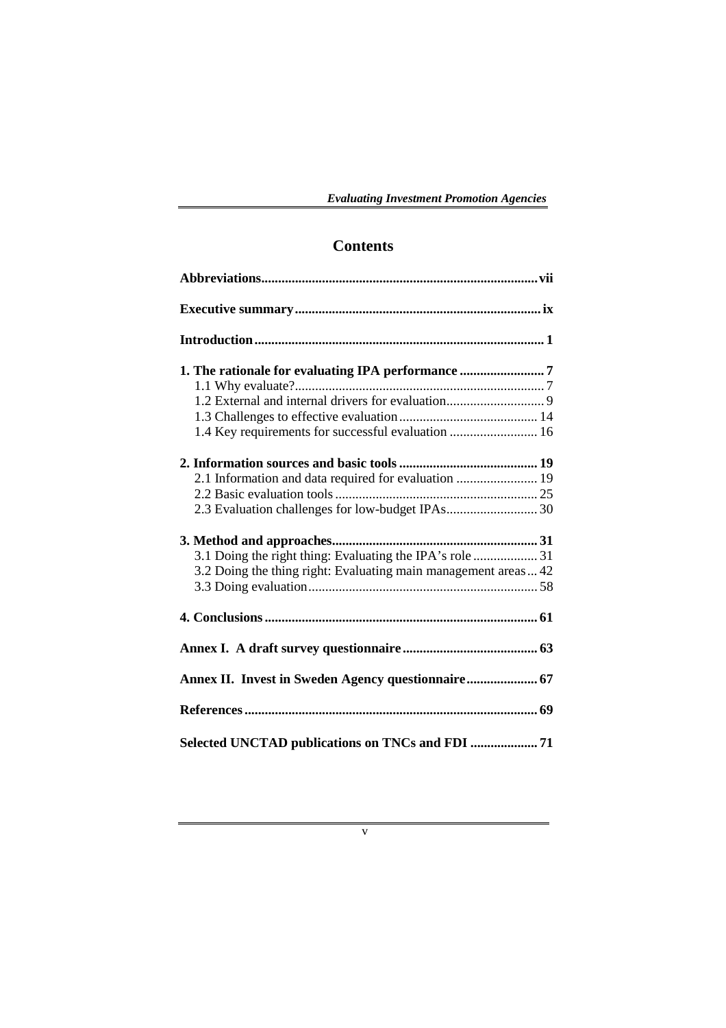# Contents

**Abbreviations** ........ vii

**Executive summary** ........ ix

**Introduction** ........ 1

**1. The rationale for evaluating IPA performance** ........ 7

- 1.1 Why evaluate? ........ 7
- 1.2 External and internal drivers for evaluation ........ 9
- 1.3 Challenges to effective evaluation ........ 14
- 1.4 Key requirements for successful evaluation ........ 16

**2. Information sources and basic tools** ........ 19

- 2.1 Information and data required for evaluation ........ 19
- 2.2 Basic evaluation tools ........ 25
- 2.3 Evaluation challenges for low-budget IPAs ........ 30

**3. Method and approaches** ........ 31

- 3.1 Doing the right thing: Evaluating the IPA's role ........ 31
- 3.2 Doing the thing right: Evaluating main management areas ........ 42
- 3.3 Doing evaluation ........ 58

**4. Conclusions** ........ 61

**Annex I. A draft survey questionnaire** ........ 63

**Annex II. Invest in Sweden Agency questionnaire** ........ 67

**References** ........ 69

**Selected UNCTAD publications on TNCs and FDI** ........ 71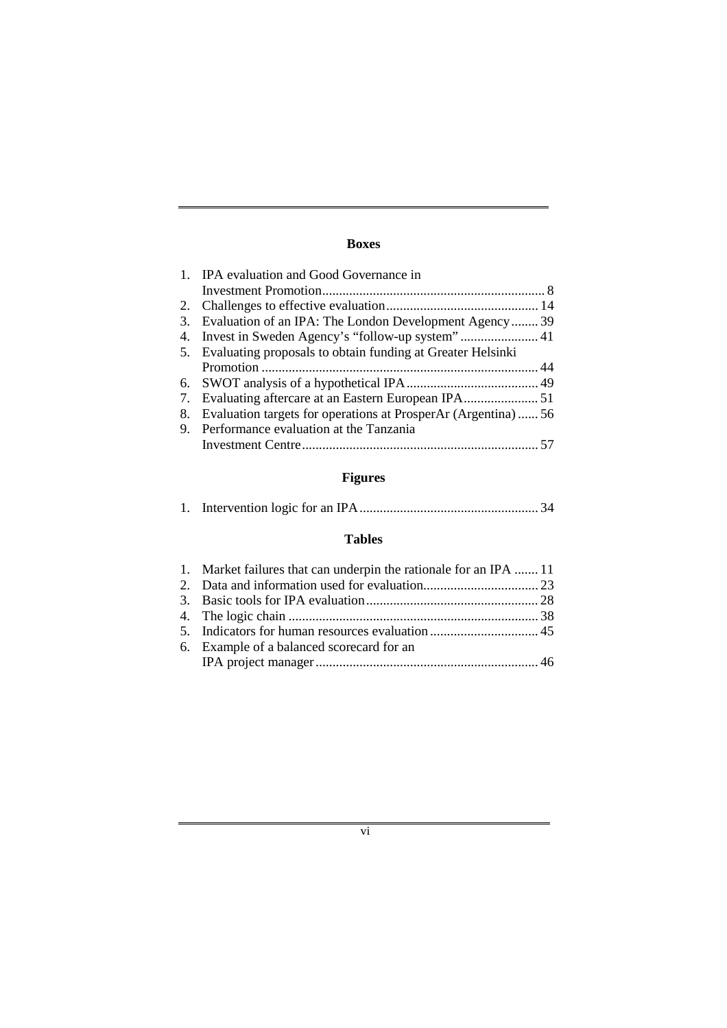## Boxes

1. IPA evaluation and Good Governance in Investment Promotion .......... 8
2. Challenges to effective evaluation .......... 14
3. Evaluation of an IPA: The London Development Agency .......... 39
4. Invest in Sweden Agency's "follow-up system" .......... 41
5. Evaluating proposals to obtain funding at Greater Helsinki Promotion .......... 44
6. SWOT analysis of a hypothetical IPA .......... 49
7. Evaluating aftercare at an Eastern European IPA .......... 51
8. Evaluation targets for operations at ProsperAr (Argentina) .......... 56
9. Performance evaluation at the Tanzania Investment Centre .......... 57

## Figures

1. Intervention logic for an IPA .......... 34

## Tables

1. Market failures that can underpin the rationale for an IPA .......... 11
2. Data and information used for evaluation .......... 23
3. Basic tools for IPA evaluation .......... 28
4. The logic chain .......... 38
5. Indicators for human resources evaluation .......... 45
6. Example of a balanced scorecard for an IPA project manager .......... 46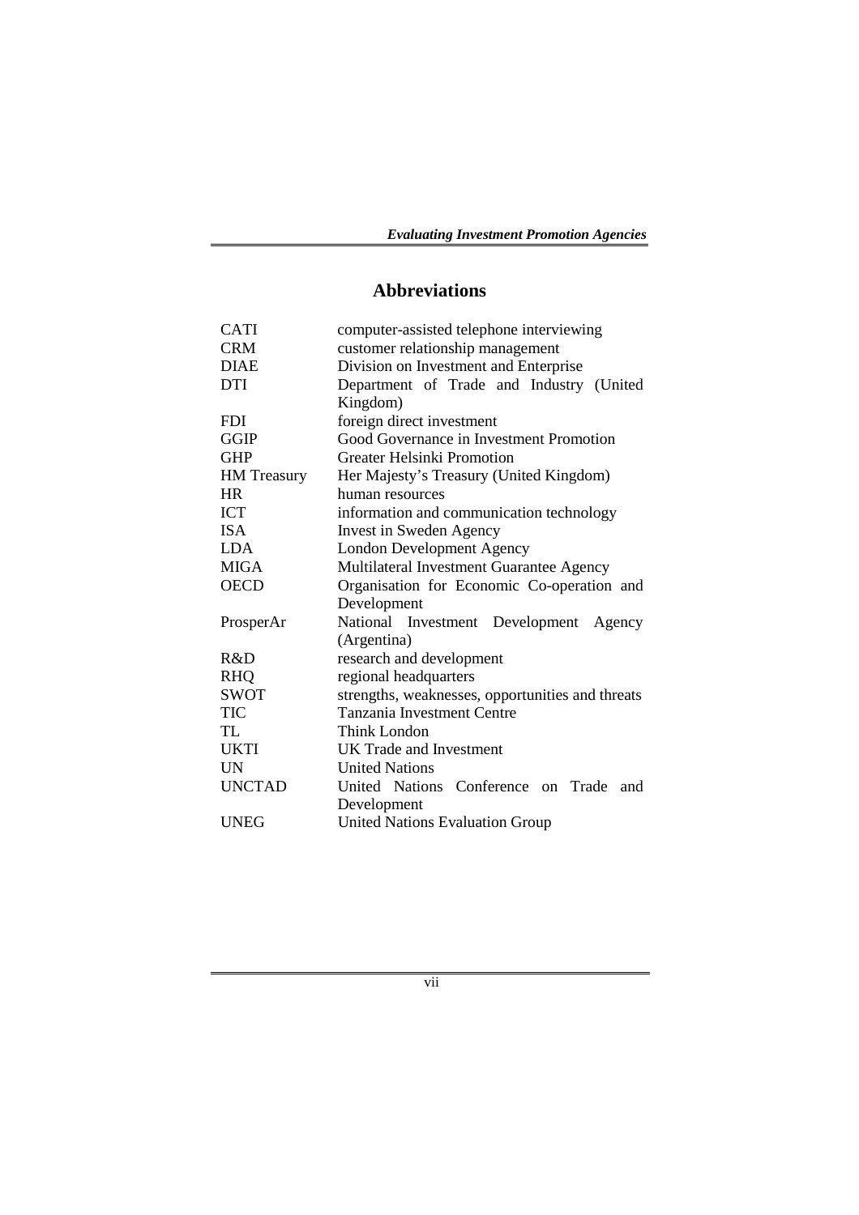# Abbreviations

| | |
|---|---|
| CATI | computer-assisted telephone interviewing |
| CRM | customer relationship management |
| DIAE | Division on Investment and Enterprise |
| DTI | Department of Trade and Industry (United Kingdom) |
| FDI | foreign direct investment |
| GGIP | Good Governance in Investment Promotion |
| GHP | Greater Helsinki Promotion |
| HM Treasury | Her Majesty's Treasury (United Kingdom) |
| HR | human resources |
| ICT | information and communication technology |
| ISA | Invest in Sweden Agency |
| LDA | London Development Agency |
| MIGA | Multilateral Investment Guarantee Agency |
| OECD | Organisation for Economic Co-operation and Development |
| ProsperAr | National Investment Development Agency (Argentina) |
| R&D | research and development |
| RHQ | regional headquarters |
| SWOT | strengths, weaknesses, opportunities and threats |
| TIC | Tanzania Investment Centre |
| TL | Think London |
| UKTI | UK Trade and Investment |
| UN | United Nations |
| UNCTAD | United Nations Conference on Trade and Development |
| UNEG | United Nations Evaluation Group |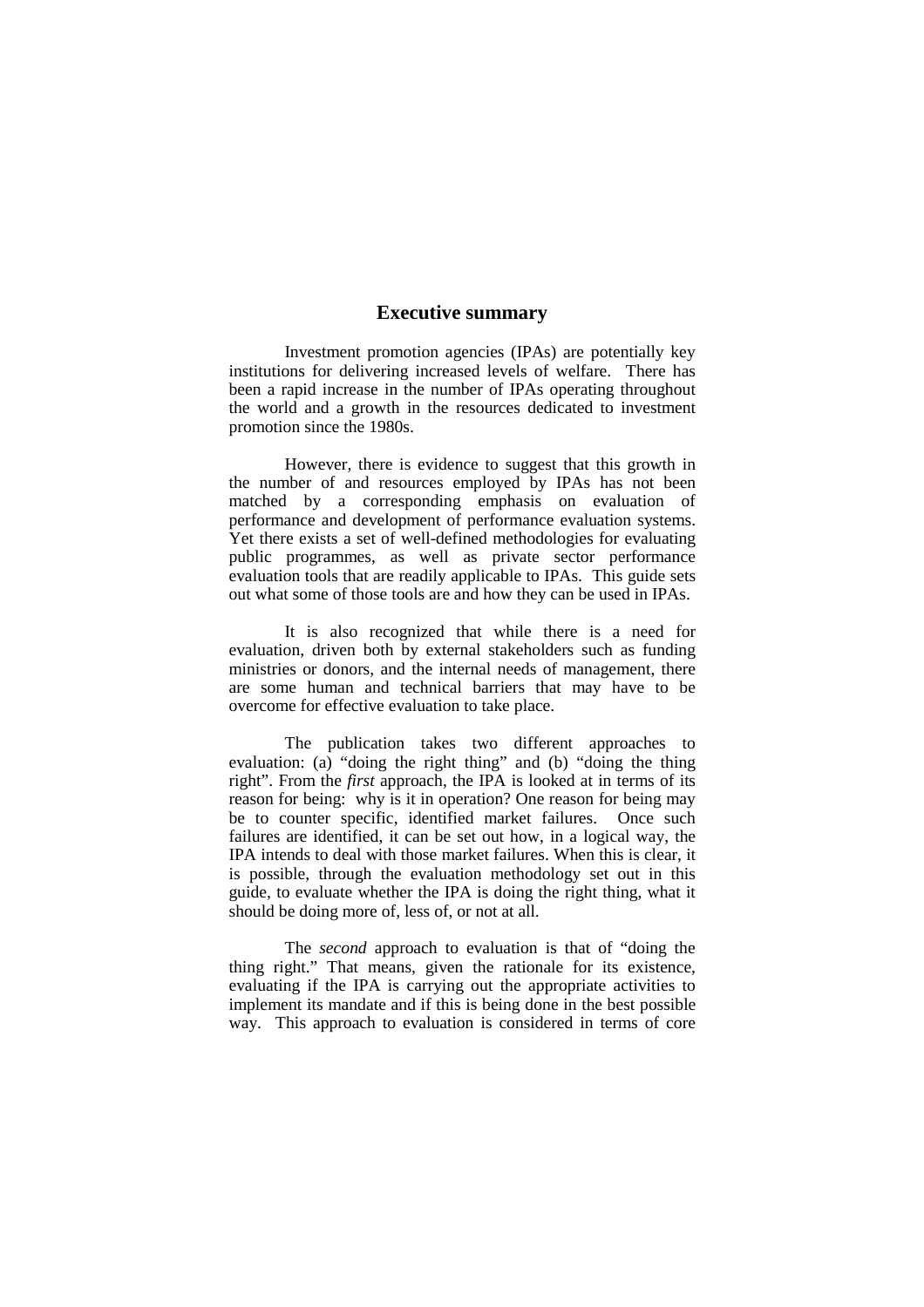# Executive summary

Investment promotion agencies (IPAs) are potentially key institutions for delivering increased levels of welfare. There has been a rapid increase in the number of IPAs operating throughout the world and a growth in the resources dedicated to investment promotion since the 1980s.

However, there is evidence to suggest that this growth in the number of and resources employed by IPAs has not been matched by a corresponding emphasis on evaluation of performance and development of performance evaluation systems. Yet there exists a set of well-defined methodologies for evaluating public programmes, as well as private sector performance evaluation tools that are readily applicable to IPAs. This guide sets out what some of those tools are and how they can be used in IPAs.

It is also recognized that while there is a need for evaluation, driven both by external stakeholders such as funding ministries or donors, and the internal needs of management, there are some human and technical barriers that may have to be overcome for effective evaluation to take place.

The publication takes two different approaches to evaluation: (a) "doing the right thing" and (b) "doing the thing right". From the *first* approach, the IPA is looked at in terms of its reason for being: why is it in operation? One reason for being may be to counter specific, identified market failures. Once such failures are identified, it can be set out how, in a logical way, the IPA intends to deal with those market failures. When this is clear, it is possible, through the evaluation methodology set out in this guide, to evaluate whether the IPA is doing the right thing, what it should be doing more of, less of, or not at all.

The *second* approach to evaluation is that of "doing the thing right." That means, given the rationale for its existence, evaluating if the IPA is carrying out the appropriate activities to implement its mandate and if this is being done in the best possible way. This approach to evaluation is considered in terms of core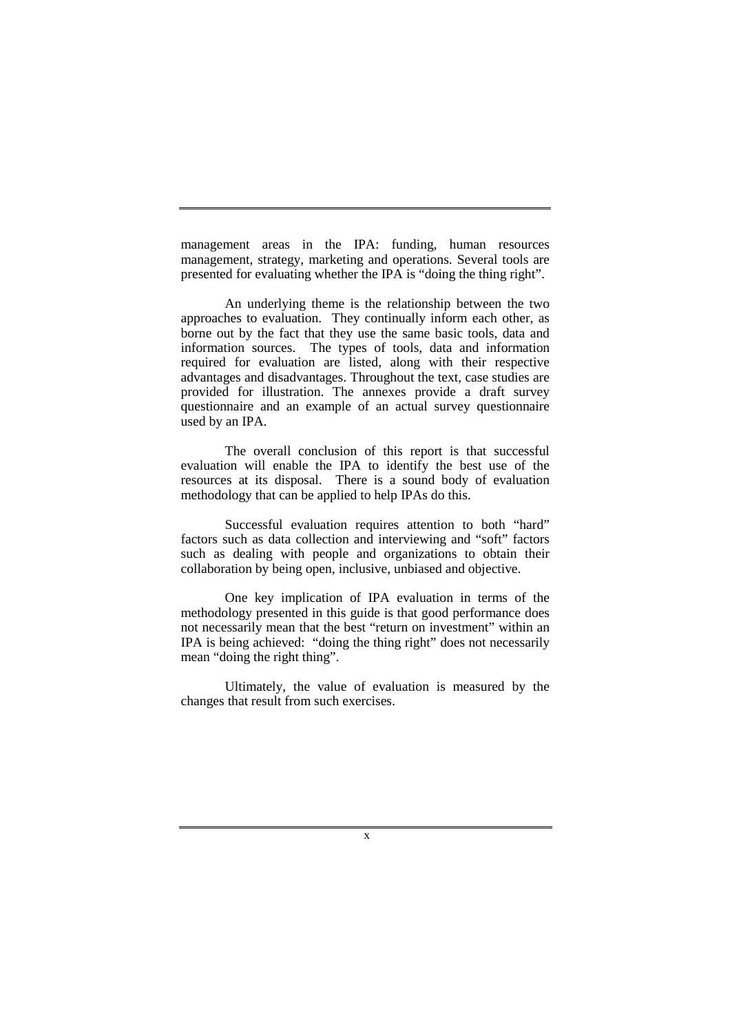management areas in the IPA: funding, human resources management, strategy, marketing and operations. Several tools are presented for evaluating whether the IPA is "doing the thing right".

An underlying theme is the relationship between the two approaches to evaluation. They continually inform each other, as borne out by the fact that they use the same basic tools, data and information sources. The types of tools, data and information required for evaluation are listed, along with their respective advantages and disadvantages. Throughout the text, case studies are provided for illustration. The annexes provide a draft survey questionnaire and an example of an actual survey questionnaire used by an IPA.

The overall conclusion of this report is that successful evaluation will enable the IPA to identify the best use of the resources at its disposal. There is a sound body of evaluation methodology that can be applied to help IPAs do this.

Successful evaluation requires attention to both "hard" factors such as data collection and interviewing and "soft" factors such as dealing with people and organizations to obtain their collaboration by being open, inclusive, unbiased and objective.

One key implication of IPA evaluation in terms of the methodology presented in this guide is that good performance does not necessarily mean that the best "return on investment" within an IPA is being achieved: "doing the thing right" does not necessarily mean "doing the right thing".

Ultimately, the value of evaluation is measured by the changes that result from such exercises.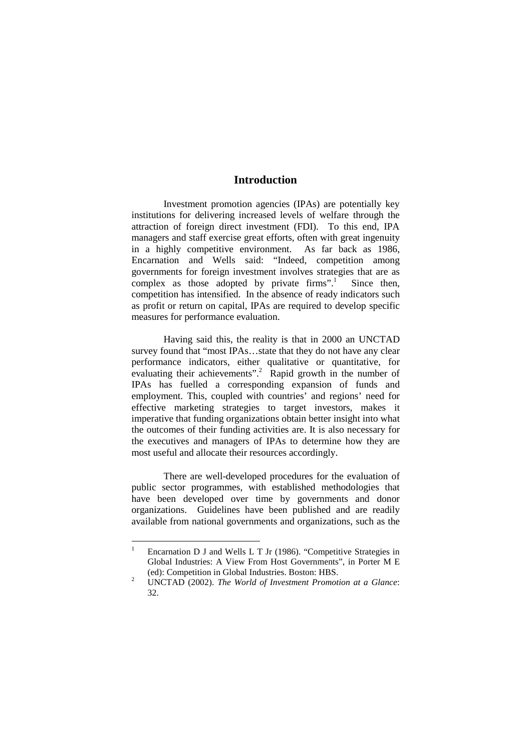# Introduction

Investment promotion agencies (IPAs) are potentially key institutions for delivering increased levels of welfare through the attraction of foreign direct investment (FDI). To this end, IPA managers and staff exercise great efforts, often with great ingenuity in a highly competitive environment. As far back as 1986, Encarnation and Wells said: "Indeed, competition among governments for foreign investment involves strategies that are as complex as those adopted by private firms".[1] Since then, competition has intensified. In the absence of ready indicators such as profit or return on capital, IPAs are required to develop specific measures for performance evaluation.

Having said this, the reality is that in 2000 an UNCTAD survey found that "most IPAs…state that they do not have any clear performance indicators, either qualitative or quantitative, for evaluating their achievements".[2] Rapid growth in the number of IPAs has fuelled a corresponding expansion of funds and employment. This, coupled with countries' and regions' need for effective marketing strategies to target investors, makes it imperative that funding organizations obtain better insight into what the outcomes of their funding activities are. It is also necessary for the executives and managers of IPAs to determine how they are most useful and allocate their resources accordingly.

There are well-developed procedures for the evaluation of public sector programmes, with established methodologies that have been developed over time by governments and donor organizations. Guidelines have been published and are readily available from national governments and organizations, such as the

---

[1] Encarnation D J and Wells L T Jr (1986). "Competitive Strategies in Global Industries: A View From Host Governments", in Porter M E (ed): Competition in Global Industries. Boston: HBS.

[2] UNCTAD (2002). *The World of Investment Promotion at a Glance*: 32.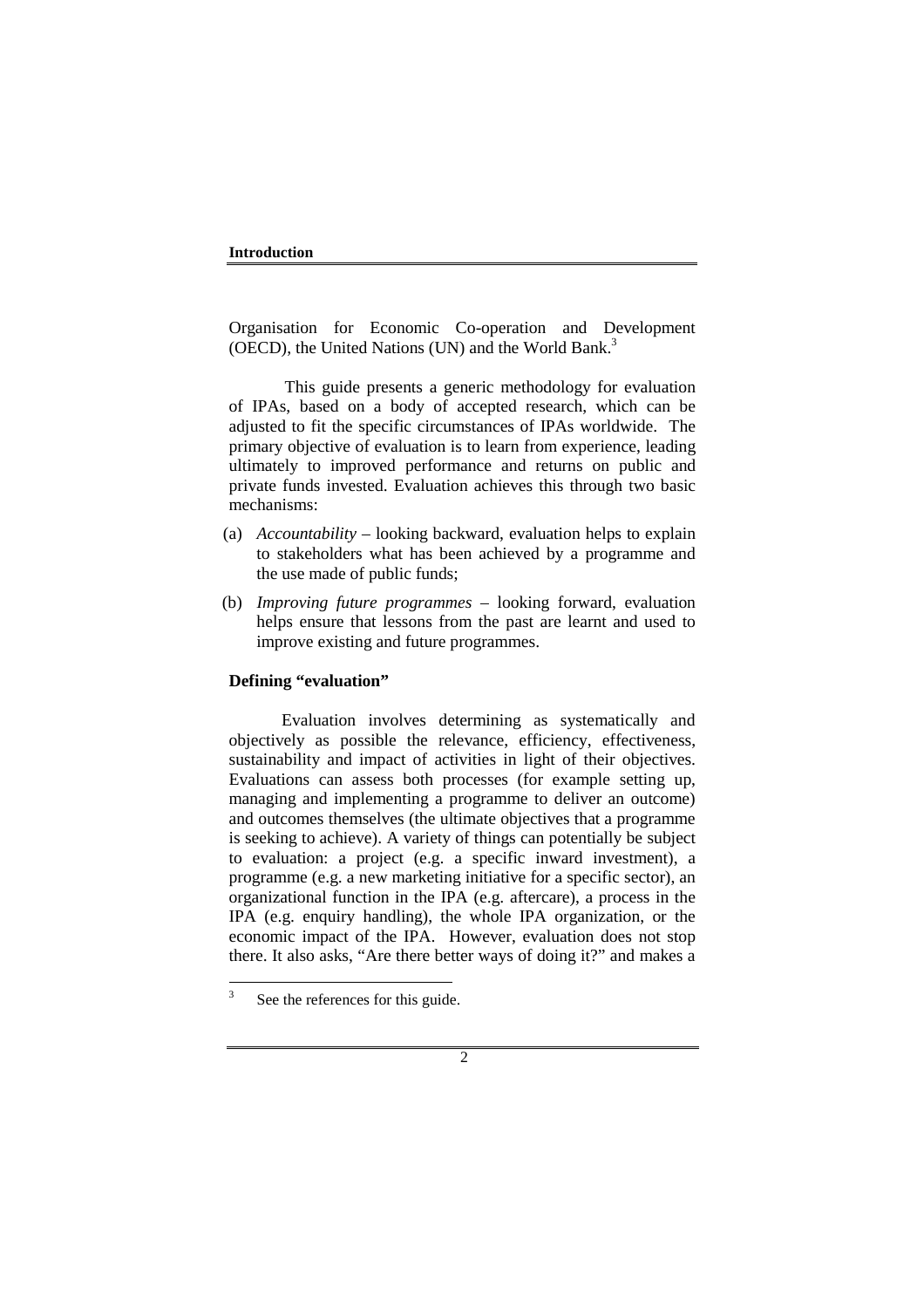Organisation for Economic Co-operation and Development (OECD), the United Nations (UN) and the World Bank.[3]

This guide presents a generic methodology for evaluation of IPAs, based on a body of accepted research, which can be adjusted to fit the specific circumstances of IPAs worldwide. The primary objective of evaluation is to learn from experience, leading ultimately to improved performance and returns on public and private funds invested. Evaluation achieves this through two basic mechanisms:

(a) *Accountability* – looking backward, evaluation helps to explain to stakeholders what has been achieved by a programme and the use made of public funds;

(b) *Improving future programmes* – looking forward, evaluation helps ensure that lessons from the past are learnt and used to improve existing and future programmes.

**Defining "evaluation"**

Evaluation involves determining as systematically and objectively as possible the relevance, efficiency, effectiveness, sustainability and impact of activities in light of their objectives. Evaluations can assess both processes (for example setting up, managing and implementing a programme to deliver an outcome) and outcomes themselves (the ultimate objectives that a programme is seeking to achieve). A variety of things can potentially be subject to evaluation: a project (e.g. a specific inward investment), a programme (e.g. a new marketing initiative for a specific sector), an organizational function in the IPA (e.g. aftercare), a process in the IPA (e.g. enquiry handling), the whole IPA organization, or the economic impact of the IPA. However, evaluation does not stop there. It also asks, "Are there better ways of doing it?" and makes a

[3] See the references for this guide.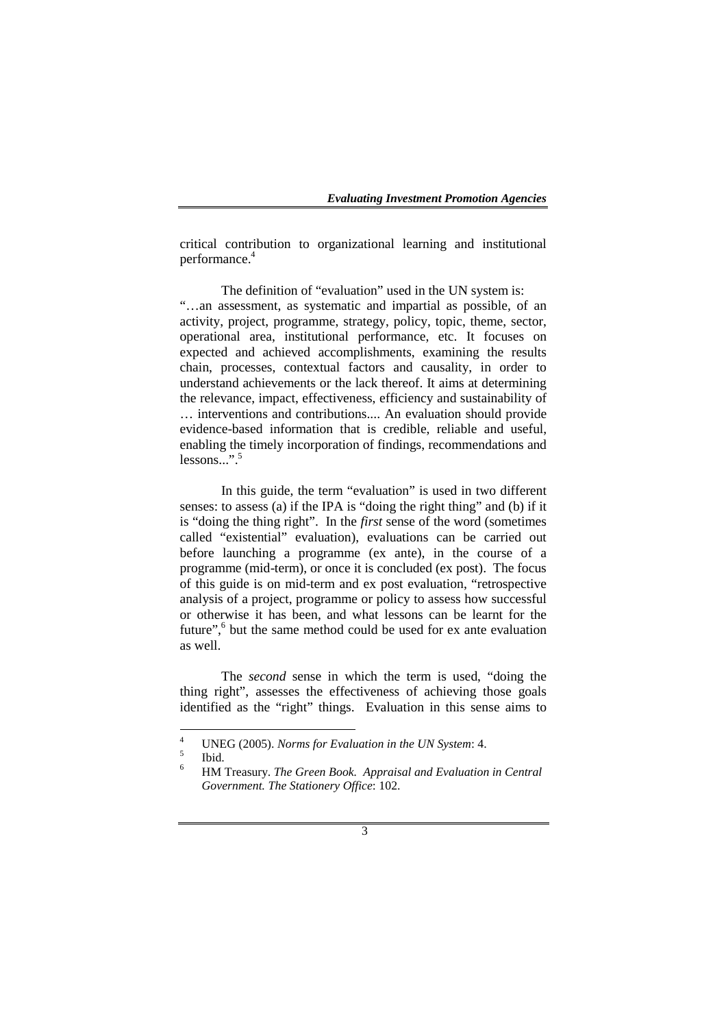critical contribution to organizational learning and institutional performance.[4]

The definition of "evaluation" used in the UN system is: "…an assessment, as systematic and impartial as possible, of an activity, project, programme, strategy, policy, topic, theme, sector, operational area, institutional performance, etc. It focuses on expected and achieved accomplishments, examining the results chain, processes, contextual factors and causality, in order to understand achievements or the lack thereof. It aims at determining the relevance, impact, effectiveness, efficiency and sustainability of … interventions and contributions.... An evaluation should provide evidence-based information that is credible, reliable and useful, enabling the timely incorporation of findings, recommendations and lessons...".[5]

In this guide, the term "evaluation" is used in two different senses: to assess (a) if the IPA is "doing the right thing" and (b) if it is "doing the thing right". In the *first* sense of the word (sometimes called "existential" evaluation), evaluations can be carried out before launching a programme (ex ante), in the course of a programme (mid-term), or once it is concluded (ex post). The focus of this guide is on mid-term and ex post evaluation, "retrospective analysis of a project, programme or policy to assess how successful or otherwise it has been, and what lessons can be learnt for the future",[6] but the same method could be used for ex ante evaluation as well.

The *second* sense in which the term is used, "doing the thing right", assesses the effectiveness of achieving those goals identified as the "right" things. Evaluation in this sense aims to

---

[4] UNEG (2005). *Norms for Evaluation in the UN System*: 4.

[5] Ibid.

[6] HM Treasury. *The Green Book. Appraisal and Evaluation in Central Government. The Stationery Office*: 102.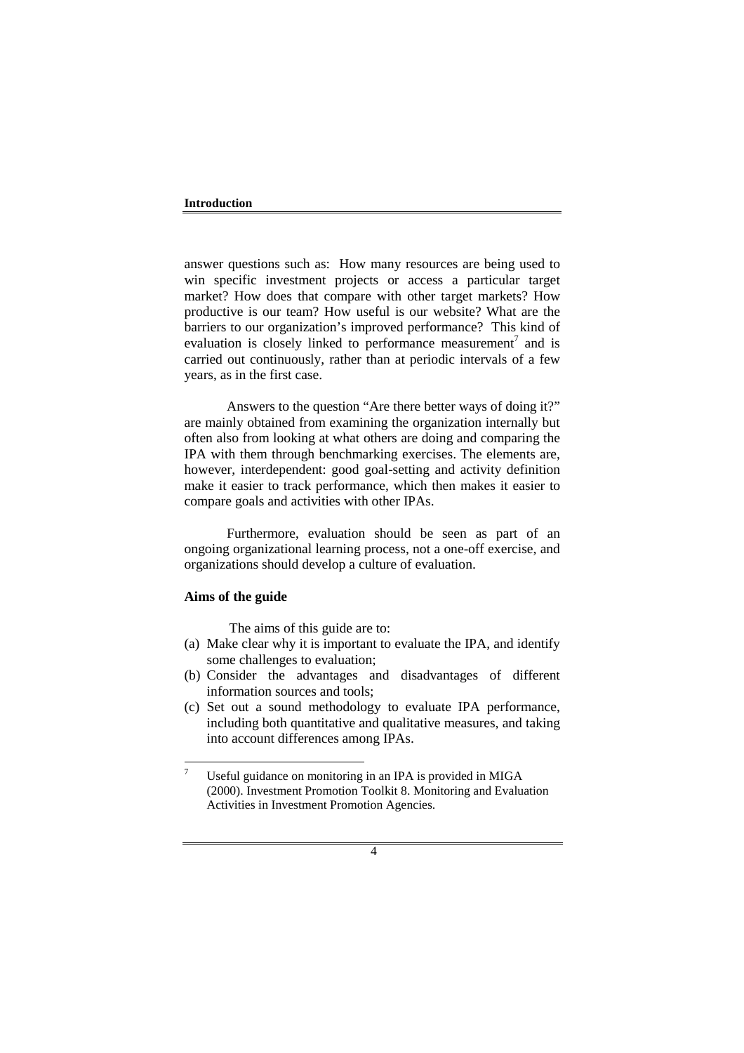answer questions such as: How many resources are being used to win specific investment projects or access a particular target market? How does that compare with other target markets? How productive is our team? How useful is our website? What are the barriers to our organization's improved performance? This kind of evaluation is closely linked to performance measurement[7] and is carried out continuously, rather than at periodic intervals of a few years, as in the first case.

Answers to the question "Are there better ways of doing it?" are mainly obtained from examining the organization internally but often also from looking at what others are doing and comparing the IPA with them through benchmarking exercises. The elements are, however, interdependent: good goal-setting and activity definition make it easier to track performance, which then makes it easier to compare goals and activities with other IPAs.

Furthermore, evaluation should be seen as part of an ongoing organizational learning process, not a one-off exercise, and organizations should develop a culture of evaluation.

**Aims of the guide**

The aims of this guide are to:

(a) Make clear why it is important to evaluate the IPA, and identify some challenges to evaluation;
(b) Consider the advantages and disadvantages of different information sources and tools;
(c) Set out a sound methodology to evaluate IPA performance, including both quantitative and qualitative measures, and taking into account differences among IPAs.

---

[7] Useful guidance on monitoring in an IPA is provided in MIGA (2000). Investment Promotion Toolkit 8. Monitoring and Evaluation Activities in Investment Promotion Agencies.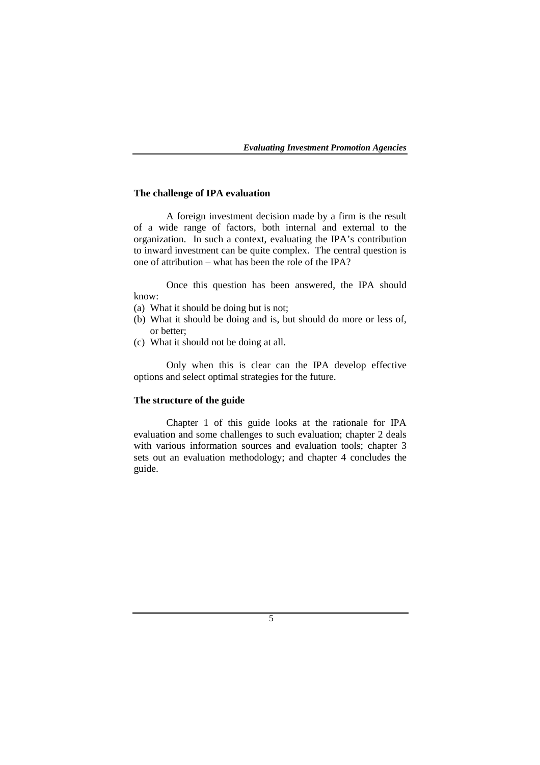### The challenge of IPA evaluation

A foreign investment decision made by a firm is the result of a wide range of factors, both internal and external to the organization. In such a context, evaluating the IPA's contribution to inward investment can be quite complex. The central question is one of attribution – what has been the role of the IPA?

Once this question has been answered, the IPA should know:

(a) What it should be doing but is not;
(b) What it should be doing and is, but should do more or less of, or better;
(c) What it should not be doing at all.

Only when this is clear can the IPA develop effective options and select optimal strategies for the future.

### The structure of the guide

Chapter 1 of this guide looks at the rationale for IPA evaluation and some challenges to such evaluation; chapter 2 deals with various information sources and evaluation tools; chapter 3 sets out an evaluation methodology; and chapter 4 concludes the guide.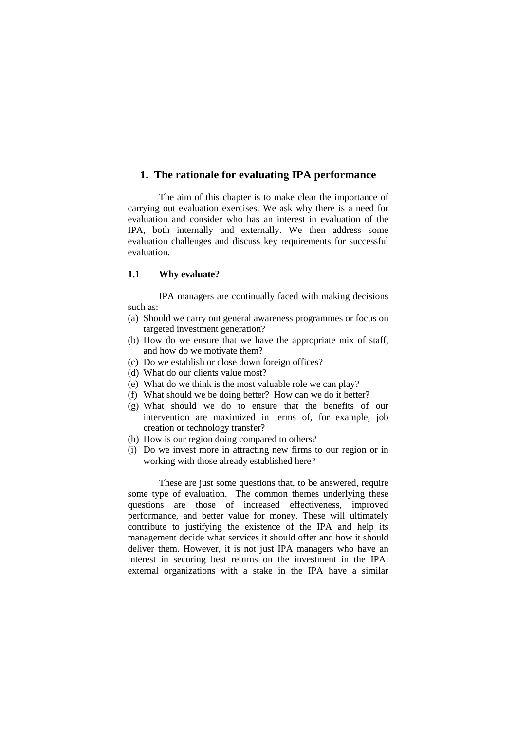# 1. The rationale for evaluating IPA performance

The aim of this chapter is to make clear the importance of carrying out evaluation exercises. We ask why there is a need for evaluation and consider who has an interest in evaluation of the IPA, both internally and externally. We then address some evaluation challenges and discuss key requirements for successful evaluation.

## 1.1 Why evaluate?

IPA managers are continually faced with making decisions such as:

(a) Should we carry out general awareness programmes or focus on targeted investment generation?
(b) How do we ensure that we have the appropriate mix of staff, and how do we motivate them?
(c) Do we establish or close down foreign offices?
(d) What do our clients value most?
(e) What do we think is the most valuable role we can play?
(f) What should we be doing better? How can we do it better?
(g) What should we do to ensure that the benefits of our intervention are maximized in terms of, for example, job creation or technology transfer?
(h) How is our region doing compared to others?
(i) Do we invest more in attracting new firms to our region or in working with those already established here?

These are just some questions that, to be answered, require some type of evaluation. The common themes underlying these questions are those of increased effectiveness, improved performance, and better value for money. These will ultimately contribute to justifying the existence of the IPA and help its management decide what services it should offer and how it should deliver them. However, it is not just IPA managers who have an interest in securing best returns on the investment in the IPA: external organizations with a stake in the IPA have a similar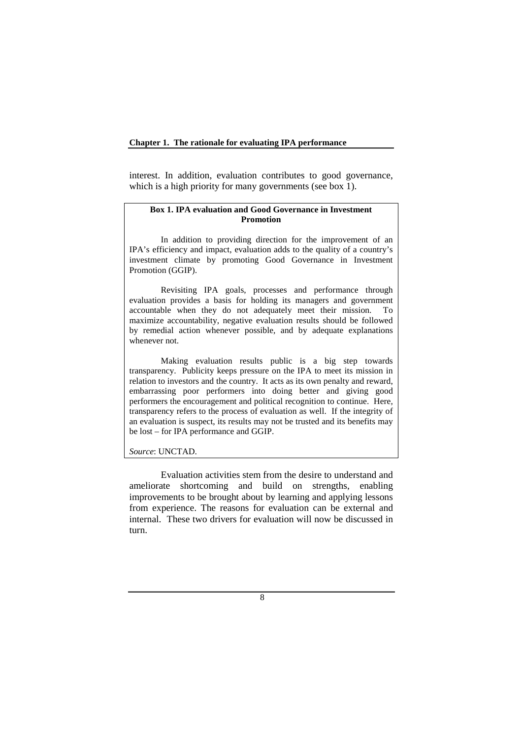interest. In addition, evaluation contributes to good governance, which is a high priority for many governments (see box 1).

**Box 1. IPA evaluation and Good Governance in Investment Promotion**

In addition to providing direction for the improvement of an IPA's efficiency and impact, evaluation adds to the quality of a country's investment climate by promoting Good Governance in Investment Promotion (GGIP).

Revisiting IPA goals, processes and performance through evaluation provides a basis for holding its managers and government accountable when they do not adequately meet their mission. To maximize accountability, negative evaluation results should be followed by remedial action whenever possible, and by adequate explanations whenever not.

Making evaluation results public is a big step towards transparency. Publicity keeps pressure on the IPA to meet its mission in relation to investors and the country. It acts as its own penalty and reward, embarrassing poor performers into doing better and giving good performers the encouragement and political recognition to continue. Here, transparency refers to the process of evaluation as well. If the integrity of an evaluation is suspect, its results may not be trusted and its benefits may be lost – for IPA performance and GGIP.

*Source*: UNCTAD.

Evaluation activities stem from the desire to understand and ameliorate shortcoming and build on strengths, enabling improvements to be brought about by learning and applying lessons from experience. The reasons for evaluation can be external and internal. These two drivers for evaluation will now be discussed in turn.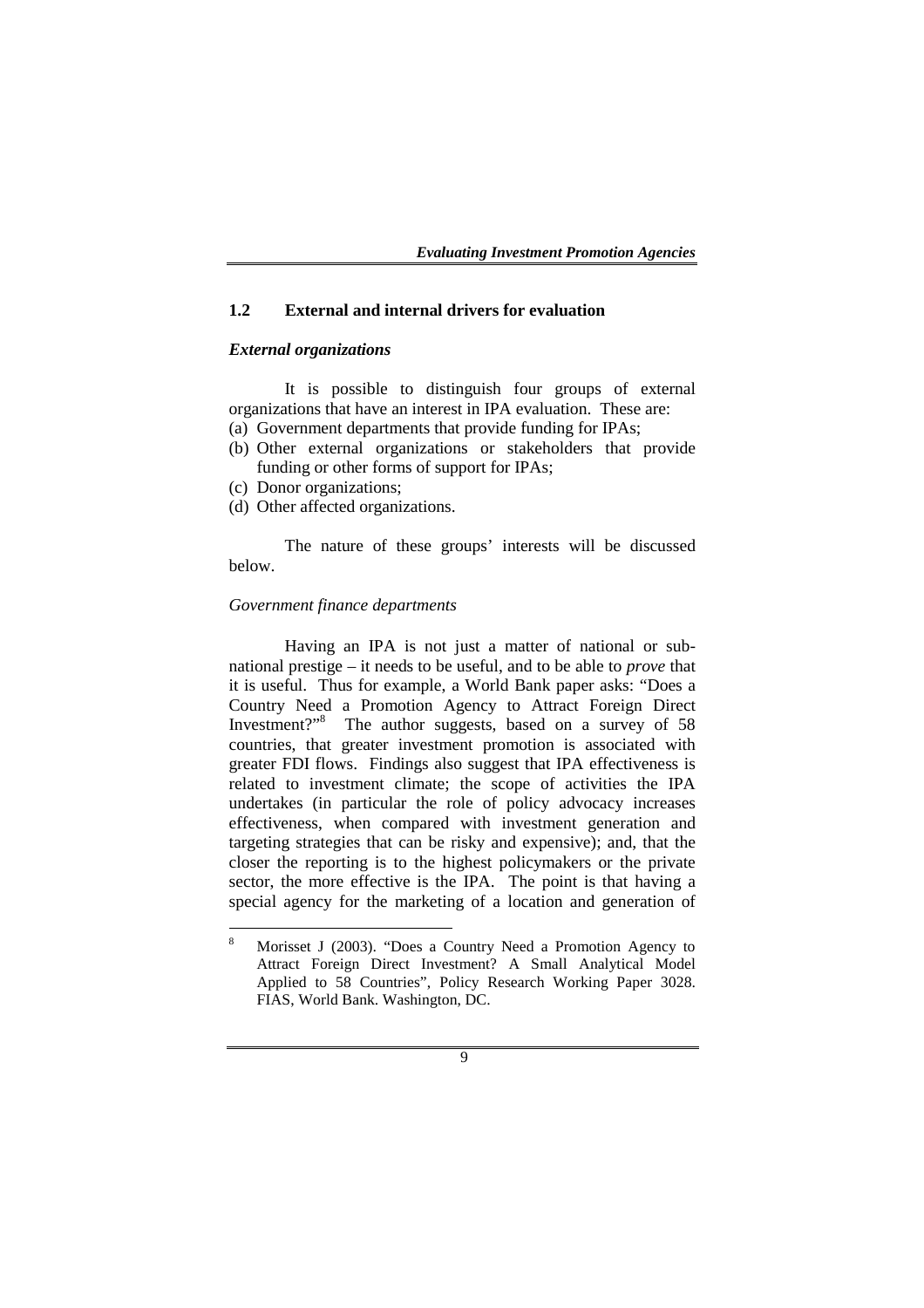## 1.2 External and internal drivers for evaluation

### *External organizations*

It is possible to distinguish four groups of external organizations that have an interest in IPA evaluation. These are:

(a) Government departments that provide funding for IPAs;
(b) Other external organizations or stakeholders that provide funding or other forms of support for IPAs;
(c) Donor organizations;
(d) Other affected organizations.

The nature of these groups' interests will be discussed below.

*Government finance departments*

Having an IPA is not just a matter of national or sub-national prestige – it needs to be useful, and to be able to *prove* that it is useful. Thus for example, a World Bank paper asks: "Does a Country Need a Promotion Agency to Attract Foreign Direct Investment?"[8] The author suggests, based on a survey of 58 countries, that greater investment promotion is associated with greater FDI flows. Findings also suggest that IPA effectiveness is related to investment climate; the scope of activities the IPA undertakes (in particular the role of policy advocacy increases effectiveness, when compared with investment generation and targeting strategies that can be risky and expensive); and, that the closer the reporting is to the highest policymakers or the private sector, the more effective is the IPA. The point is that having a special agency for the marketing of a location and generation of

---

[8] Morisset J (2003). "Does a Country Need a Promotion Agency to Attract Foreign Direct Investment? A Small Analytical Model Applied to 58 Countries", Policy Research Working Paper 3028. FIAS, World Bank. Washington, DC.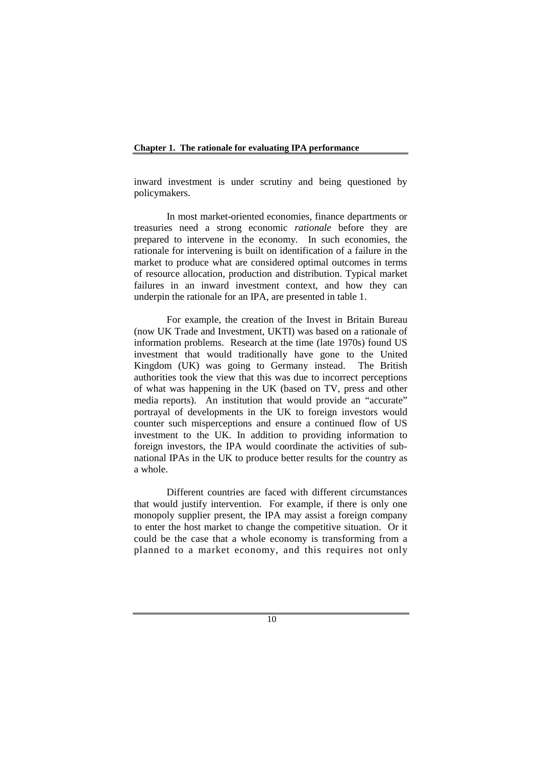inward investment is under scrutiny and being questioned by policymakers.

In most market-oriented economies, finance departments or treasuries need a strong economic *rationale* before they are prepared to intervene in the economy. In such economies, the rationale for intervening is built on identification of a failure in the market to produce what are considered optimal outcomes in terms of resource allocation, production and distribution. Typical market failures in an inward investment context, and how they can underpin the rationale for an IPA, are presented in table 1.

For example, the creation of the Invest in Britain Bureau (now UK Trade and Investment, UKTI) was based on a rationale of information problems. Research at the time (late 1970s) found US investment that would traditionally have gone to the United Kingdom (UK) was going to Germany instead. The British authorities took the view that this was due to incorrect perceptions of what was happening in the UK (based on TV, press and other media reports). An institution that would provide an "accurate" portrayal of developments in the UK to foreign investors would counter such misperceptions and ensure a continued flow of US investment to the UK. In addition to providing information to foreign investors, the IPA would coordinate the activities of sub-national IPAs in the UK to produce better results for the country as a whole.

Different countries are faced with different circumstances that would justify intervention. For example, if there is only one monopoly supplier present, the IPA may assist a foreign company to enter the host market to change the competitive situation. Or it could be the case that a whole economy is transforming from a planned to a market economy, and this requires not only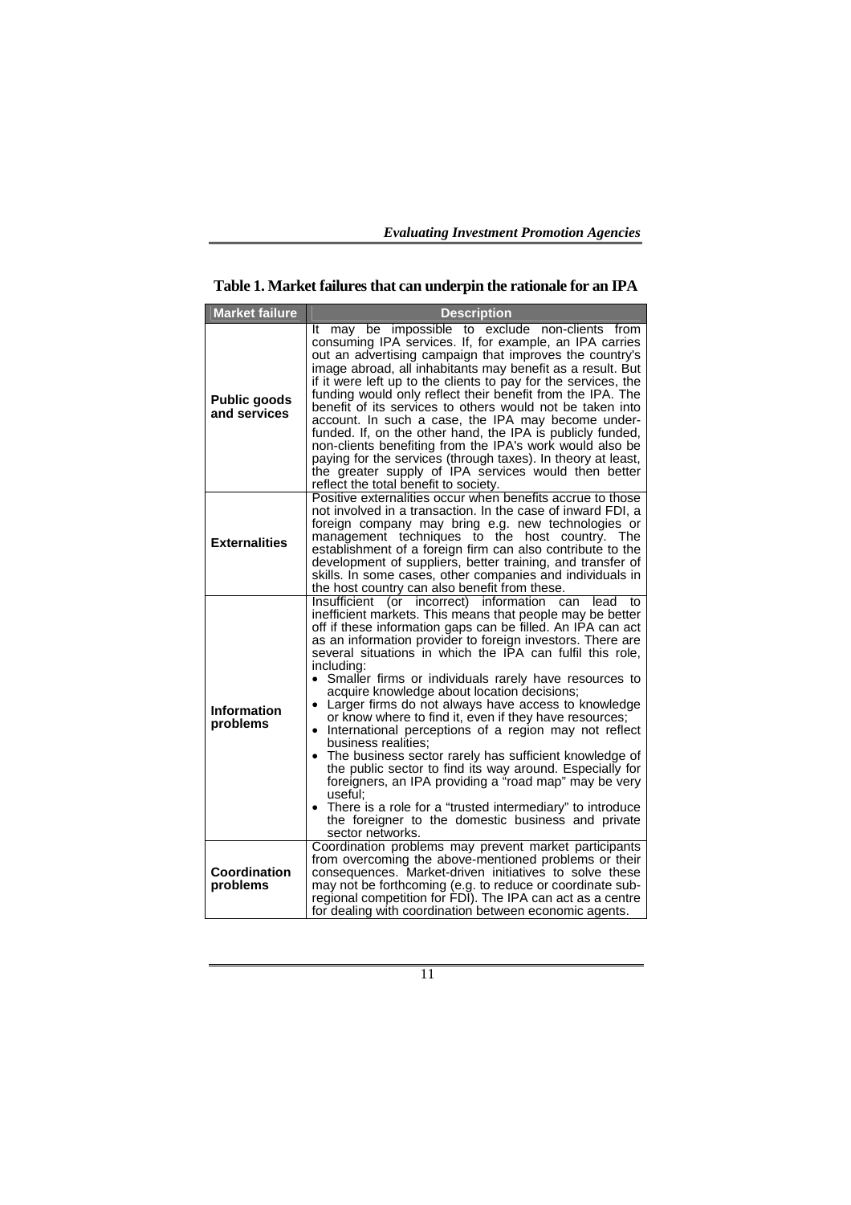**Table 1. Market failures that can underpin the rationale for an IPA**

| Market failure | Description |
|---|---|
| **Public goods and services** | It may be impossible to exclude non-clients from consuming IPA services. If, for example, an IPA carries out an advertising campaign that improves the country's image abroad, all inhabitants may benefit as a result. But if it were left up to the clients to pay for the services, the funding would only reflect their benefit from the IPA. The benefit of its services to others would not be taken into account. In such a case, the IPA may become under-funded. If, on the other hand, the IPA is publicly funded, non-clients benefiting from the IPA's work would also be paying for the services (through taxes). In theory at least, the greater supply of IPA services would then better reflect the total benefit to society. |
| **Externalities** | Positive externalities occur when benefits accrue to those not involved in a transaction. In the case of inward FDI, a foreign company may bring e.g. new technologies or management techniques to the host country. The establishment of a foreign firm can also contribute to the development of suppliers, better training, and transfer of skills. In some cases, other companies and individuals in the host country can also benefit from these. |
| **Information problems** | Insufficient (or incorrect) information can lead to inefficient markets. This means that people may be better off if these information gaps can be filled. An IPA can act as an information provider to foreign investors. There are several situations in which the IPA can fulfil this role, including: • Smaller firms or individuals rarely have resources to acquire knowledge about location decisions; • Larger firms do not always have access to knowledge or know where to find it, even if they have resources; • International perceptions of a region may not reflect business realities; • The business sector rarely has sufficient knowledge of the public sector to find its way around. Especially for foreigners, an IPA providing a "road map" may be very useful; • There is a role for a "trusted intermediary" to introduce the foreigner to the domestic business and private sector networks. |
| **Coordination problems** | Coordination problems may prevent market participants from overcoming the above-mentioned problems or their consequences. Market-driven initiatives to solve these may not be forthcoming (e.g. to reduce or coordinate sub-regional competition for FDI). The IPA can act as a centre for dealing with coordination between economic agents. |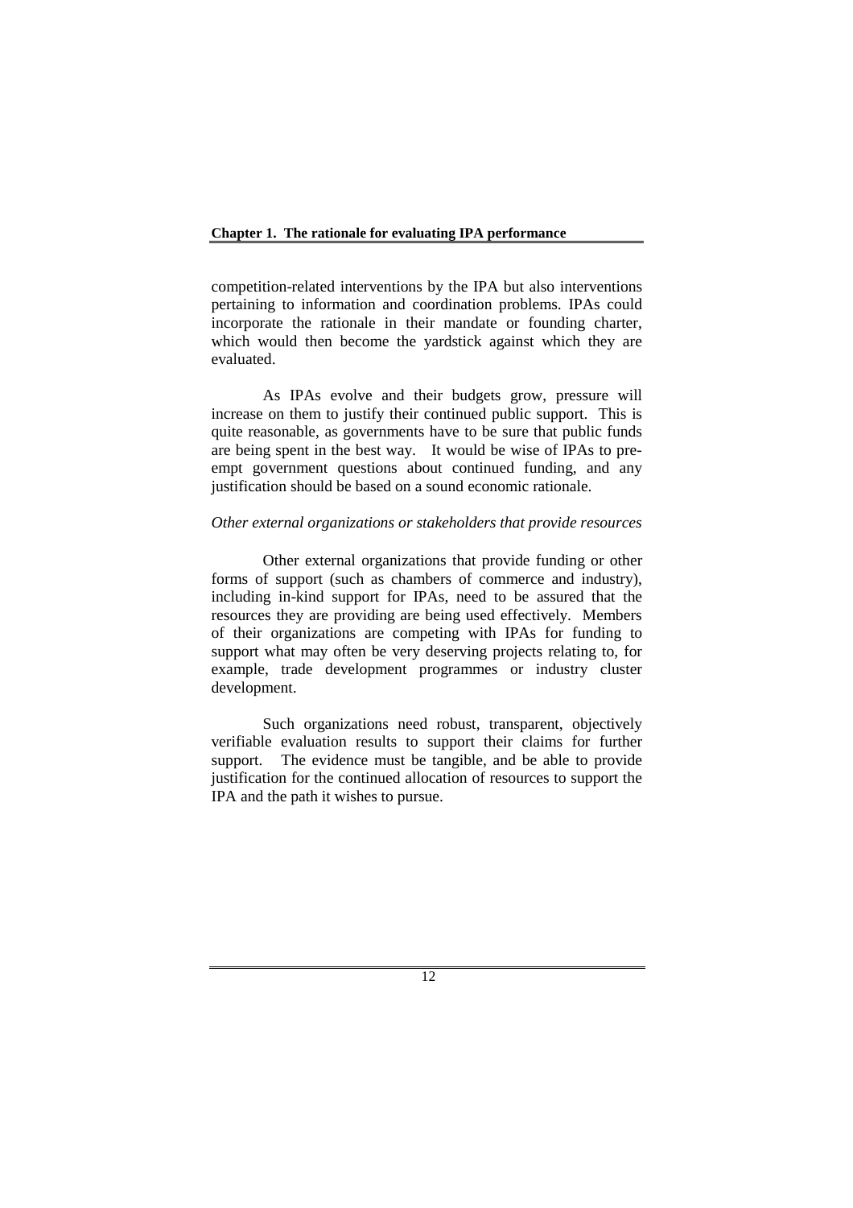competition-related interventions by the IPA but also interventions pertaining to information and coordination problems. IPAs could incorporate the rationale in their mandate or founding charter, which would then become the yardstick against which they are evaluated.

As IPAs evolve and their budgets grow, pressure will increase on them to justify their continued public support. This is quite reasonable, as governments have to be sure that public funds are being spent in the best way. It would be wise of IPAs to pre-empt government questions about continued funding, and any justification should be based on a sound economic rationale.

*Other external organizations or stakeholders that provide resources*

Other external organizations that provide funding or other forms of support (such as chambers of commerce and industry), including in-kind support for IPAs, need to be assured that the resources they are providing are being used effectively. Members of their organizations are competing with IPAs for funding to support what may often be very deserving projects relating to, for example, trade development programmes or industry cluster development.

Such organizations need robust, transparent, objectively verifiable evaluation results to support their claims for further support. The evidence must be tangible, and be able to provide justification for the continued allocation of resources to support the IPA and the path it wishes to pursue.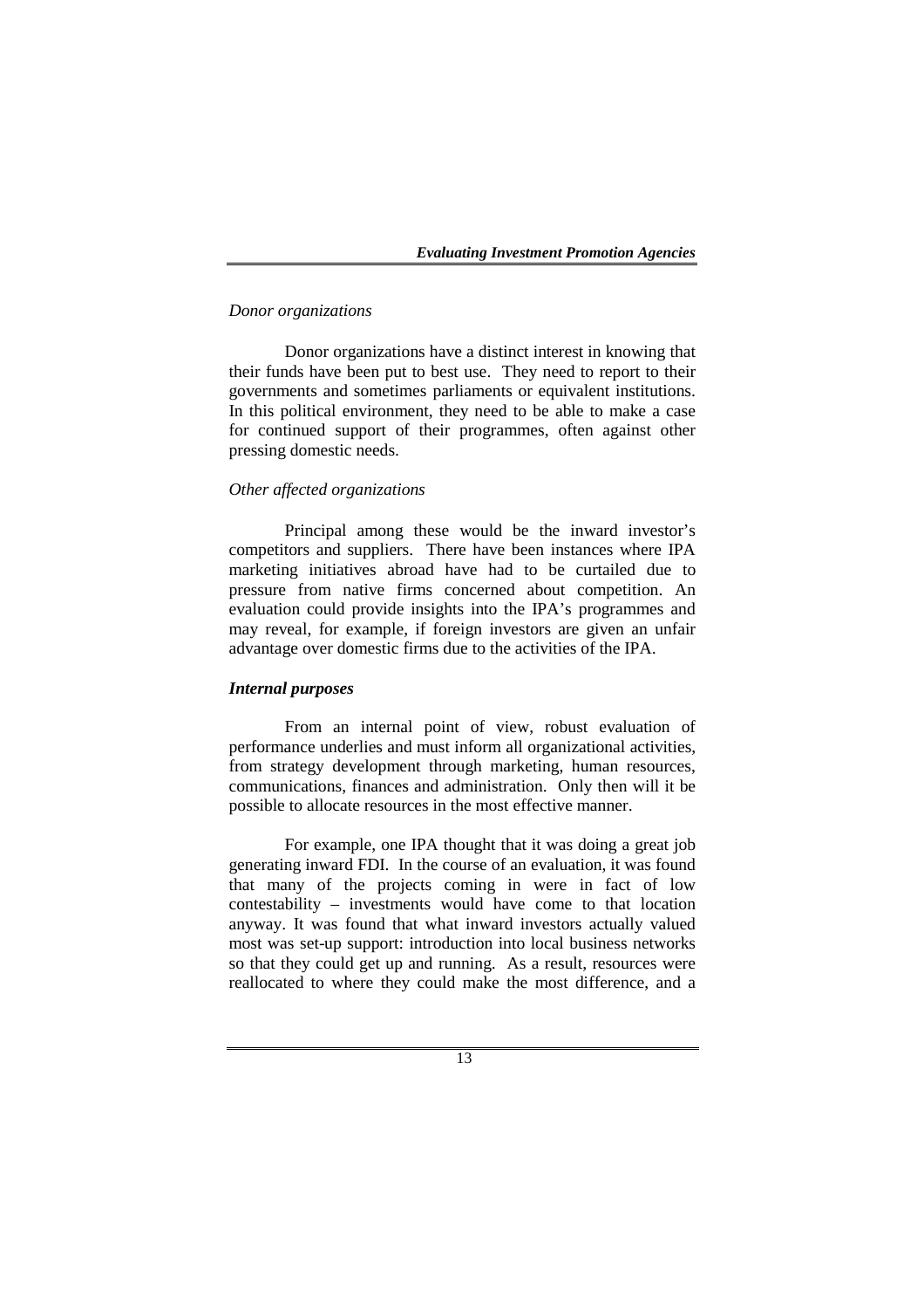*Donor organizations*

Donor organizations have a distinct interest in knowing that their funds have been put to best use. They need to report to their governments and sometimes parliaments or equivalent institutions. In this political environment, they need to be able to make a case for continued support of their programmes, often against other pressing domestic needs.

*Other affected organizations*

Principal among these would be the inward investor's competitors and suppliers. There have been instances where IPA marketing initiatives abroad have had to be curtailed due to pressure from native firms concerned about competition. An evaluation could provide insights into the IPA's programmes and may reveal, for example, if foreign investors are given an unfair advantage over domestic firms due to the activities of the IPA.

***Internal purposes***

From an internal point of view, robust evaluation of performance underlies and must inform all organizational activities, from strategy development through marketing, human resources, communications, finances and administration. Only then will it be possible to allocate resources in the most effective manner.

For example, one IPA thought that it was doing a great job generating inward FDI. In the course of an evaluation, it was found that many of the projects coming in were in fact of low contestability – investments would have come to that location anyway. It was found that what inward investors actually valued most was set-up support: introduction into local business networks so that they could get up and running. As a result, resources were reallocated to where they could make the most difference, and a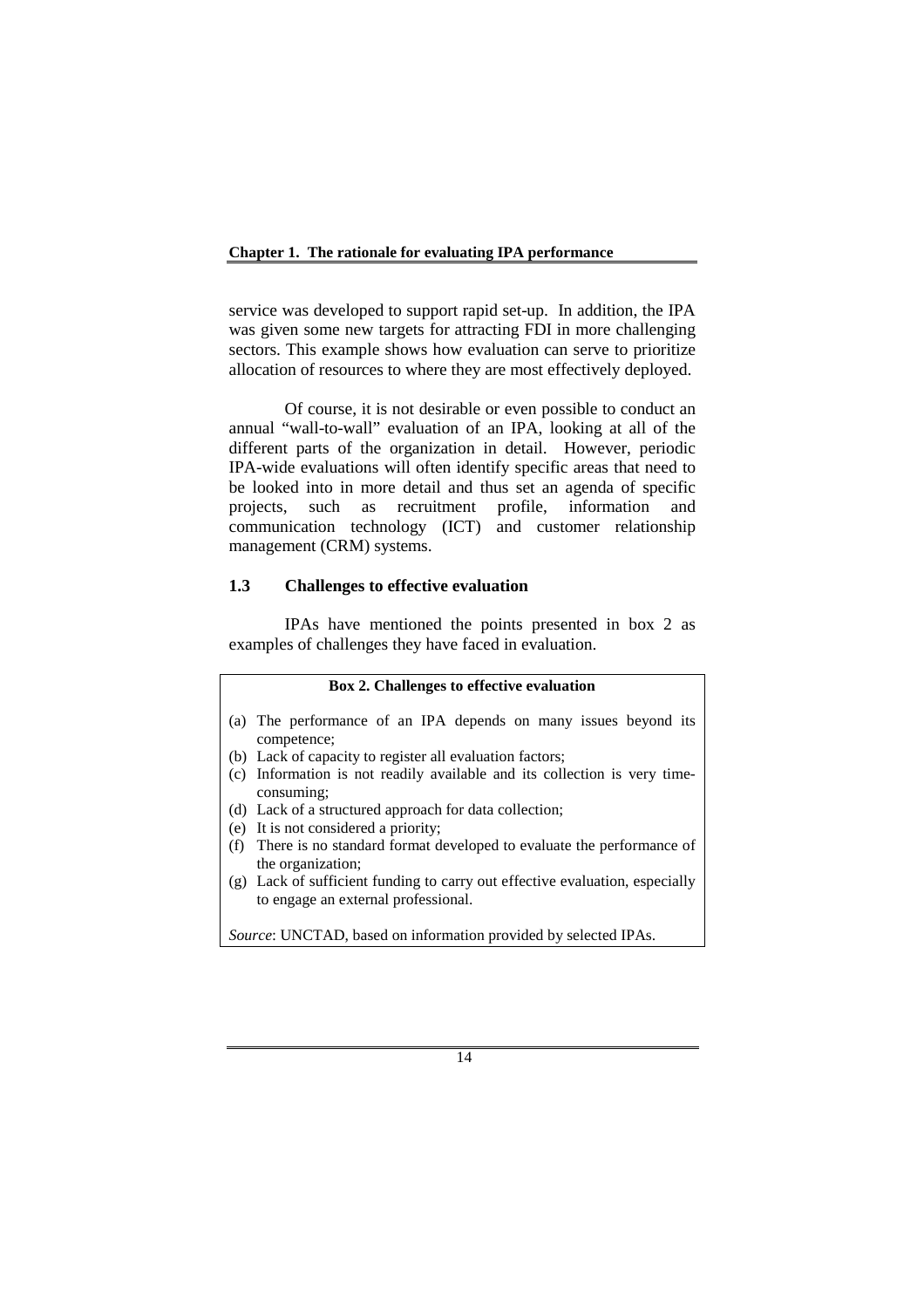service was developed to support rapid set-up. In addition, the IPA was given some new targets for attracting FDI in more challenging sectors. This example shows how evaluation can serve to prioritize allocation of resources to where they are most effectively deployed.

Of course, it is not desirable or even possible to conduct an annual "wall-to-wall" evaluation of an IPA, looking at all of the different parts of the organization in detail. However, periodic IPA-wide evaluations will often identify specific areas that need to be looked into in more detail and thus set an agenda of specific projects, such as recruitment profile, information and communication technology (ICT) and customer relationship management (CRM) systems.

## 1.3 Challenges to effective evaluation

IPAs have mentioned the points presented in box 2 as examples of challenges they have faced in evaluation.

**Box 2. Challenges to effective evaluation**

(a) The performance of an IPA depends on many issues beyond its competence;
(b) Lack of capacity to register all evaluation factors;
(c) Information is not readily available and its collection is very time-consuming;
(d) Lack of a structured approach for data collection;
(e) It is not considered a priority;
(f) There is no standard format developed to evaluate the performance of the organization;
(g) Lack of sufficient funding to carry out effective evaluation, especially to engage an external professional.

*Source*: UNCTAD, based on information provided by selected IPAs.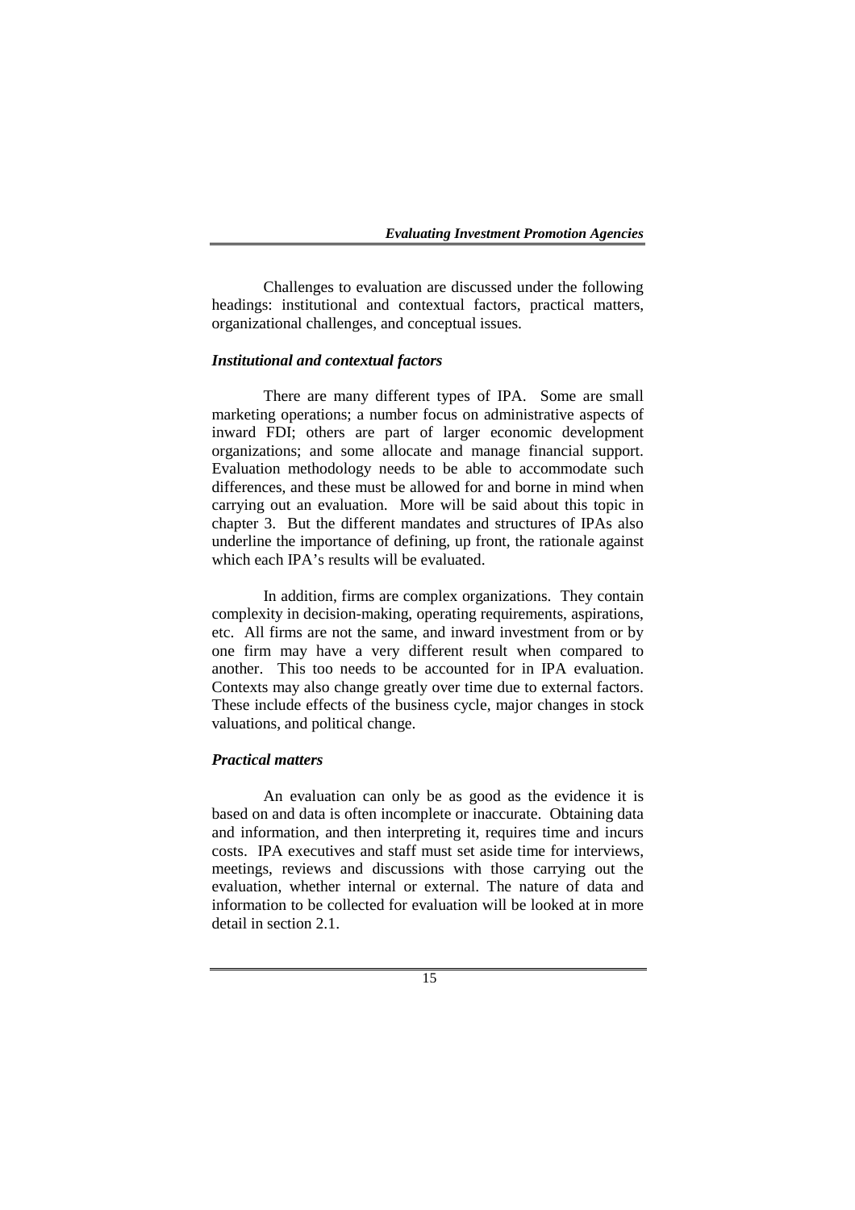Challenges to evaluation are discussed under the following headings: institutional and contextual factors, practical matters, organizational challenges, and conceptual issues.

### *Institutional and contextual factors*

There are many different types of IPA. Some are small marketing operations; a number focus on administrative aspects of inward FDI; others are part of larger economic development organizations; and some allocate and manage financial support. Evaluation methodology needs to be able to accommodate such differences, and these must be allowed for and borne in mind when carrying out an evaluation. More will be said about this topic in chapter 3. But the different mandates and structures of IPAs also underline the importance of defining, up front, the rationale against which each IPA's results will be evaluated.

In addition, firms are complex organizations. They contain complexity in decision-making, operating requirements, aspirations, etc. All firms are not the same, and inward investment from or by one firm may have a very different result when compared to another. This too needs to be accounted for in IPA evaluation. Contexts may also change greatly over time due to external factors. These include effects of the business cycle, major changes in stock valuations, and political change.

### *Practical matters*

An evaluation can only be as good as the evidence it is based on and data is often incomplete or inaccurate. Obtaining data and information, and then interpreting it, requires time and incurs costs. IPA executives and staff must set aside time for interviews, meetings, reviews and discussions with those carrying out the evaluation, whether internal or external. The nature of data and information to be collected for evaluation will be looked at in more detail in section 2.1.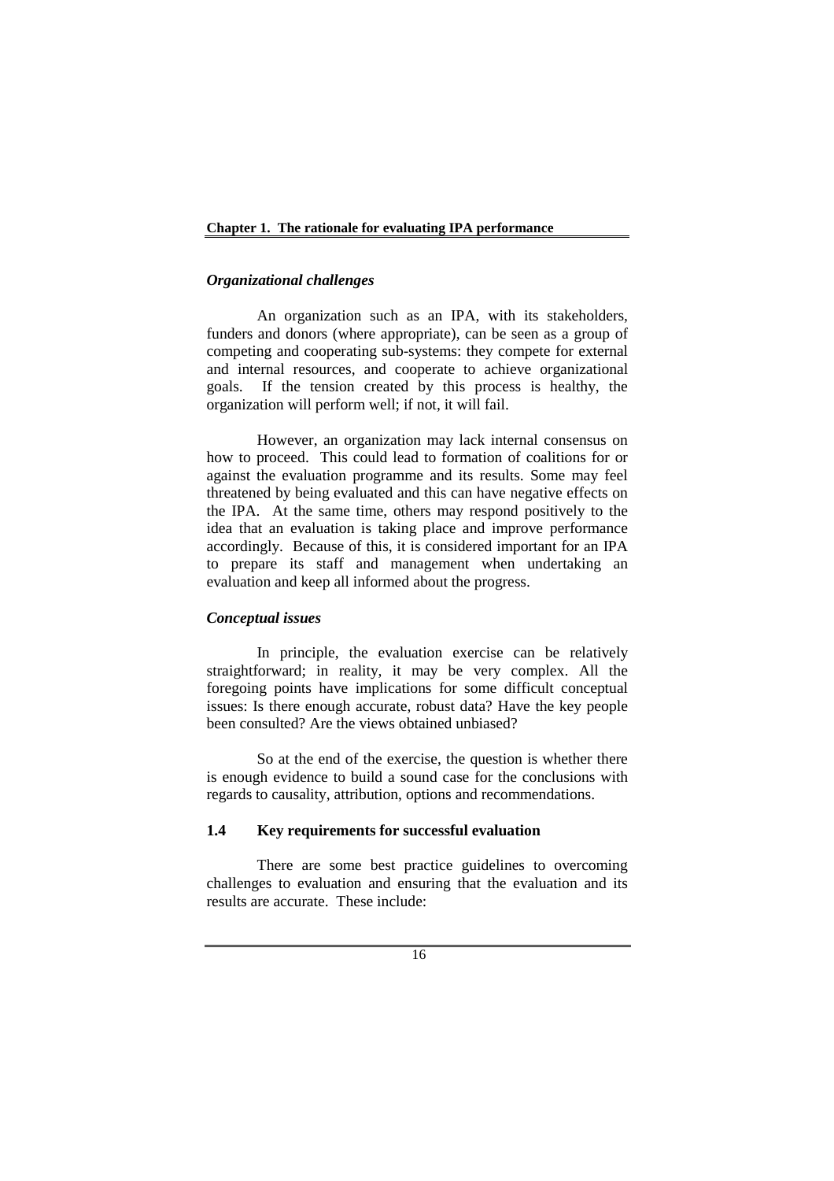*Organizational challenges*

An organization such as an IPA, with its stakeholders, funders and donors (where appropriate), can be seen as a group of competing and cooperating sub-systems: they compete for external and internal resources, and cooperate to achieve organizational goals. If the tension created by this process is healthy, the organization will perform well; if not, it will fail.

However, an organization may lack internal consensus on how to proceed. This could lead to formation of coalitions for or against the evaluation programme and its results. Some may feel threatened by being evaluated and this can have negative effects on the IPA. At the same time, others may respond positively to the idea that an evaluation is taking place and improve performance accordingly. Because of this, it is considered important for an IPA to prepare its staff and management when undertaking an evaluation and keep all informed about the progress.

*Conceptual issues*

In principle, the evaluation exercise can be relatively straightforward; in reality, it may be very complex. All the foregoing points have implications for some difficult conceptual issues: Is there enough accurate, robust data? Have the key people been consulted? Are the views obtained unbiased?

So at the end of the exercise, the question is whether there is enough evidence to build a sound case for the conclusions with regards to causality, attribution, options and recommendations.

### 1.4 Key requirements for successful evaluation

There are some best practice guidelines to overcoming challenges to evaluation and ensuring that the evaluation and its results are accurate. These include: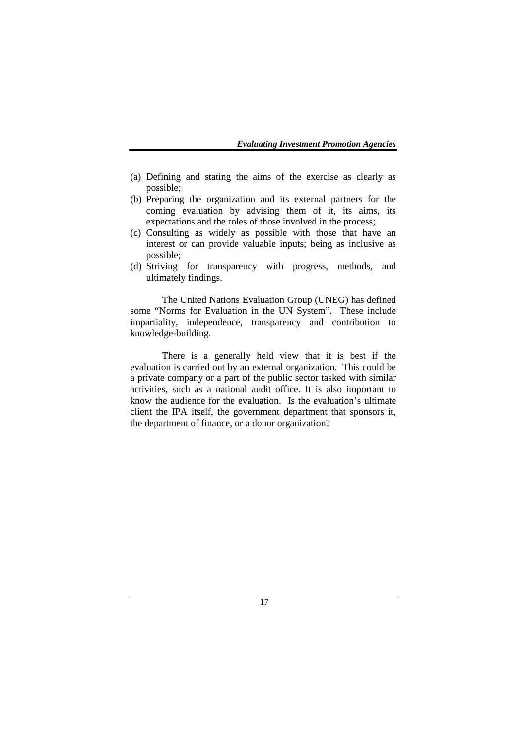(a) Defining and stating the aims of the exercise as clearly as possible;
(b) Preparing the organization and its external partners for the coming evaluation by advising them of it, its aims, its expectations and the roles of those involved in the process;
(c) Consulting as widely as possible with those that have an interest or can provide valuable inputs; being as inclusive as possible;
(d) Striving for transparency with progress, methods, and ultimately findings.

The United Nations Evaluation Group (UNEG) has defined some "Norms for Evaluation in the UN System". These include impartiality, independence, transparency and contribution to knowledge-building.

There is a generally held view that it is best if the evaluation is carried out by an external organization. This could be a private company or a part of the public sector tasked with similar activities, such as a national audit office. It is also important to know the audience for the evaluation. Is the evaluation's ultimate client the IPA itself, the government department that sponsors it, the department of finance, or a donor organization?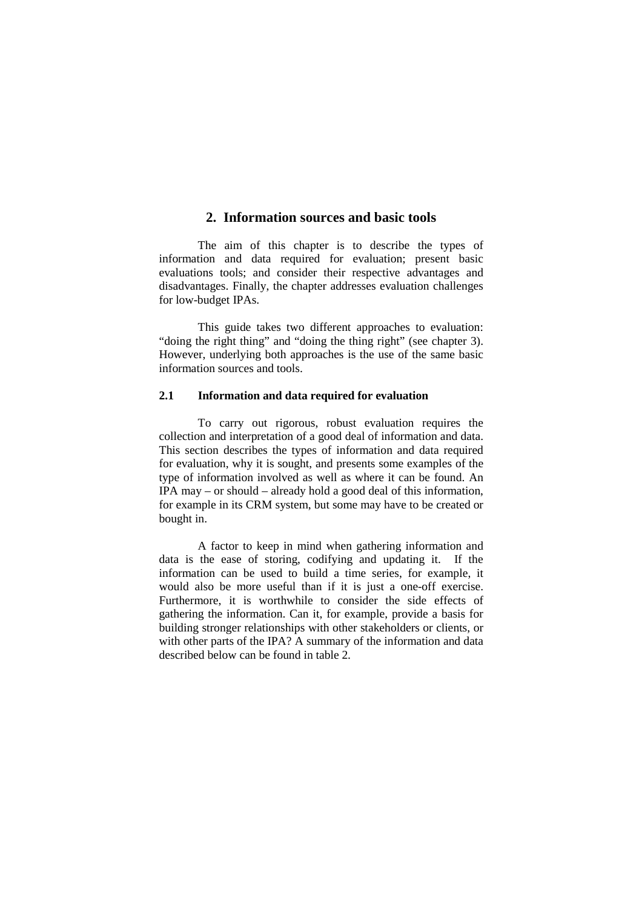# 2. Information sources and basic tools

The aim of this chapter is to describe the types of information and data required for evaluation; present basic evaluations tools; and consider their respective advantages and disadvantages. Finally, the chapter addresses evaluation challenges for low-budget IPAs.

This guide takes two different approaches to evaluation: "doing the right thing" and "doing the thing right" (see chapter 3). However, underlying both approaches is the use of the same basic information sources and tools.

## 2.1 Information and data required for evaluation

To carry out rigorous, robust evaluation requires the collection and interpretation of a good deal of information and data. This section describes the types of information and data required for evaluation, why it is sought, and presents some examples of the type of information involved as well as where it can be found. An IPA may – or should – already hold a good deal of this information, for example in its CRM system, but some may have to be created or bought in.

A factor to keep in mind when gathering information and data is the ease of storing, codifying and updating it. If the information can be used to build a time series, for example, it would also be more useful than if it is just a one-off exercise. Furthermore, it is worthwhile to consider the side effects of gathering the information. Can it, for example, provide a basis for building stronger relationships with other stakeholders or clients, or with other parts of the IPA? A summary of the information and data described below can be found in table 2.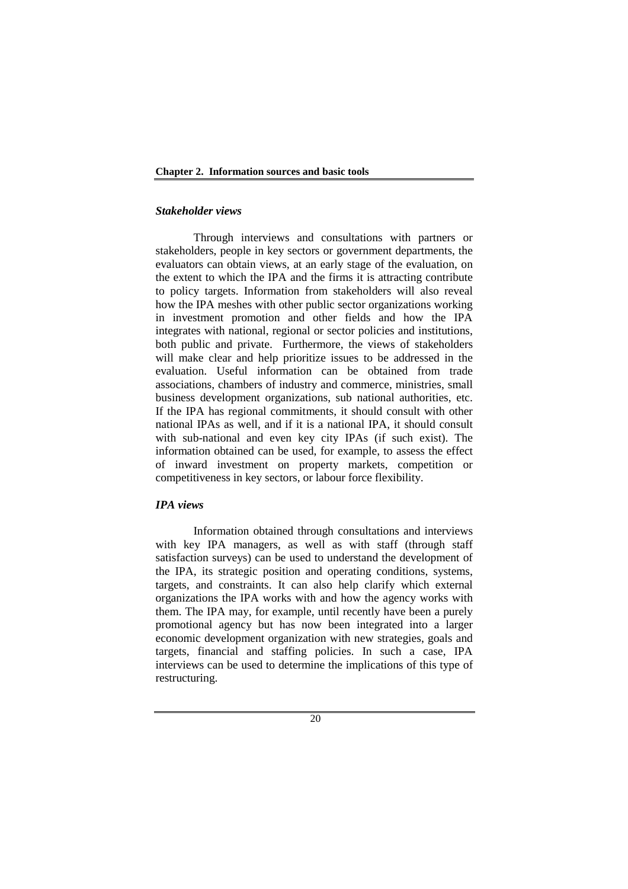### *Stakeholder views*

Through interviews and consultations with partners or stakeholders, people in key sectors or government departments, the evaluators can obtain views, at an early stage of the evaluation, on the extent to which the IPA and the firms it is attracting contribute to policy targets. Information from stakeholders will also reveal how the IPA meshes with other public sector organizations working in investment promotion and other fields and how the IPA integrates with national, regional or sector policies and institutions, both public and private. Furthermore, the views of stakeholders will make clear and help prioritize issues to be addressed in the evaluation. Useful information can be obtained from trade associations, chambers of industry and commerce, ministries, small business development organizations, sub national authorities, etc. If the IPA has regional commitments, it should consult with other national IPAs as well, and if it is a national IPA, it should consult with sub-national and even key city IPAs (if such exist). The information obtained can be used, for example, to assess the effect of inward investment on property markets, competition or competitiveness in key sectors, or labour force flexibility.

### *IPA views*

Information obtained through consultations and interviews with key IPA managers, as well as with staff (through staff satisfaction surveys) can be used to understand the development of the IPA, its strategic position and operating conditions, systems, targets, and constraints. It can also help clarify which external organizations the IPA works with and how the agency works with them. The IPA may, for example, until recently have been a purely promotional agency but has now been integrated into a larger economic development organization with new strategies, goals and targets, financial and staffing policies. In such a case, IPA interviews can be used to determine the implications of this type of restructuring.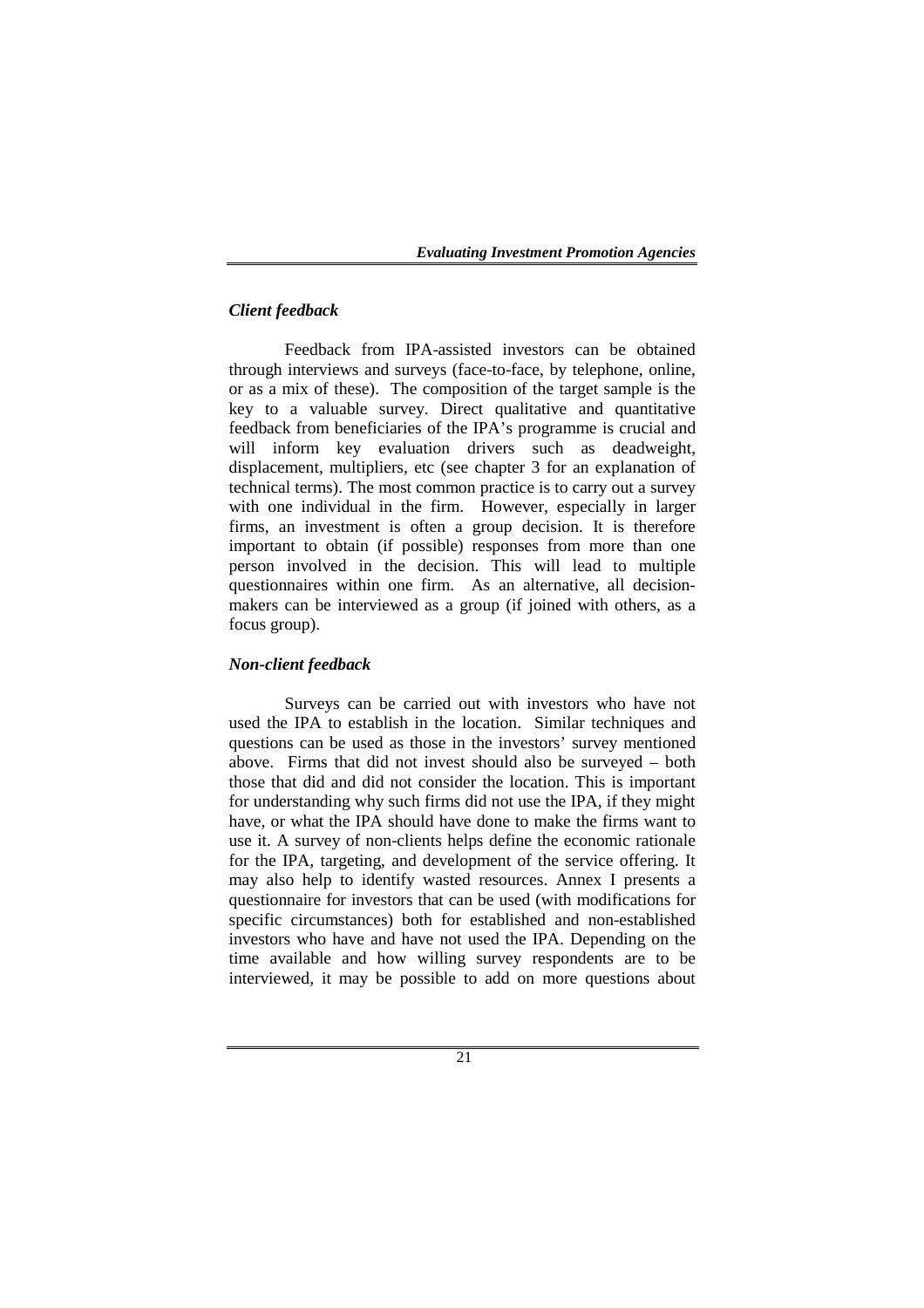### *Client feedback*

Feedback from IPA-assisted investors can be obtained through interviews and surveys (face-to-face, by telephone, online, or as a mix of these). The composition of the target sample is the key to a valuable survey. Direct qualitative and quantitative feedback from beneficiaries of the IPA's programme is crucial and will inform key evaluation drivers such as deadweight, displacement, multipliers, etc (see chapter 3 for an explanation of technical terms). The most common practice is to carry out a survey with one individual in the firm. However, especially in larger firms, an investment is often a group decision. It is therefore important to obtain (if possible) responses from more than one person involved in the decision. This will lead to multiple questionnaires within one firm. As an alternative, all decision-makers can be interviewed as a group (if joined with others, as a focus group).

### *Non-client feedback*

Surveys can be carried out with investors who have not used the IPA to establish in the location. Similar techniques and questions can be used as those in the investors' survey mentioned above. Firms that did not invest should also be surveyed – both those that did and did not consider the location. This is important for understanding why such firms did not use the IPA, if they might have, or what the IPA should have done to make the firms want to use it. A survey of non-clients helps define the economic rationale for the IPA, targeting, and development of the service offering. It may also help to identify wasted resources. Annex I presents a questionnaire for investors that can be used (with modifications for specific circumstances) both for established and non-established investors who have and have not used the IPA. Depending on the time available and how willing survey respondents are to be interviewed, it may be possible to add on more questions about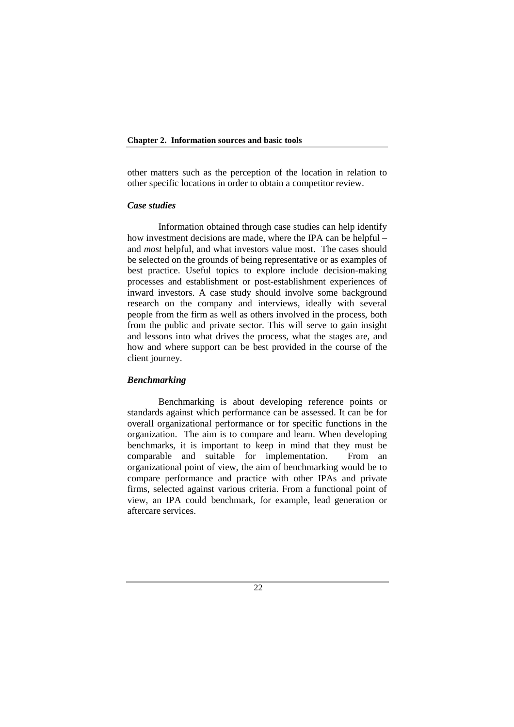other matters such as the perception of the location in relation to other specific locations in order to obtain a competitor review.

### *Case studies*

Information obtained through case studies can help identify how investment decisions are made, where the IPA can be helpful – and *most* helpful, and what investors value most. The cases should be selected on the grounds of being representative or as examples of best practice. Useful topics to explore include decision-making processes and establishment or post-establishment experiences of inward investors. A case study should involve some background research on the company and interviews, ideally with several people from the firm as well as others involved in the process, both from the public and private sector. This will serve to gain insight and lessons into what drives the process, what the stages are, and how and where support can be best provided in the course of the client journey.

### *Benchmarking*

Benchmarking is about developing reference points or standards against which performance can be assessed. It can be for overall organizational performance or for specific functions in the organization. The aim is to compare and learn. When developing benchmarks, it is important to keep in mind that they must be comparable and suitable for implementation. From an organizational point of view, the aim of benchmarking would be to compare performance and practice with other IPAs and private firms, selected against various criteria. From a functional point of view, an IPA could benchmark, for example, lead generation or aftercare services.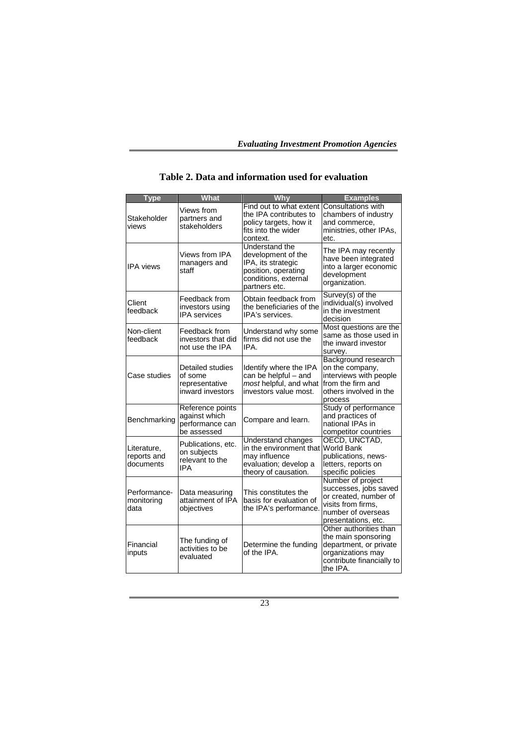## Table 2. Data and information used for evaluation

| Type | What | Why | Examples |
|---|---|---|---|
| Stakeholder views | Views from partners and stakeholders | Find out to what extent the IPA contributes to policy targets, how it fits into the wider context. | Consultations with chambers of industry and commerce, ministries, other IPAs, etc. |
| IPA views | Views from IPA managers and staff | Understand the development of the IPA, its strategic position, operating conditions, external partners etc. | The IPA may recently have been integrated into a larger economic development organization. |
| Client feedback | Feedback from investors using IPA services | Obtain feedback from the beneficiaries of the IPA's services. | Survey(s) of the individual(s) involved in the investment decision |
| Non-client feedback | Feedback from investors that did not use the IPA | Understand why some firms did not use the IPA. | Most questions are the same as those used in the inward investor survey. |
| Case studies | Detailed studies of some representative inward investors | Identify where the IPA can be helpful – and *most* helpful, and what investors value most. | Background research on the company, interviews with people from the firm and others involved in the process |
| Benchmarking | Reference points against which performance can be assessed | Compare and learn. | Study of performance and practices of national IPAs in competitor countries |
| Literature, reports and documents | Publications, etc. on subjects relevant to the IPA | Understand changes in the environment that may influence evaluation; develop a theory of causation. | OECD, UNCTAD, World Bank publications, news-letters, reports on specific policies |
| Performance-monitoring data | Data measuring attainment of IPA objectives | This constitutes the basis for evaluation of the IPA's performance. | Number of project successes, jobs saved or created, number of visits from firms, number of overseas presentations, etc. |
| Financial inputs | The funding of activities to be evaluated | Determine the funding of the IPA. | Other authorities than the main sponsoring department, or private organizations may contribute financially to the IPA. |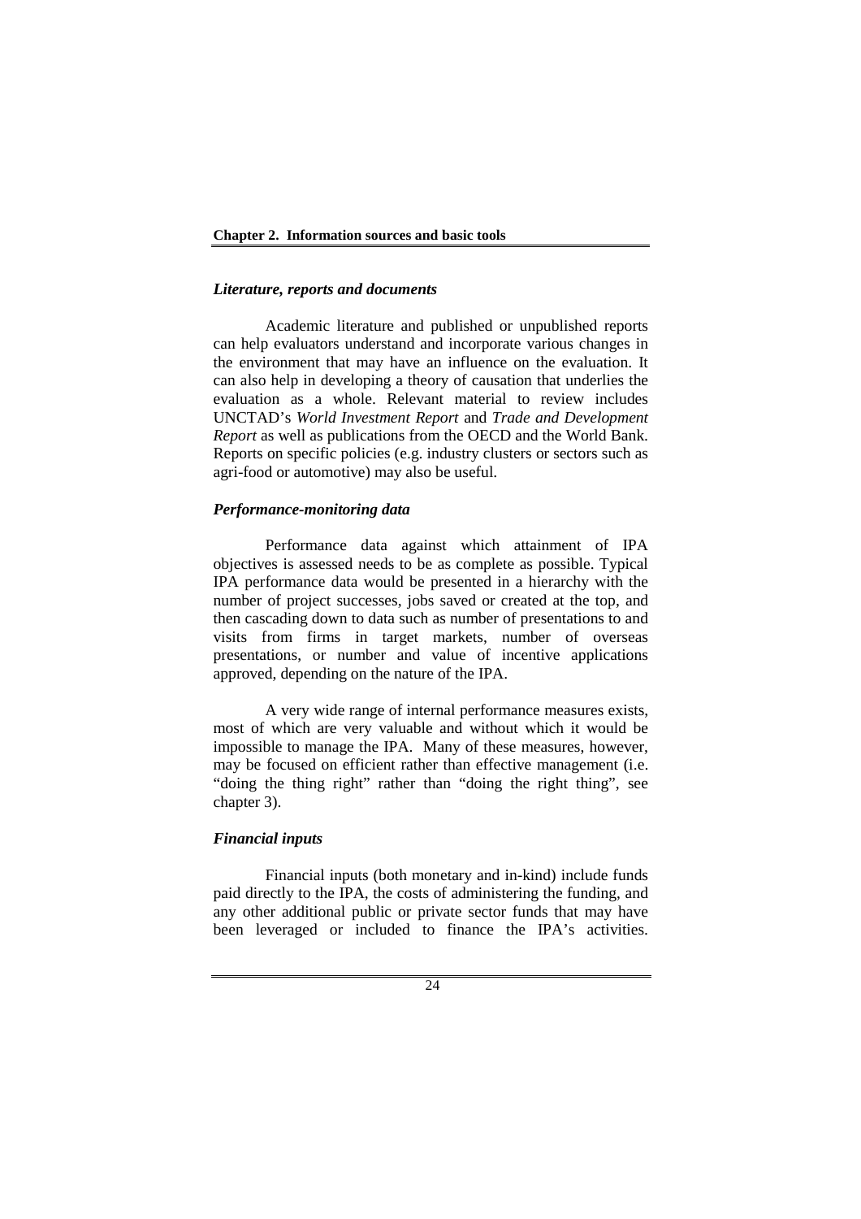### *Literature, reports and documents*

Academic literature and published or unpublished reports can help evaluators understand and incorporate various changes in the environment that may have an influence on the evaluation. It can also help in developing a theory of causation that underlies the evaluation as a whole. Relevant material to review includes UNCTAD's *World Investment Report* and *Trade and Development Report* as well as publications from the OECD and the World Bank. Reports on specific policies (e.g. industry clusters or sectors such as agri-food or automotive) may also be useful.

### *Performance-monitoring data*

Performance data against which attainment of IPA objectives is assessed needs to be as complete as possible. Typical IPA performance data would be presented in a hierarchy with the number of project successes, jobs saved or created at the top, and then cascading down to data such as number of presentations to and visits from firms in target markets, number of overseas presentations, or number and value of incentive applications approved, depending on the nature of the IPA.

A very wide range of internal performance measures exists, most of which are very valuable and without which it would be impossible to manage the IPA. Many of these measures, however, may be focused on efficient rather than effective management (i.e. "doing the thing right" rather than "doing the right thing", see chapter 3).

### *Financial inputs*

Financial inputs (both monetary and in-kind) include funds paid directly to the IPA, the costs of administering the funding, and any other additional public or private sector funds that may have been leveraged or included to finance the IPA's activities.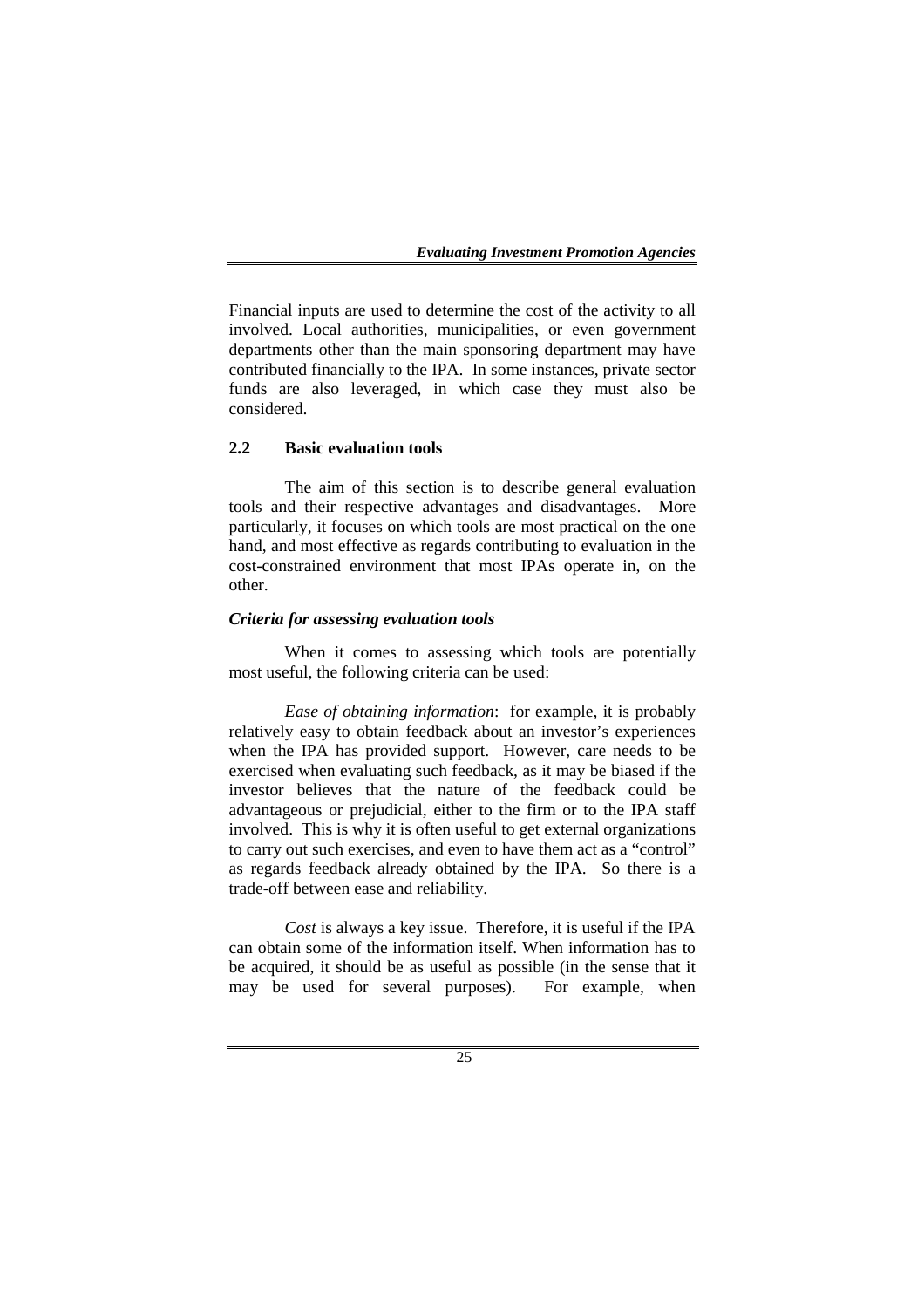Financial inputs are used to determine the cost of the activity to all involved. Local authorities, municipalities, or even government departments other than the main sponsoring department may have contributed financially to the IPA. In some instances, private sector funds are also leveraged, in which case they must also be considered.

## 2.2 Basic evaluation tools

The aim of this section is to describe general evaluation tools and their respective advantages and disadvantages. More particularly, it focuses on which tools are most practical on the one hand, and most effective as regards contributing to evaluation in the cost-constrained environment that most IPAs operate in, on the other.

### *Criteria for assessing evaluation tools*

When it comes to assessing which tools are potentially most useful, the following criteria can be used:

*Ease of obtaining information*: for example, it is probably relatively easy to obtain feedback about an investor's experiences when the IPA has provided support. However, care needs to be exercised when evaluating such feedback, as it may be biased if the investor believes that the nature of the feedback could be advantageous or prejudicial, either to the firm or to the IPA staff involved. This is why it is often useful to get external organizations to carry out such exercises, and even to have them act as a "control" as regards feedback already obtained by the IPA. So there is a trade-off between ease and reliability.

*Cost* is always a key issue. Therefore, it is useful if the IPA can obtain some of the information itself. When information has to be acquired, it should be as useful as possible (in the sense that it may be used for several purposes). For example, when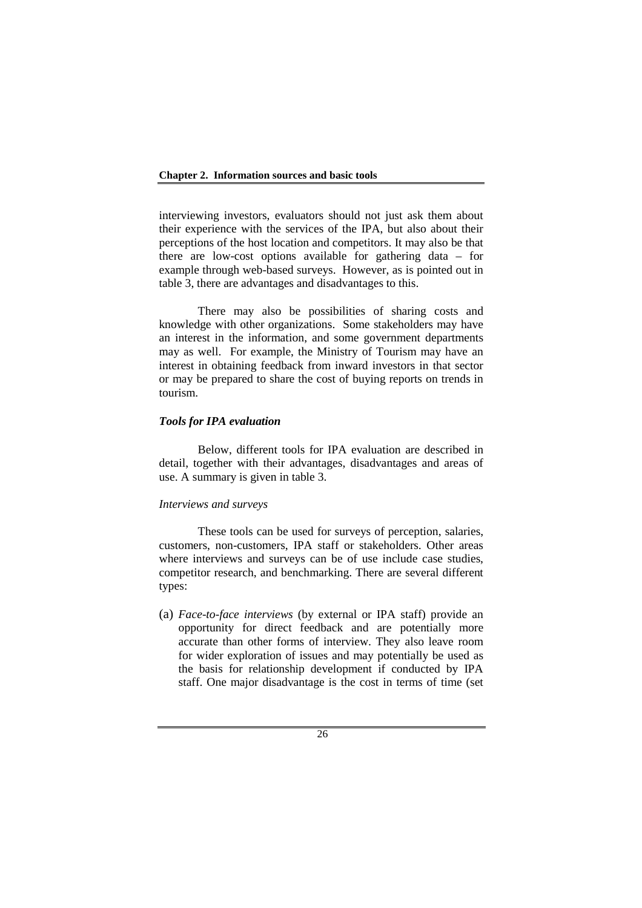interviewing investors, evaluators should not just ask them about their experience with the services of the IPA, but also about their perceptions of the host location and competitors. It may also be that there are low-cost options available for gathering data – for example through web-based surveys. However, as is pointed out in table 3, there are advantages and disadvantages to this.

There may also be possibilities of sharing costs and knowledge with other organizations. Some stakeholders may have an interest in the information, and some government departments may as well. For example, the Ministry of Tourism may have an interest in obtaining feedback from inward investors in that sector or may be prepared to share the cost of buying reports on trends in tourism.

### *Tools for IPA evaluation*

Below, different tools for IPA evaluation are described in detail, together with their advantages, disadvantages and areas of use. A summary is given in table 3.

#### *Interviews and surveys*

These tools can be used for surveys of perception, salaries, customers, non-customers, IPA staff or stakeholders. Other areas where interviews and surveys can be of use include case studies, competitor research, and benchmarking. There are several different types:

(a) *Face-to-face interviews* (by external or IPA staff) provide an opportunity for direct feedback and are potentially more accurate than other forms of interview. They also leave room for wider exploration of issues and may potentially be used as the basis for relationship development if conducted by IPA staff. One major disadvantage is the cost in terms of time (set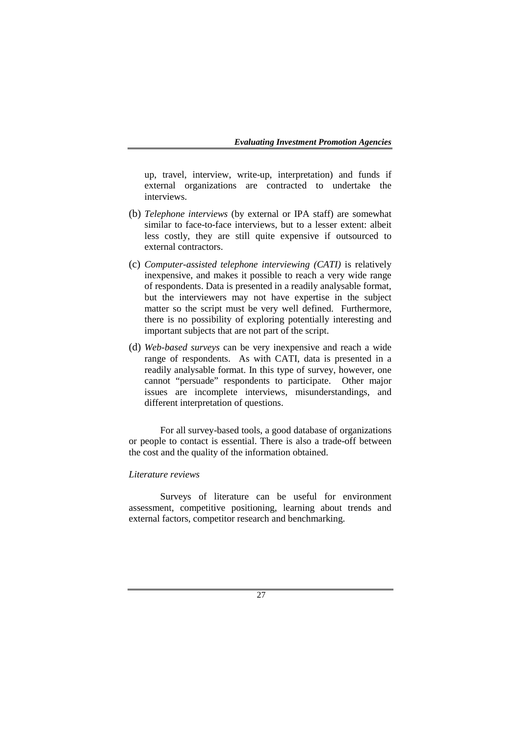up, travel, interview, write-up, interpretation) and funds if external organizations are contracted to undertake the interviews.

(b) *Telephone interviews* (by external or IPA staff) are somewhat similar to face-to-face interviews, but to a lesser extent: albeit less costly, they are still quite expensive if outsourced to external contractors.

(c) *Computer-assisted telephone interviewing (CATI)* is relatively inexpensive, and makes it possible to reach a very wide range of respondents. Data is presented in a readily analysable format, but the interviewers may not have expertise in the subject matter so the script must be very well defined. Furthermore, there is no possibility of exploring potentially interesting and important subjects that are not part of the script.

(d) *Web-based surveys* can be very inexpensive and reach a wide range of respondents. As with CATI, data is presented in a readily analysable format. In this type of survey, however, one cannot "persuade" respondents to participate. Other major issues are incomplete interviews, misunderstandings, and different interpretation of questions.

For all survey-based tools, a good database of organizations or people to contact is essential. There is also a trade-off between the cost and the quality of the information obtained.

*Literature reviews*

Surveys of literature can be useful for environment assessment, competitive positioning, learning about trends and external factors, competitor research and benchmarking.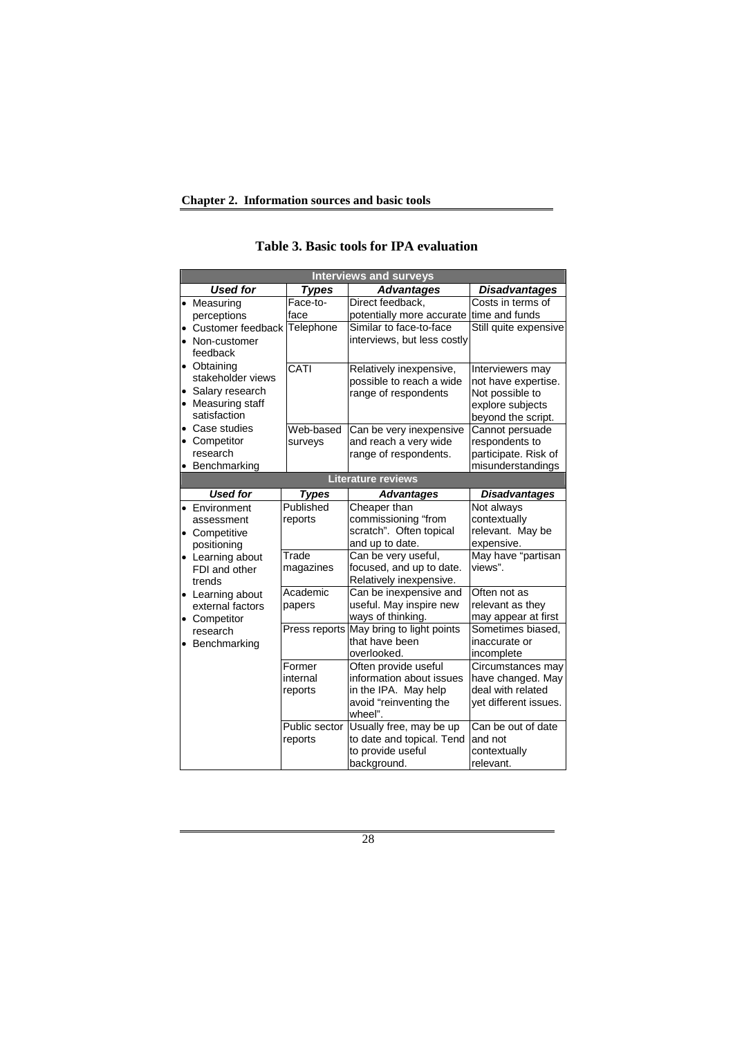# Table 3. Basic tools for IPA evaluation

| Interviews and surveys | | | |
|---|---|---|---|
| ***Used for*** | ***Types*** | ***Advantages*** | ***Disadvantages*** |
| • Measuring perceptions<br>• Customer feedback<br>• Non-customer feedback<br>• Obtaining stakeholder views<br>• Salary research<br>• Measuring staff satisfaction<br>• Case studies<br>• Competitor research<br>• Benchmarking | Face-to-face | Direct feedback, potentially more accurate | Costs in terms of time and funds |
| | Telephone | Similar to face-to-face interviews, but less costly | Still quite expensive |
| | CATI | Relatively inexpensive, possible to reach a wide range of respondents | Interviewers may not have expertise. Not possible to explore subjects beyond the script. |
| | Web-based surveys | Can be very inexpensive and reach a very wide range of respondents. | Cannot persuade respondents to participate. Risk of misunderstandings |
| **Literature reviews** | | | |
| ***Used for*** | ***Types*** | ***Advantages*** | ***Disadvantages*** |
| • Environment assessment<br>• Competitive positioning<br>• Learning about FDI and other trends<br>• Learning about external factors<br>• Competitor research<br>• Benchmarking | Published reports | Cheaper than commissioning "from scratch". Often topical and up to date. | Not always contextually relevant. May be expensive. |
| | Trade magazines | Can be very useful, focused, and up to date. Relatively inexpensive. | May have "partisan views". |
| | Academic papers | Can be inexpensive and useful. May inspire new ways of thinking. | Often not as relevant as they may appear at first |
| | Press reports | May bring to light points that have been overlooked. | Sometimes biased, inaccurate or incomplete |
| | Former internal reports | Often provide useful information about issues in the IPA. May help avoid "reinventing the wheel". | Circumstances may have changed. May deal with related yet different issues. |
| | Public sector reports | Usually free, may be up to date and topical. Tend to provide useful background. | Can be out of date and not contextually relevant. |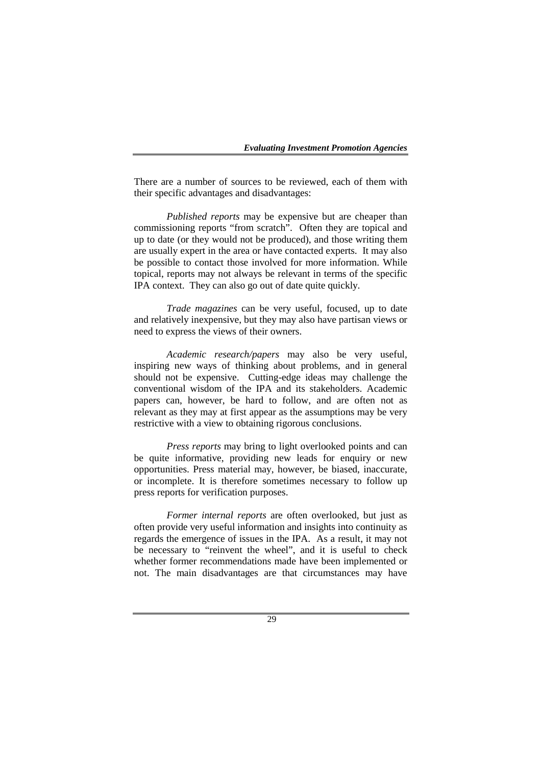There are a number of sources to be reviewed, each of them with their specific advantages and disadvantages:

*Published reports* may be expensive but are cheaper than commissioning reports "from scratch". Often they are topical and up to date (or they would not be produced), and those writing them are usually expert in the area or have contacted experts. It may also be possible to contact those involved for more information. While topical, reports may not always be relevant in terms of the specific IPA context. They can also go out of date quite quickly.

*Trade magazines* can be very useful, focused, up to date and relatively inexpensive, but they may also have partisan views or need to express the views of their owners.

*Academic research/papers* may also be very useful, inspiring new ways of thinking about problems, and in general should not be expensive. Cutting-edge ideas may challenge the conventional wisdom of the IPA and its stakeholders. Academic papers can, however, be hard to follow, and are often not as relevant as they may at first appear as the assumptions may be very restrictive with a view to obtaining rigorous conclusions.

*Press reports* may bring to light overlooked points and can be quite informative, providing new leads for enquiry or new opportunities. Press material may, however, be biased, inaccurate, or incomplete. It is therefore sometimes necessary to follow up press reports for verification purposes.

*Former internal reports* are often overlooked, but just as often provide very useful information and insights into continuity as regards the emergence of issues in the IPA. As a result, it may not be necessary to "reinvent the wheel", and it is useful to check whether former recommendations made have been implemented or not. The main disadvantages are that circumstances may have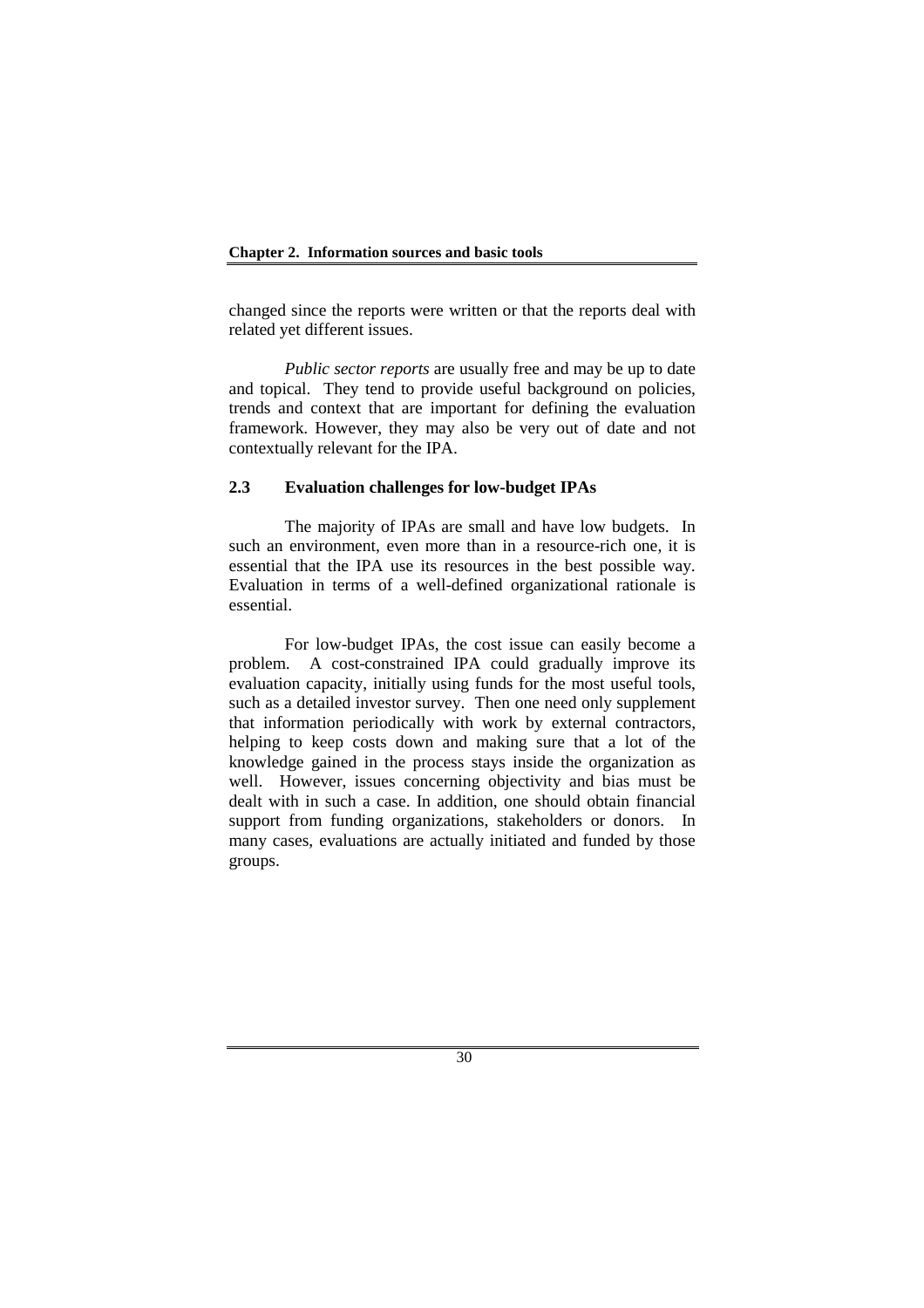changed since the reports were written or that the reports deal with related yet different issues.

*Public sector reports* are usually free and may be up to date and topical. They tend to provide useful background on policies, trends and context that are important for defining the evaluation framework. However, they may also be very out of date and not contextually relevant for the IPA.

### 2.3 Evaluation challenges for low-budget IPAs

The majority of IPAs are small and have low budgets. In such an environment, even more than in a resource-rich one, it is essential that the IPA use its resources in the best possible way. Evaluation in terms of a well-defined organizational rationale is essential.

For low-budget IPAs, the cost issue can easily become a problem. A cost-constrained IPA could gradually improve its evaluation capacity, initially using funds for the most useful tools, such as a detailed investor survey. Then one need only supplement that information periodically with work by external contractors, helping to keep costs down and making sure that a lot of the knowledge gained in the process stays inside the organization as well. However, issues concerning objectivity and bias must be dealt with in such a case. In addition, one should obtain financial support from funding organizations, stakeholders or donors. In many cases, evaluations are actually initiated and funded by those groups.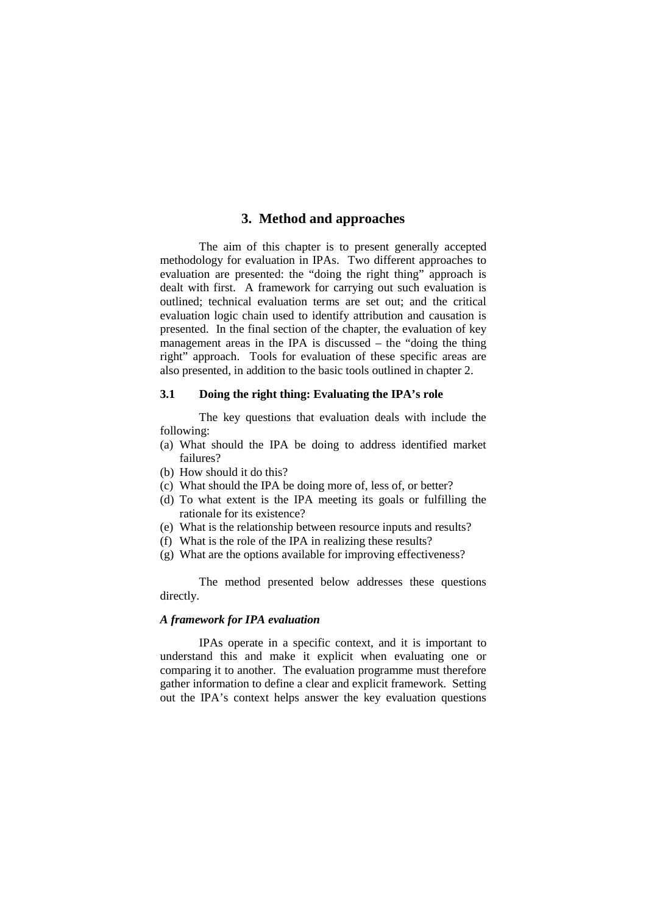# 3. Method and approaches

The aim of this chapter is to present generally accepted methodology for evaluation in IPAs. Two different approaches to evaluation are presented: the "doing the right thing" approach is dealt with first. A framework for carrying out such evaluation is outlined; technical evaluation terms are set out; and the critical evaluation logic chain used to identify attribution and causation is presented. In the final section of the chapter, the evaluation of key management areas in the IPA is discussed – the "doing the thing right" approach. Tools for evaluation of these specific areas are also presented, in addition to the basic tools outlined in chapter 2.

## 3.1 Doing the right thing: Evaluating the IPA's role

The key questions that evaluation deals with include the following:

(a) What should the IPA be doing to address identified market failures?
(b) How should it do this?
(c) What should the IPA be doing more of, less of, or better?
(d) To what extent is the IPA meeting its goals or fulfilling the rationale for its existence?
(e) What is the relationship between resource inputs and results?
(f) What is the role of the IPA in realizing these results?
(g) What are the options available for improving effectiveness?

The method presented below addresses these questions directly.

### *A framework for IPA evaluation*

IPAs operate in a specific context, and it is important to understand this and make it explicit when evaluating one or comparing it to another. The evaluation programme must therefore gather information to define a clear and explicit framework. Setting out the IPA's context helps answer the key evaluation questions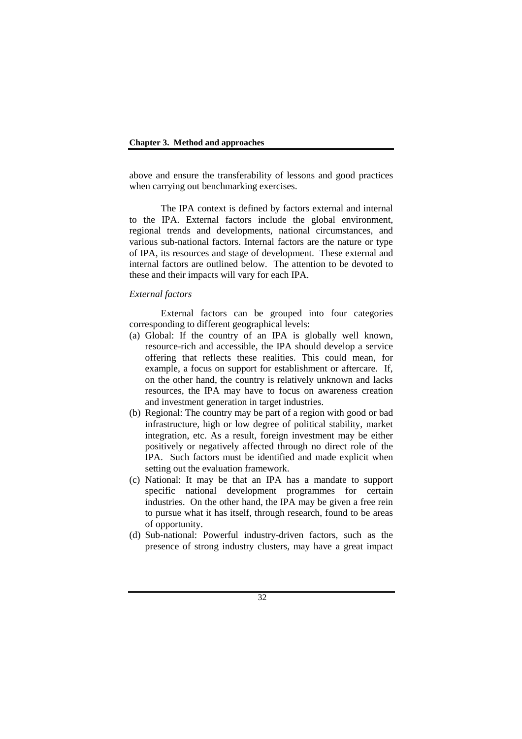above and ensure the transferability of lessons and good practices when carrying out benchmarking exercises.

The IPA context is defined by factors external and internal to the IPA. External factors include the global environment, regional trends and developments, national circumstances, and various sub-national factors. Internal factors are the nature or type of IPA, its resources and stage of development. These external and internal factors are outlined below. The attention to be devoted to these and their impacts will vary for each IPA.

*External factors*

External factors can be grouped into four categories corresponding to different geographical levels:

(a) Global: If the country of an IPA is globally well known, resource-rich and accessible, the IPA should develop a service offering that reflects these realities. This could mean, for example, a focus on support for establishment or aftercare. If, on the other hand, the country is relatively unknown and lacks resources, the IPA may have to focus on awareness creation and investment generation in target industries.
(b) Regional: The country may be part of a region with good or bad infrastructure, high or low degree of political stability, market integration, etc. As a result, foreign investment may be either positively or negatively affected through no direct role of the IPA. Such factors must be identified and made explicit when setting out the evaluation framework.
(c) National: It may be that an IPA has a mandate to support specific national development programmes for certain industries. On the other hand, the IPA may be given a free rein to pursue what it has itself, through research, found to be areas of opportunity.
(d) Sub-national: Powerful industry-driven factors, such as the presence of strong industry clusters, may have a great impact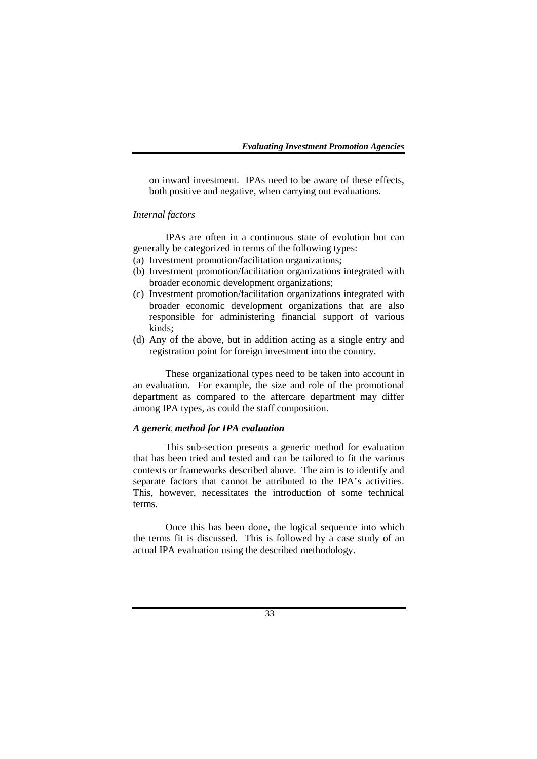on inward investment. IPAs need to be aware of these effects, both positive and negative, when carrying out evaluations.

*Internal factors*

IPAs are often in a continuous state of evolution but can generally be categorized in terms of the following types:

(a) Investment promotion/facilitation organizations;
(b) Investment promotion/facilitation organizations integrated with broader economic development organizations;
(c) Investment promotion/facilitation organizations integrated with broader economic development organizations that are also responsible for administering financial support of various kinds;
(d) Any of the above, but in addition acting as a single entry and registration point for foreign investment into the country.

These organizational types need to be taken into account in an evaluation. For example, the size and role of the promotional department as compared to the aftercare department may differ among IPA types, as could the staff composition.

### *A generic method for IPA evaluation*

This sub-section presents a generic method for evaluation that has been tried and tested and can be tailored to fit the various contexts or frameworks described above. The aim is to identify and separate factors that cannot be attributed to the IPA's activities. This, however, necessitates the introduction of some technical terms.

Once this has been done, the logical sequence into which the terms fit is discussed. This is followed by a case study of an actual IPA evaluation using the described methodology.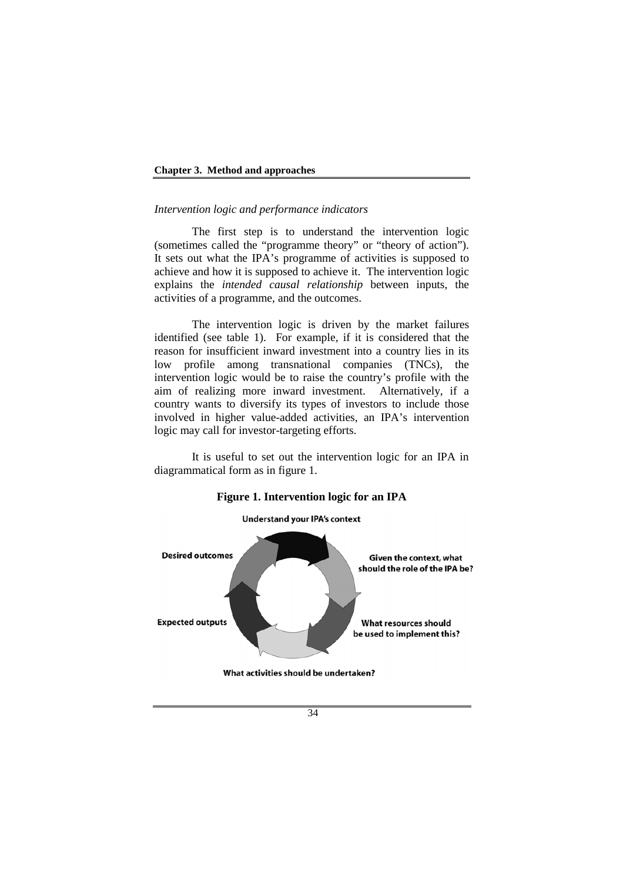*Intervention logic and performance indicators*

The first step is to understand the intervention logic (sometimes called the "programme theory" or "theory of action"). It sets out what the IPA's programme of activities is supposed to achieve and how it is supposed to achieve it. The intervention logic explains the *intended causal relationship* between inputs, the activities of a programme, and the outcomes.

The intervention logic is driven by the market failures identified (see table 1). For example, if it is considered that the reason for insufficient inward investment into a country lies in its low profile among transnational companies (TNCs), the intervention logic would be to raise the country's profile with the aim of realizing more inward investment. Alternatively, if a country wants to diversify its types of investors to include those involved in higher value-added activities, an IPA's intervention logic may call for investor-targeting efforts.

It is useful to set out the intervention logic for an IPA in diagrammatical form as in figure 1.

**Figure 1. Intervention logic for an IPA**

Understand your IPA's context

Given the context, what should the role of the IPA be?

What resources should be used to implement this?

What activities should be undertaken?

Expected outputs

Desired outcomes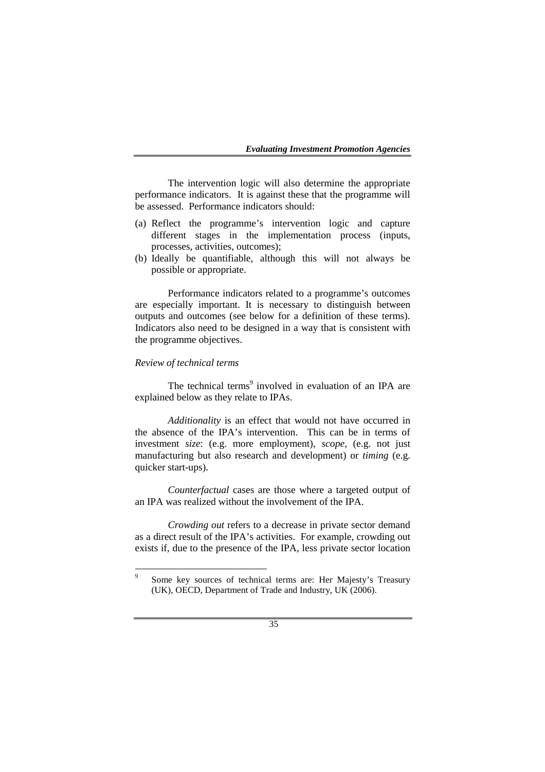The intervention logic will also determine the appropriate performance indicators. It is against these that the programme will be assessed. Performance indicators should:

(a) Reflect the programme's intervention logic and capture different stages in the implementation process (inputs, processes, activities, outcomes);
(b) Ideally be quantifiable, although this will not always be possible or appropriate.

Performance indicators related to a programme's outcomes are especially important. It is necessary to distinguish between outputs and outcomes (see below for a definition of these terms). Indicators also need to be designed in a way that is consistent with the programme objectives.

*Review of technical terms*

The technical terms[9] involved in evaluation of an IPA are explained below as they relate to IPAs.

*Additionality* is an effect that would not have occurred in the absence of the IPA's intervention. This can be in terms of investment *size*: (e.g. more employment), *scope*, (e.g. not just manufacturing but also research and development) or *timing* (e.g. quicker start-ups).

*Counterfactual* cases are those where a targeted output of an IPA was realized without the involvement of the IPA.

*Crowding out* refers to a decrease in private sector demand as a direct result of the IPA's activities. For example, crowding out exists if, due to the presence of the IPA, less private sector location

[9] Some key sources of technical terms are: Her Majesty's Treasury (UK), OECD, Department of Trade and Industry, UK (2006).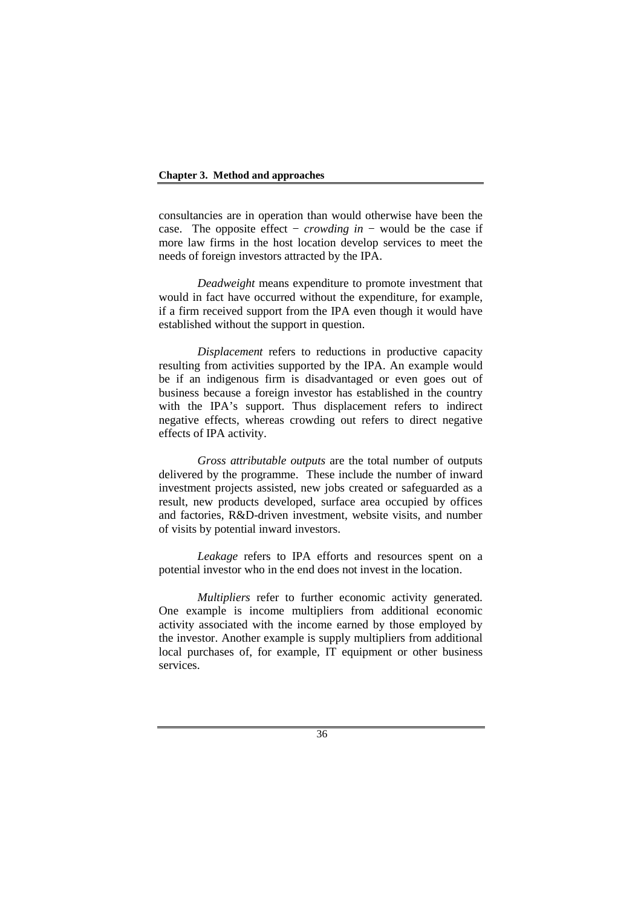consultancies are in operation than would otherwise have been the case. The opposite effect − *crowding in* − would be the case if more law firms in the host location develop services to meet the needs of foreign investors attracted by the IPA.

*Deadweight* means expenditure to promote investment that would in fact have occurred without the expenditure, for example, if a firm received support from the IPA even though it would have established without the support in question.

*Displacement* refers to reductions in productive capacity resulting from activities supported by the IPA. An example would be if an indigenous firm is disadvantaged or even goes out of business because a foreign investor has established in the country with the IPA's support. Thus displacement refers to indirect negative effects, whereas crowding out refers to direct negative effects of IPA activity.

*Gross attributable outputs* are the total number of outputs delivered by the programme. These include the number of inward investment projects assisted, new jobs created or safeguarded as a result, new products developed, surface area occupied by offices and factories, R&D-driven investment, website visits, and number of visits by potential inward investors.

*Leakage* refers to IPA efforts and resources spent on a potential investor who in the end does not invest in the location.

*Multipliers* refer to further economic activity generated. One example is income multipliers from additional economic activity associated with the income earned by those employed by the investor. Another example is supply multipliers from additional local purchases of, for example, IT equipment or other business services.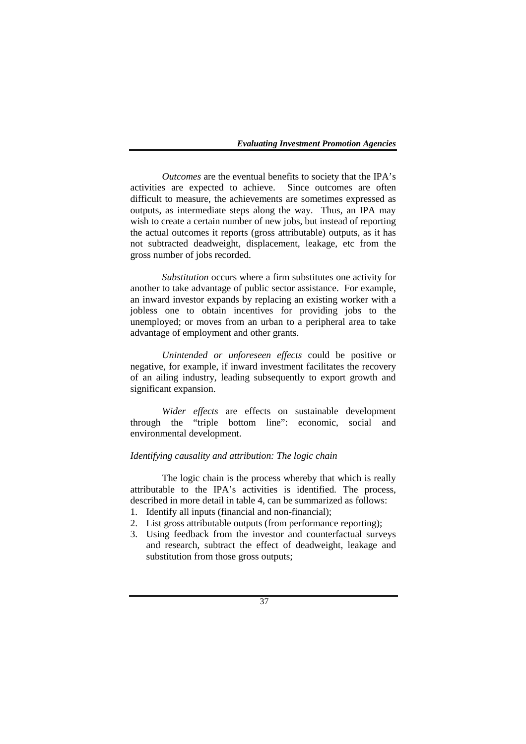*Outcomes* are the eventual benefits to society that the IPA's activities are expected to achieve. Since outcomes are often difficult to measure, the achievements are sometimes expressed as outputs, as intermediate steps along the way. Thus, an IPA may wish to create a certain number of new jobs, but instead of reporting the actual outcomes it reports (gross attributable) outputs, as it has not subtracted deadweight, displacement, leakage, etc from the gross number of jobs recorded.

*Substitution* occurs where a firm substitutes one activity for another to take advantage of public sector assistance. For example, an inward investor expands by replacing an existing worker with a jobless one to obtain incentives for providing jobs to the unemployed; or moves from an urban to a peripheral area to take advantage of employment and other grants.

*Unintended or unforeseen effects* could be positive or negative, for example, if inward investment facilitates the recovery of an ailing industry, leading subsequently to export growth and significant expansion.

*Wider effects* are effects on sustainable development through the "triple bottom line": economic, social and environmental development.

*Identifying causality and attribution: The logic chain*

The logic chain is the process whereby that which is really attributable to the IPA's activities is identified. The process, described in more detail in table 4, can be summarized as follows:

1. Identify all inputs (financial and non-financial);
2. List gross attributable outputs (from performance reporting);
3. Using feedback from the investor and counterfactual surveys and research, subtract the effect of deadweight, leakage and substitution from those gross outputs;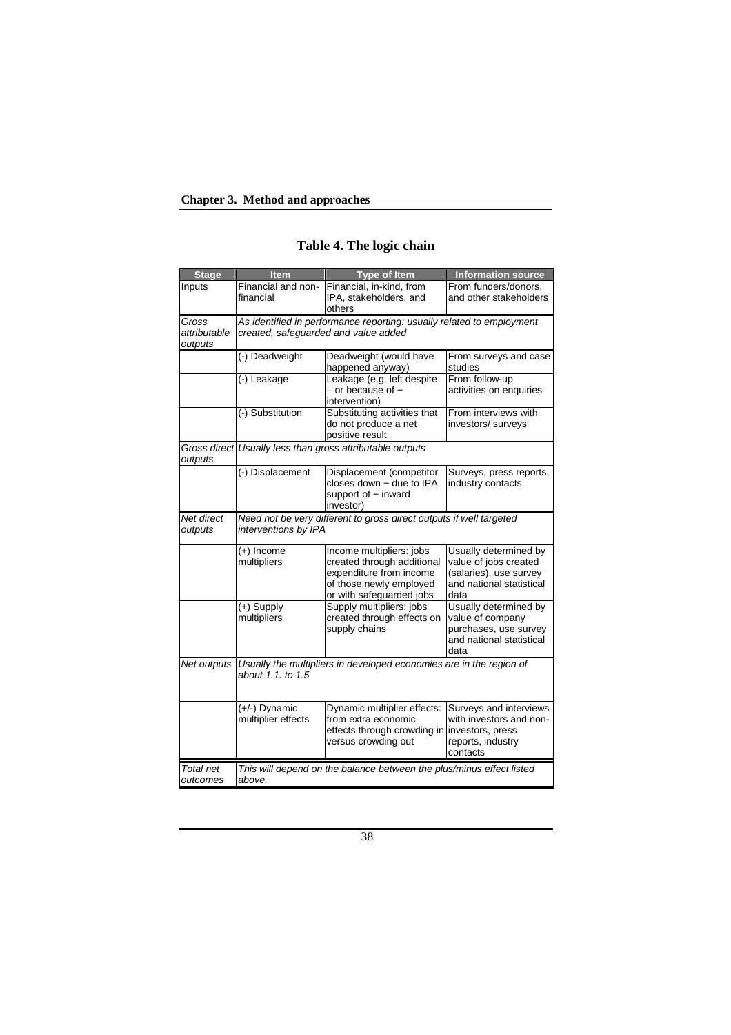# Table 4. The logic chain

| Stage | Item | Type of Item | Information source |
|---|---|---|---|
| Inputs | Financial and non-financial | Financial, in-kind, from IPA, stakeholders, and others | From funders/donors, and other stakeholders |
| *Gross attributable outputs* | *As identified in performance reporting: usually related to employment created, safeguarded and value added* | | |
| | (-) Deadweight | Deadweight (would have happened anyway) | From surveys and case studies |
| | (-) Leakage | Leakage (e.g. left despite – or because of – intervention) | From follow-up activities on enquiries |
| | (-) Substitution | Substituting activities that do not produce a net positive result | From interviews with investors/ surveys |
| *Gross direct outputs* | *Usually less than gross attributable outputs* | | |
| | (-) Displacement | Displacement (competitor closes down – due to IPA support of – inward investor) | Surveys, press reports, industry contacts |
| *Net direct outputs* | *Need not be very different to gross direct outputs if well targeted interventions by IPA* | | |
| | (+) Income multipliers | Income multipliers: jobs created through additional expenditure from income of those newly employed or with safeguarded jobs | Usually determined by value of jobs created (salaries), use survey and national statistical data |
| | (+) Supply multipliers | Supply multipliers: jobs created through effects on supply chains | Usually determined by value of company purchases, use survey and national statistical data |
| *Net outputs* | *Usually the multipliers in developed economies are in the region of about 1.1. to 1.5* | | |
| | (+/-) Dynamic multiplier effects | Dynamic multiplier effects: from extra economic effects through crowding in versus crowding out | Surveys and interviews with investors and non-investors, press reports, industry contacts |
| *Total net outcomes* | *This will depend on the balance between the plus/minus effect listed above.* | | |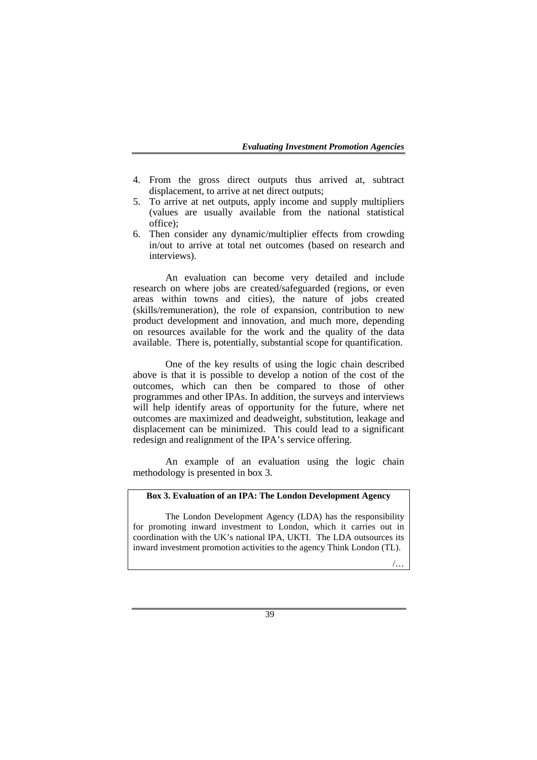4. From the gross direct outputs thus arrived at, subtract displacement, to arrive at net direct outputs;
5. To arrive at net outputs, apply income and supply multipliers (values are usually available from the national statistical office);
6. Then consider any dynamic/multiplier effects from crowding in/out to arrive at total net outcomes (based on research and interviews).

An evaluation can become very detailed and include research on where jobs are created/safeguarded (regions, or even areas within towns and cities), the nature of jobs created (skills/remuneration), the role of expansion, contribution to new product development and innovation, and much more, depending on resources available for the work and the quality of the data available. There is, potentially, substantial scope for quantification.

One of the key results of using the logic chain described above is that it is possible to develop a notion of the cost of the outcomes, which can then be compared to those of other programmes and other IPAs. In addition, the surveys and interviews will help identify areas of opportunity for the future, where net outcomes are maximized and deadweight, substitution, leakage and displacement can be minimized. This could lead to a significant redesign and realignment of the IPA's service offering.

An example of an evaluation using the logic chain methodology is presented in box 3.

**Box 3. Evaluation of an IPA: The London Development Agency**

The London Development Agency (LDA) has the responsibility for promoting inward investment to London, which it carries out in coordination with the UK's national IPA, UKTI. The LDA outsources its inward investment promotion activities to the agency Think London (TL).

/…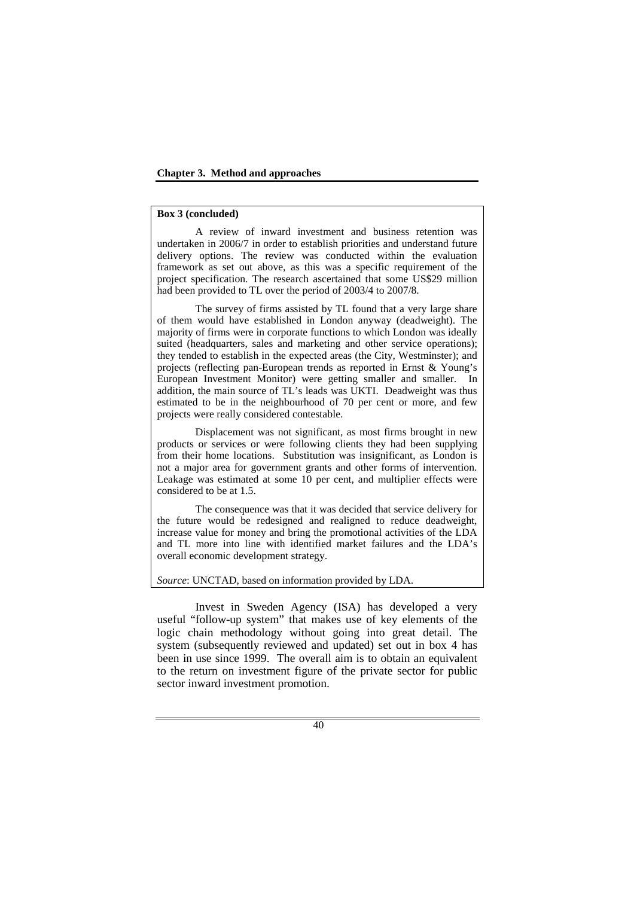**Box 3 (concluded)**

A review of inward investment and business retention was undertaken in 2006/7 in order to establish priorities and understand future delivery options. The review was conducted within the evaluation framework as set out above, as this was a specific requirement of the project specification. The research ascertained that some US$29 million had been provided to TL over the period of 2003/4 to 2007/8.

The survey of firms assisted by TL found that a very large share of them would have established in London anyway (deadweight). The majority of firms were in corporate functions to which London was ideally suited (headquarters, sales and marketing and other service operations); they tended to establish in the expected areas (the City, Westminster); and projects (reflecting pan-European trends as reported in Ernst & Young's European Investment Monitor) were getting smaller and smaller. In addition, the main source of TL's leads was UKTI. Deadweight was thus estimated to be in the neighbourhood of 70 per cent or more, and few projects were really considered contestable.

Displacement was not significant, as most firms brought in new products or services or were following clients they had been supplying from their home locations. Substitution was insignificant, as London is not a major area for government grants and other forms of intervention. Leakage was estimated at some 10 per cent, and multiplier effects were considered to be at 1.5.

The consequence was that it was decided that service delivery for the future would be redesigned and realigned to reduce deadweight, increase value for money and bring the promotional activities of the LDA and TL more into line with identified market failures and the LDA's overall economic development strategy.

*Source*: UNCTAD, based on information provided by LDA.

Invest in Sweden Agency (ISA) has developed a very useful "follow-up system" that makes use of key elements of the logic chain methodology without going into great detail. The system (subsequently reviewed and updated) set out in box 4 has been in use since 1999. The overall aim is to obtain an equivalent to the return on investment figure of the private sector for public sector inward investment promotion.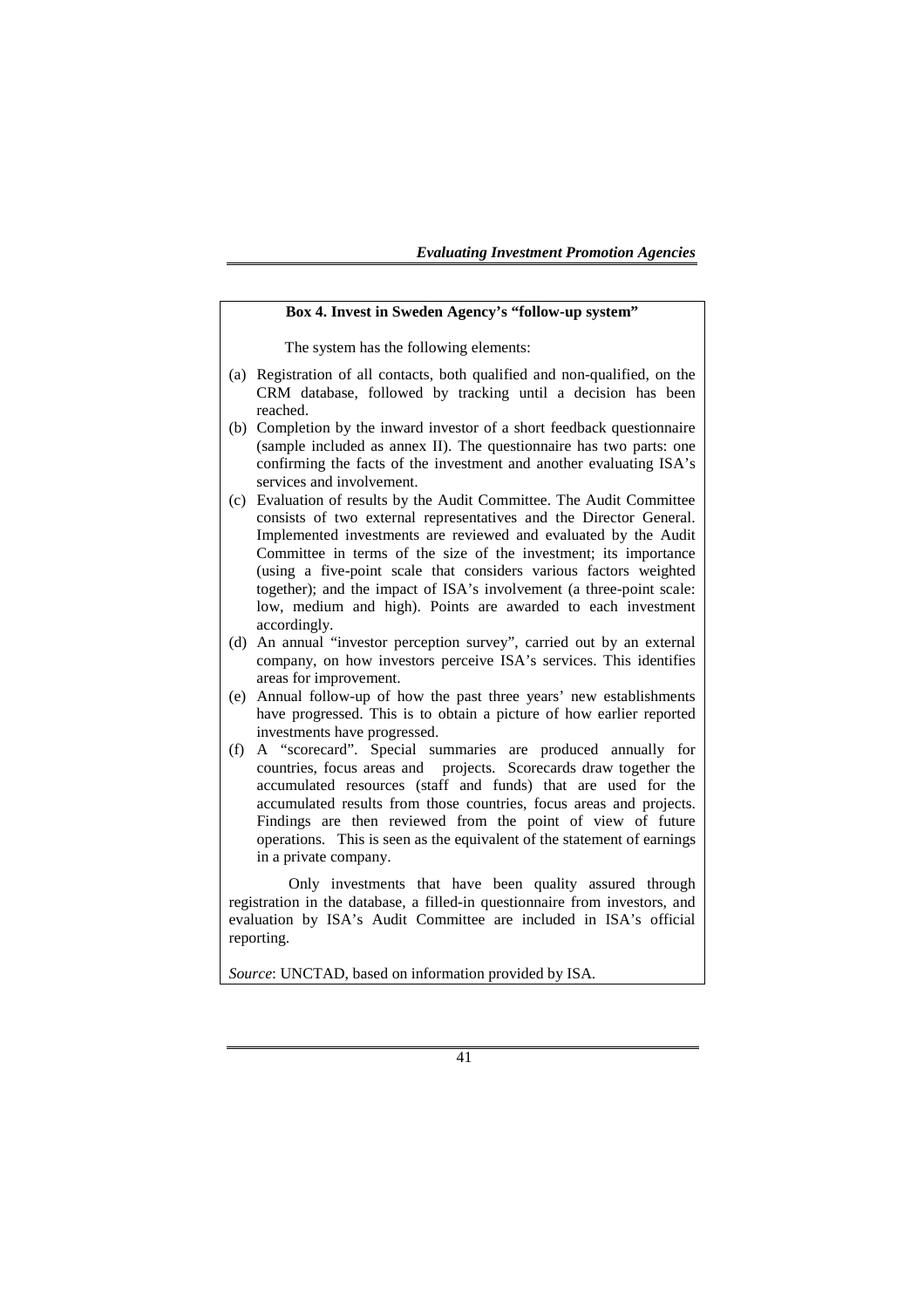**Box 4. Invest in Sweden Agency's "follow-up system"**

The system has the following elements:

(a) Registration of all contacts, both qualified and non-qualified, on the CRM database, followed by tracking until a decision has been reached.

(b) Completion by the inward investor of a short feedback questionnaire (sample included as annex II). The questionnaire has two parts: one confirming the facts of the investment and another evaluating ISA's services and involvement.

(c) Evaluation of results by the Audit Committee. The Audit Committee consists of two external representatives and the Director General. Implemented investments are reviewed and evaluated by the Audit Committee in terms of the size of the investment; its importance (using a five-point scale that considers various factors weighted together); and the impact of ISA's involvement (a three-point scale: low, medium and high). Points are awarded to each investment accordingly.

(d) An annual "investor perception survey", carried out by an external company, on how investors perceive ISA's services. This identifies areas for improvement.

(e) Annual follow-up of how the past three years' new establishments have progressed. This is to obtain a picture of how earlier reported investments have progressed.

(f) A "scorecard". Special summaries are produced annually for countries, focus areas and projects. Scorecards draw together the accumulated resources (staff and funds) that are used for the accumulated results from those countries, focus areas and projects. Findings are then reviewed from the point of view of future operations. This is seen as the equivalent of the statement of earnings in a private company.

Only investments that have been quality assured through registration in the database, a filled-in questionnaire from investors, and evaluation by ISA's Audit Committee are included in ISA's official reporting.

*Source*: UNCTAD, based on information provided by ISA.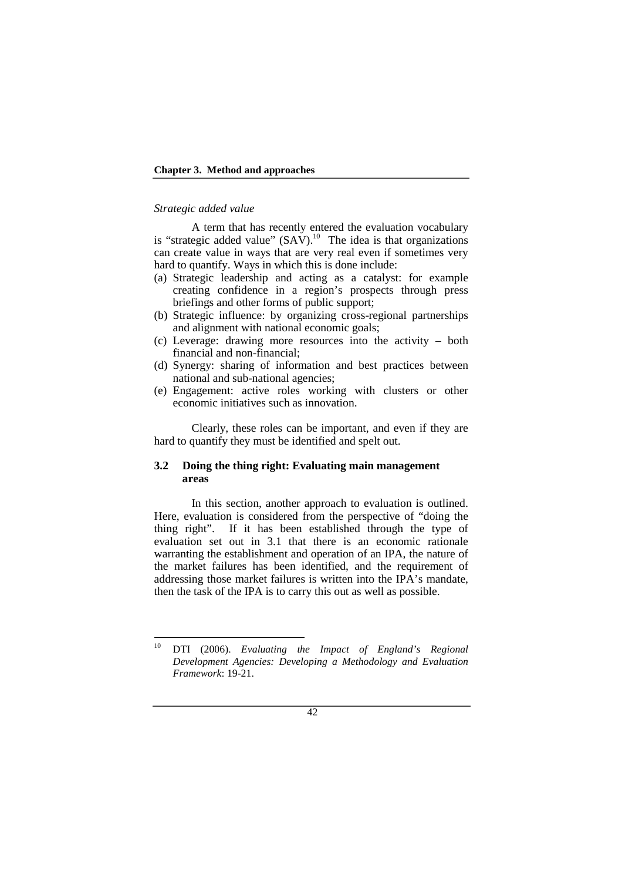*Strategic added value*

A term that has recently entered the evaluation vocabulary is "strategic added value" (SAV).[10] The idea is that organizations can create value in ways that are very real even if sometimes very hard to quantify. Ways in which this is done include:

(a) Strategic leadership and acting as a catalyst: for example creating confidence in a region's prospects through press briefings and other forms of public support;
(b) Strategic influence: by organizing cross-regional partnerships and alignment with national economic goals;
(c) Leverage: drawing more resources into the activity – both financial and non-financial;
(d) Synergy: sharing of information and best practices between national and sub-national agencies;
(e) Engagement: active roles working with clusters or other economic initiatives such as innovation.

Clearly, these roles can be important, and even if they are hard to quantify they must be identified and spelt out.

## 3.2 Doing the thing right: Evaluating main management areas

In this section, another approach to evaluation is outlined. Here, evaluation is considered from the perspective of "doing the thing right". If it has been established through the type of evaluation set out in 3.1 that there is an economic rationale warranting the establishment and operation of an IPA, the nature of the market failures has been identified, and the requirement of addressing those market failures is written into the IPA's mandate, then the task of the IPA is to carry this out as well as possible.

[10] DTI (2006). *Evaluating the Impact of England's Regional Development Agencies: Developing a Methodology and Evaluation Framework*: 19-21.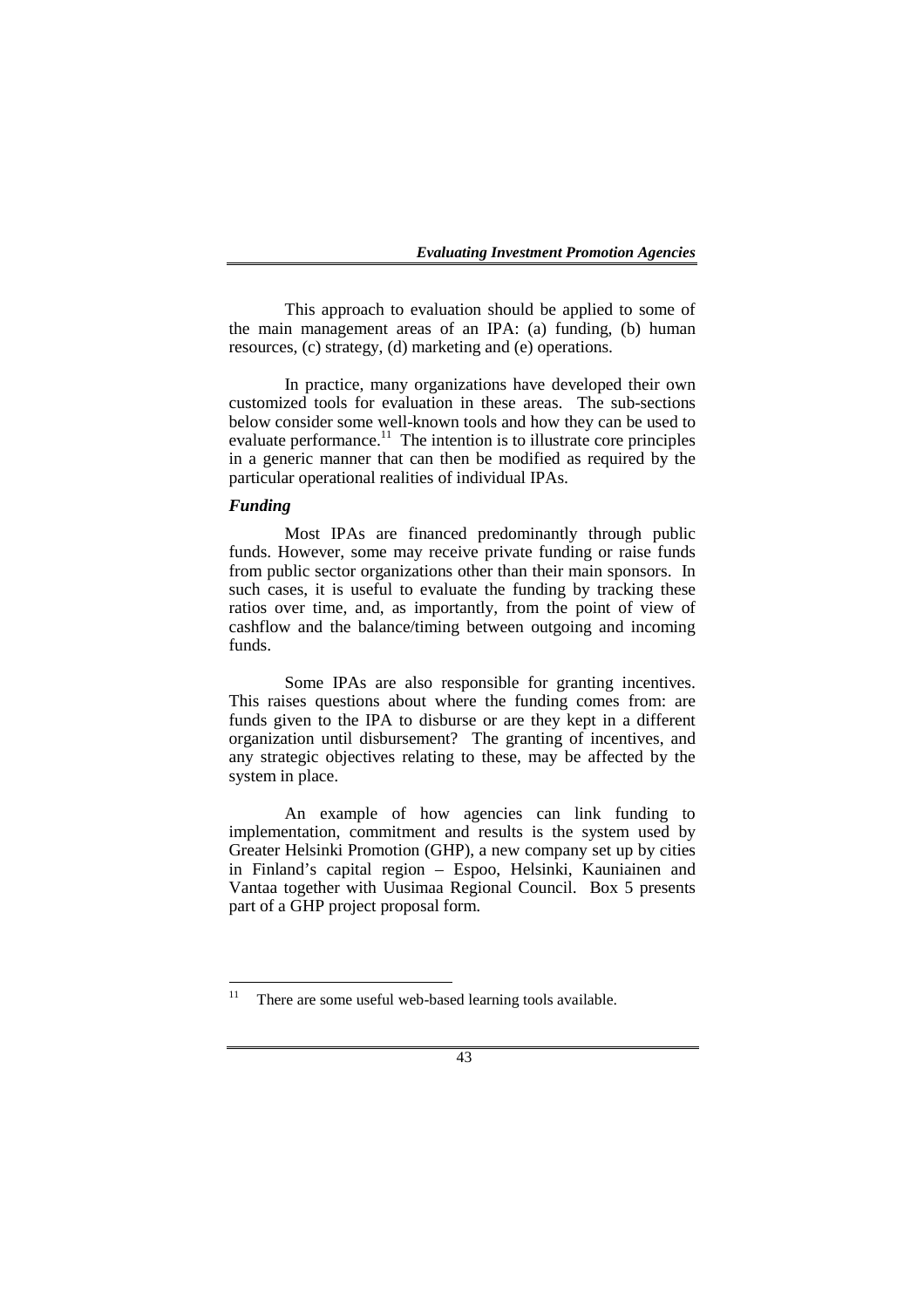This approach to evaluation should be applied to some of the main management areas of an IPA: (a) funding, (b) human resources, (c) strategy, (d) marketing and (e) operations.

In practice, many organizations have developed their own customized tools for evaluation in these areas. The sub-sections below consider some well-known tools and how they can be used to evaluate performance.[11] The intention is to illustrate core principles in a generic manner that can then be modified as required by the particular operational realities of individual IPAs.

### *Funding*

Most IPAs are financed predominantly through public funds. However, some may receive private funding or raise funds from public sector organizations other than their main sponsors. In such cases, it is useful to evaluate the funding by tracking these ratios over time, and, as importantly, from the point of view of cashflow and the balance/timing between outgoing and incoming funds.

Some IPAs are also responsible for granting incentives. This raises questions about where the funding comes from: are funds given to the IPA to disburse or are they kept in a different organization until disbursement? The granting of incentives, and any strategic objectives relating to these, may be affected by the system in place.

An example of how agencies can link funding to implementation, commitment and results is the system used by Greater Helsinki Promotion (GHP), a new company set up by cities in Finland's capital region – Espoo, Helsinki, Kauniainen and Vantaa together with Uusimaa Regional Council. Box 5 presents part of a GHP project proposal form.

---

[11] There are some useful web-based learning tools available.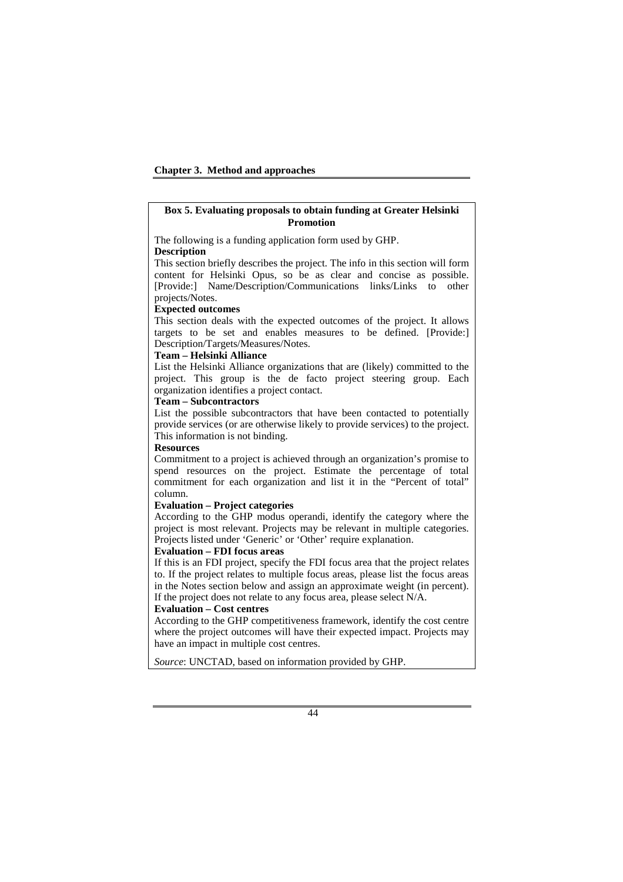**Box 5. Evaluating proposals to obtain funding at Greater Helsinki Promotion**

The following is a funding application form used by GHP.

**Description**

This section briefly describes the project. The info in this section will form content for Helsinki Opus, so be as clear and concise as possible. [Provide:] Name/Description/Communications links/Links to other projects/Notes.

**Expected outcomes**

This section deals with the expected outcomes of the project. It allows targets to be set and enables measures to be defined. [Provide:] Description/Targets/Measures/Notes.

**Team – Helsinki Alliance**

List the Helsinki Alliance organizations that are (likely) committed to the project. This group is the de facto project steering group. Each organization identifies a project contact.

**Team – Subcontractors**

List the possible subcontractors that have been contacted to potentially provide services (or are otherwise likely to provide services) to the project. This information is not binding.

**Resources**

Commitment to a project is achieved through an organization's promise to spend resources on the project. Estimate the percentage of total commitment for each organization and list it in the "Percent of total" column.

**Evaluation – Project categories**

According to the GHP modus operandi, identify the category where the project is most relevant. Projects may be relevant in multiple categories. Projects listed under 'Generic' or 'Other' require explanation.

**Evaluation – FDI focus areas**

If this is an FDI project, specify the FDI focus area that the project relates to. If the project relates to multiple focus areas, please list the focus areas in the Notes section below and assign an approximate weight (in percent). If the project does not relate to any focus area, please select N/A.

**Evaluation – Cost centres**

According to the GHP competitiveness framework, identify the cost centre where the project outcomes will have their expected impact. Projects may have an impact in multiple cost centres.

*Source*: UNCTAD, based on information provided by GHP.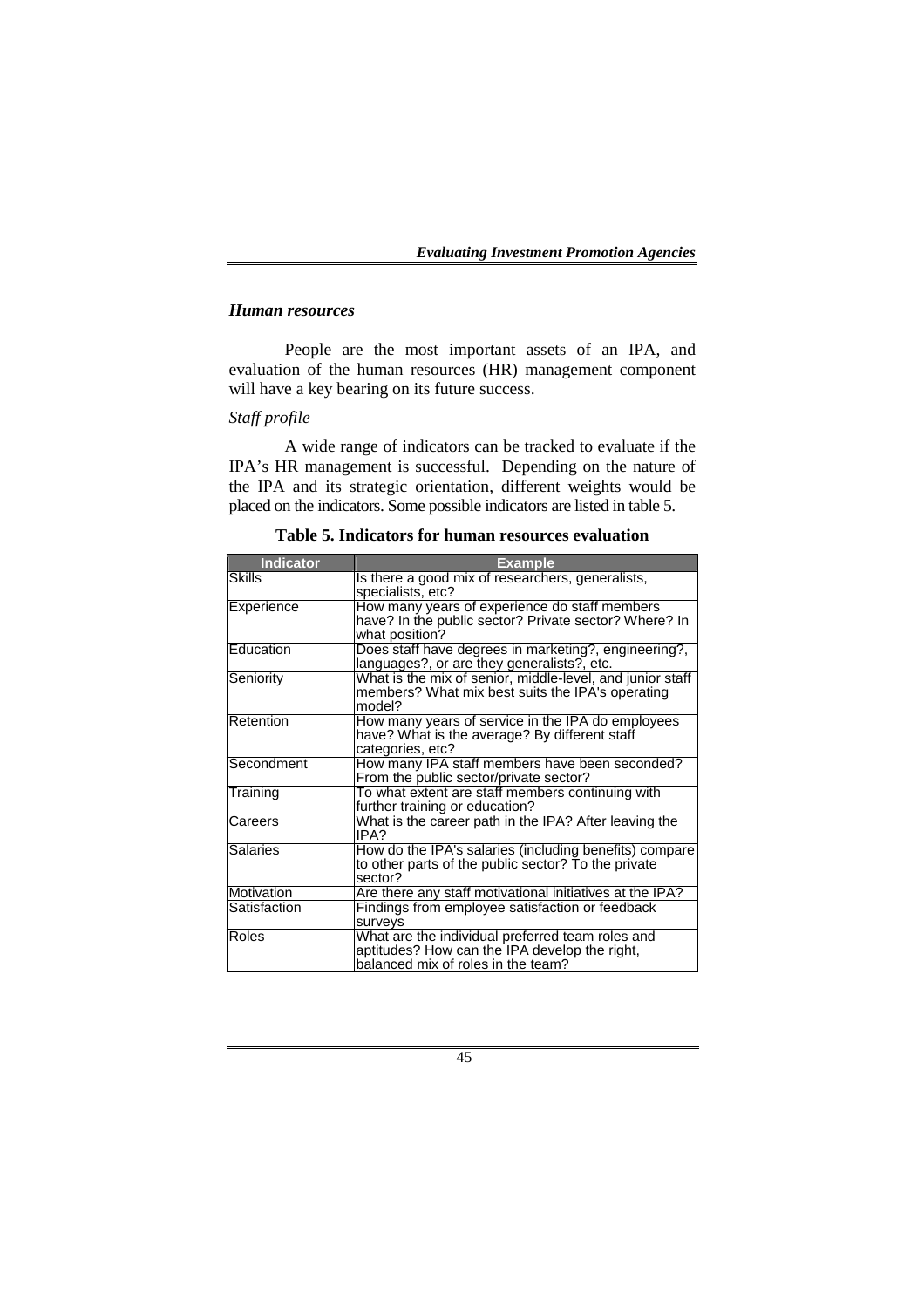### *Human resources*

People are the most important assets of an IPA, and evaluation of the human resources (HR) management component will have a key bearing on its future success.

*Staff profile*

A wide range of indicators can be tracked to evaluate if the IPA's HR management is successful. Depending on the nature of the IPA and its strategic orientation, different weights would be placed on the indicators. Some possible indicators are listed in table 5.

**Table 5. Indicators for human resources evaluation**

| Indicator | Example |
|---|---|
| Skills | Is there a good mix of researchers, generalists, specialists, etc? |
| Experience | How many years of experience do staff members have? In the public sector? Private sector? Where? In what position? |
| Education | Does staff have degrees in marketing?, engineering?, languages?, or are they generalists?, etc. |
| Seniority | What is the mix of senior, middle-level, and junior staff members? What mix best suits the IPA's operating model? |
| Retention | How many years of service in the IPA do employees have? What is the average? By different staff categories, etc? |
| Secondment | How many IPA staff members have been seconded? From the public sector/private sector? |
| Training | To what extent are staff members continuing with further training or education? |
| Careers | What is the career path in the IPA? After leaving the IPA? |
| Salaries | How do the IPA's salaries (including benefits) compare to other parts of the public sector? To the private sector? |
| Motivation | Are there any staff motivational initiatives at the IPA? |
| Satisfaction | Findings from employee satisfaction or feedback surveys |
| Roles | What are the individual preferred team roles and aptitudes? How can the IPA develop the right, balanced mix of roles in the team? |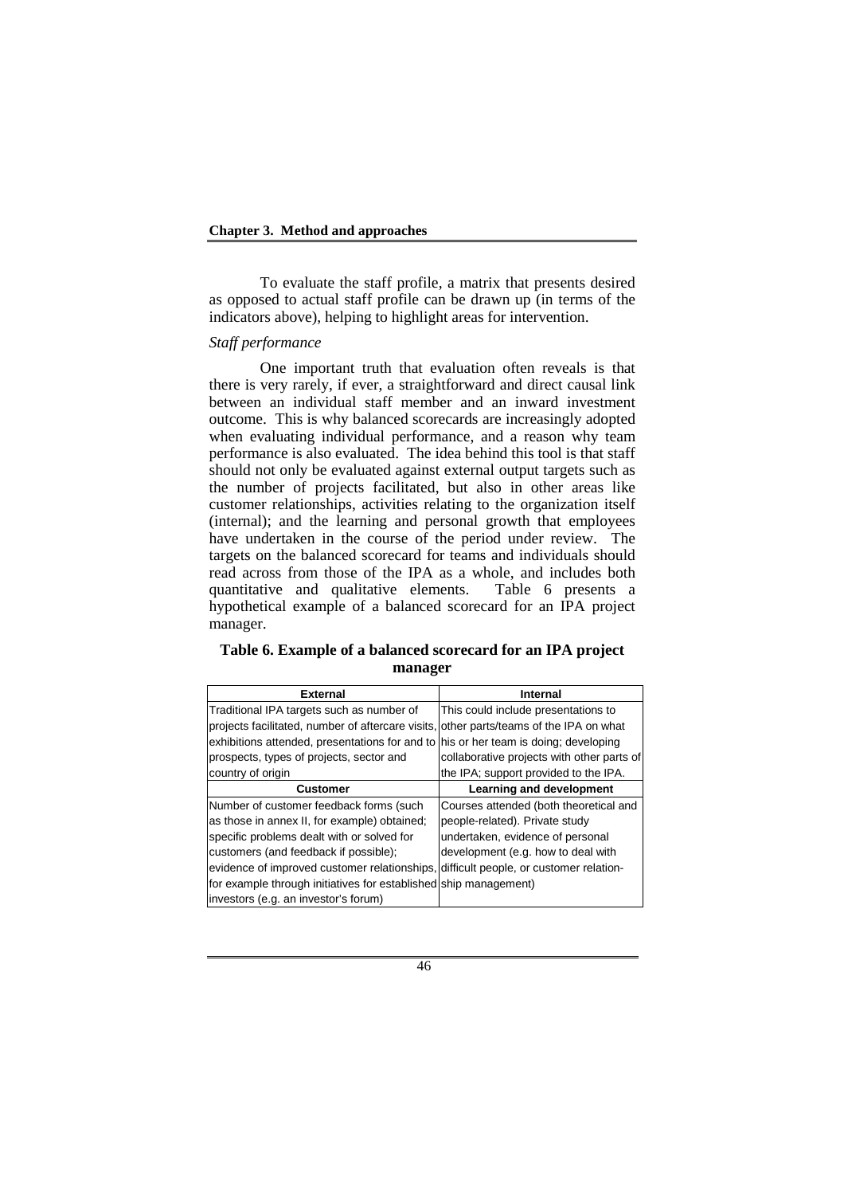To evaluate the staff profile, a matrix that presents desired as opposed to actual staff profile can be drawn up (in terms of the indicators above), helping to highlight areas for intervention.

*Staff performance*

One important truth that evaluation often reveals is that there is very rarely, if ever, a straightforward and direct causal link between an individual staff member and an inward investment outcome. This is why balanced scorecards are increasingly adopted when evaluating individual performance, and a reason why team performance is also evaluated. The idea behind this tool is that staff should not only be evaluated against external output targets such as the number of projects facilitated, but also in other areas like customer relationships, activities relating to the organization itself (internal); and the learning and personal growth that employees have undertaken in the course of the period under review. The targets on the balanced scorecard for teams and individuals should read across from those of the IPA as a whole, and includes both quantitative and qualitative elements. Table 6 presents a hypothetical example of a balanced scorecard for an IPA project manager.

**Table 6. Example of a balanced scorecard for an IPA project manager**

| External | Internal |
|---|---|
| Traditional IPA targets such as number of projects facilitated, number of aftercare visits, exhibitions attended, presentations for and to prospects, types of projects, sector and country of origin | This could include presentations to other parts/teams of the IPA on what his or her team is doing; developing collaborative projects with other parts of the IPA; support provided to the IPA. |
| **Customer** | **Learning and development** |
| Number of customer feedback forms (such as those in annex II, for example) obtained; specific problems dealt with or solved for customers (and feedback if possible); evidence of improved customer relationships, for example through initiatives for established investors (e.g. an investor's forum) | Courses attended (both theoretical and people-related). Private study undertaken, evidence of personal development (e.g. how to deal with difficult people, or customer relationship management) |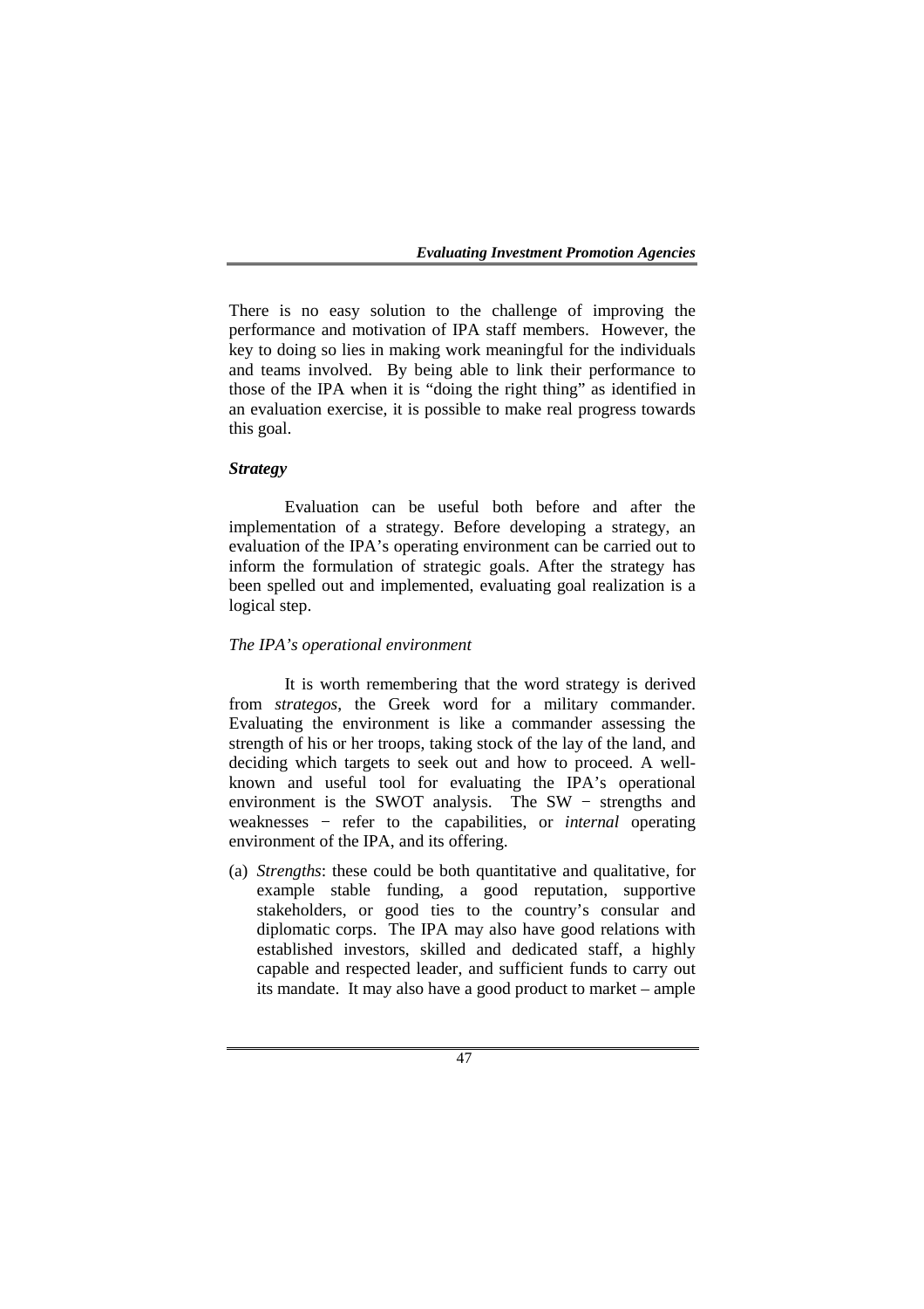There is no easy solution to the challenge of improving the performance and motivation of IPA staff members. However, the key to doing so lies in making work meaningful for the individuals and teams involved. By being able to link their performance to those of the IPA when it is "doing the right thing" as identified in an evaluation exercise, it is possible to make real progress towards this goal.

### *Strategy*

Evaluation can be useful both before and after the implementation of a strategy. Before developing a strategy, an evaluation of the IPA's operating environment can be carried out to inform the formulation of strategic goals. After the strategy has been spelled out and implemented, evaluating goal realization is a logical step.

#### *The IPA's operational environment*

It is worth remembering that the word strategy is derived from *strategos*, the Greek word for a military commander. Evaluating the environment is like a commander assessing the strength of his or her troops, taking stock of the lay of the land, and deciding which targets to seek out and how to proceed. A well-known and useful tool for evaluating the IPA's operational environment is the SWOT analysis. The SW − strengths and weaknesses − refer to the capabilities, or *internal* operating environment of the IPA, and its offering.

(a) *Strengths*: these could be both quantitative and qualitative, for example stable funding, a good reputation, supportive stakeholders, or good ties to the country's consular and diplomatic corps. The IPA may also have good relations with established investors, skilled and dedicated staff, a highly capable and respected leader, and sufficient funds to carry out its mandate. It may also have a good product to market – ample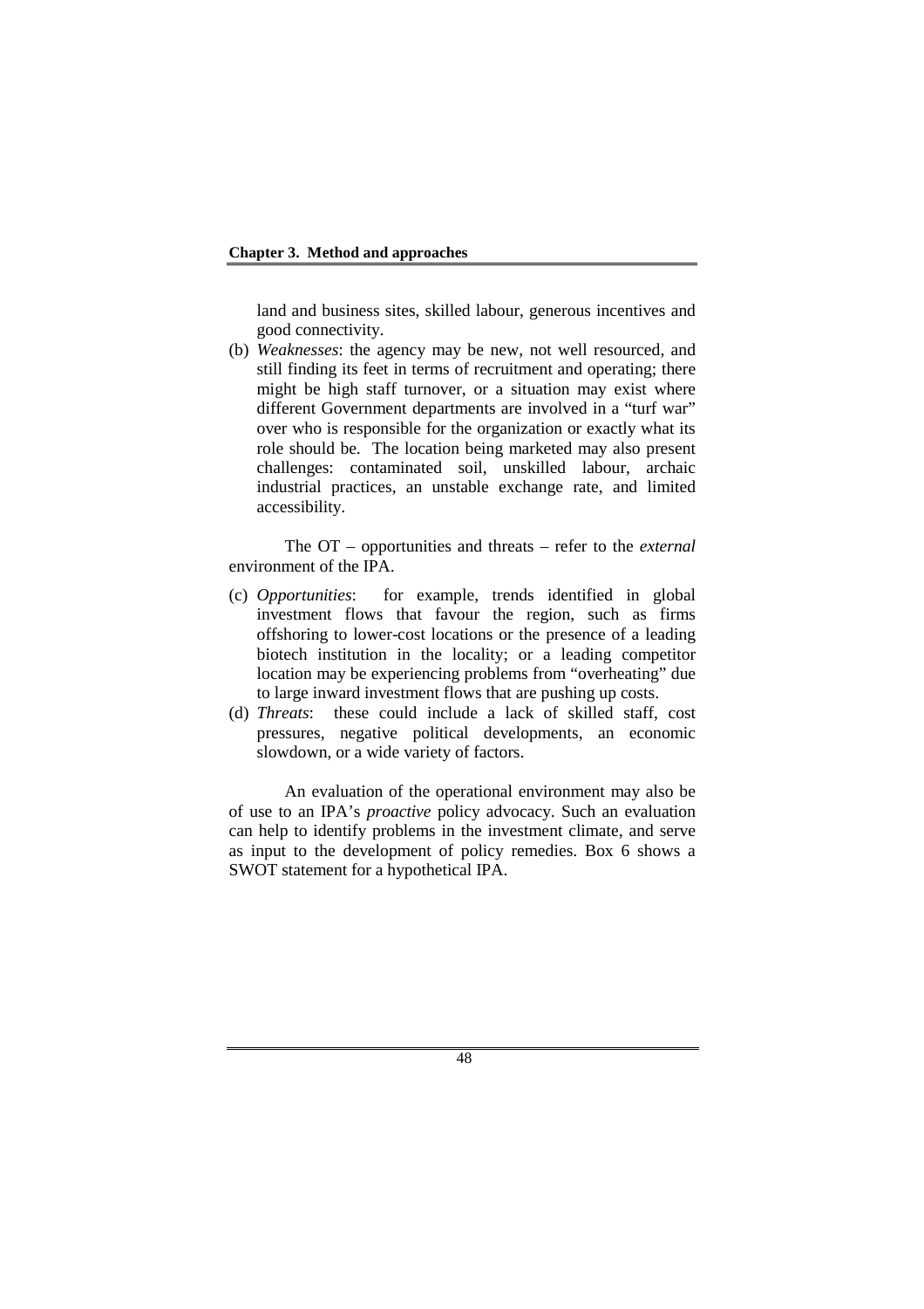land and business sites, skilled labour, generous incentives and good connectivity.

(b) *Weaknesses*: the agency may be new, not well resourced, and still finding its feet in terms of recruitment and operating; there might be high staff turnover, or a situation may exist where different Government departments are involved in a "turf war" over who is responsible for the organization or exactly what its role should be. The location being marketed may also present challenges: contaminated soil, unskilled labour, archaic industrial practices, an unstable exchange rate, and limited accessibility.

The OT – opportunities and threats – refer to the *external* environment of the IPA.

(c) *Opportunities*: for example, trends identified in global investment flows that favour the region, such as firms offshoring to lower-cost locations or the presence of a leading biotech institution in the locality; or a leading competitor location may be experiencing problems from "overheating" due to large inward investment flows that are pushing up costs.

(d) *Threats*: these could include a lack of skilled staff, cost pressures, negative political developments, an economic slowdown, or a wide variety of factors.

An evaluation of the operational environment may also be of use to an IPA's *proactive* policy advocacy. Such an evaluation can help to identify problems in the investment climate, and serve as input to the development of policy remedies. Box 6 shows a SWOT statement for a hypothetical IPA.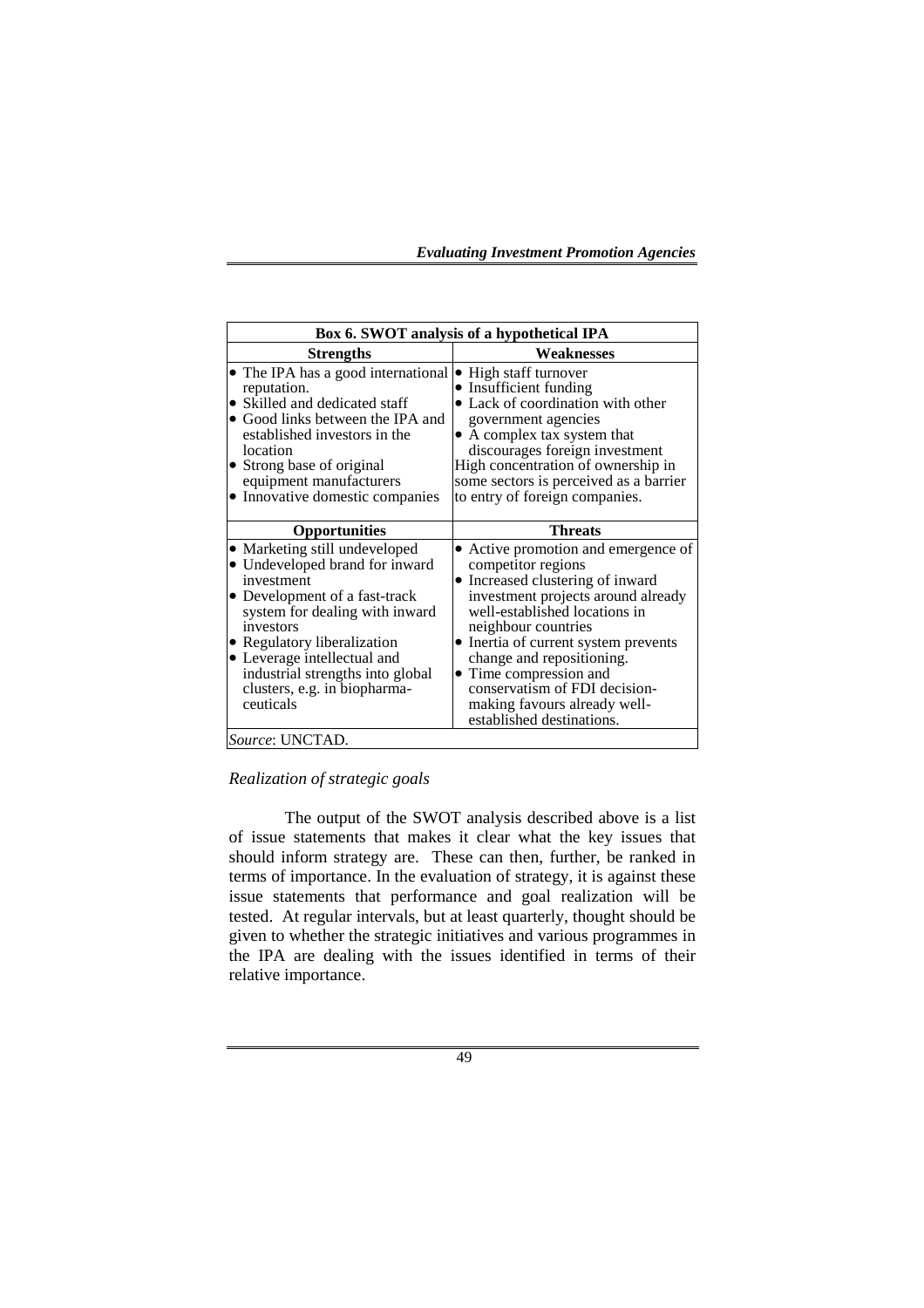**Box 6. SWOT analysis of a hypothetical IPA**

| Strengths | Weaknesses |
| --- | --- |
| • The IPA has a good international reputation.<br>• Skilled and dedicated staff<br>• Good links between the IPA and established investors in the location<br>• Strong base of original equipment manufacturers<br>• Innovative domestic companies | • High staff turnover<br>• Insufficient funding<br>• Lack of coordination with other government agencies<br>• A complex tax system that discourages foreign investment<br>High concentration of ownership in some sectors is perceived as a barrier to entry of foreign companies. |
| **Opportunities** | **Threats** |
| • Marketing still undeveloped<br>• Undeveloped brand for inward investment<br>• Development of a fast-track system for dealing with inward investors<br>• Regulatory liberalization<br>• Leverage intellectual and industrial strengths into global clusters, e.g. in biopharma-ceuticals | • Active promotion and emergence of competitor regions<br>• Increased clustering of inward investment projects around already well-established locations in neighbour countries<br>• Inertia of current system prevents change and repositioning.<br>• Time compression and conservatism of FDI decision-making favours already well-established destinations. |

*Source*: UNCTAD.

*Realization of strategic goals*

The output of the SWOT analysis described above is a list of issue statements that makes it clear what the key issues that should inform strategy are. These can then, further, be ranked in terms of importance. In the evaluation of strategy, it is against these issue statements that performance and goal realization will be tested. At regular intervals, but at least quarterly, thought should be given to whether the strategic initiatives and various programmes in the IPA are dealing with the issues identified in terms of their relative importance.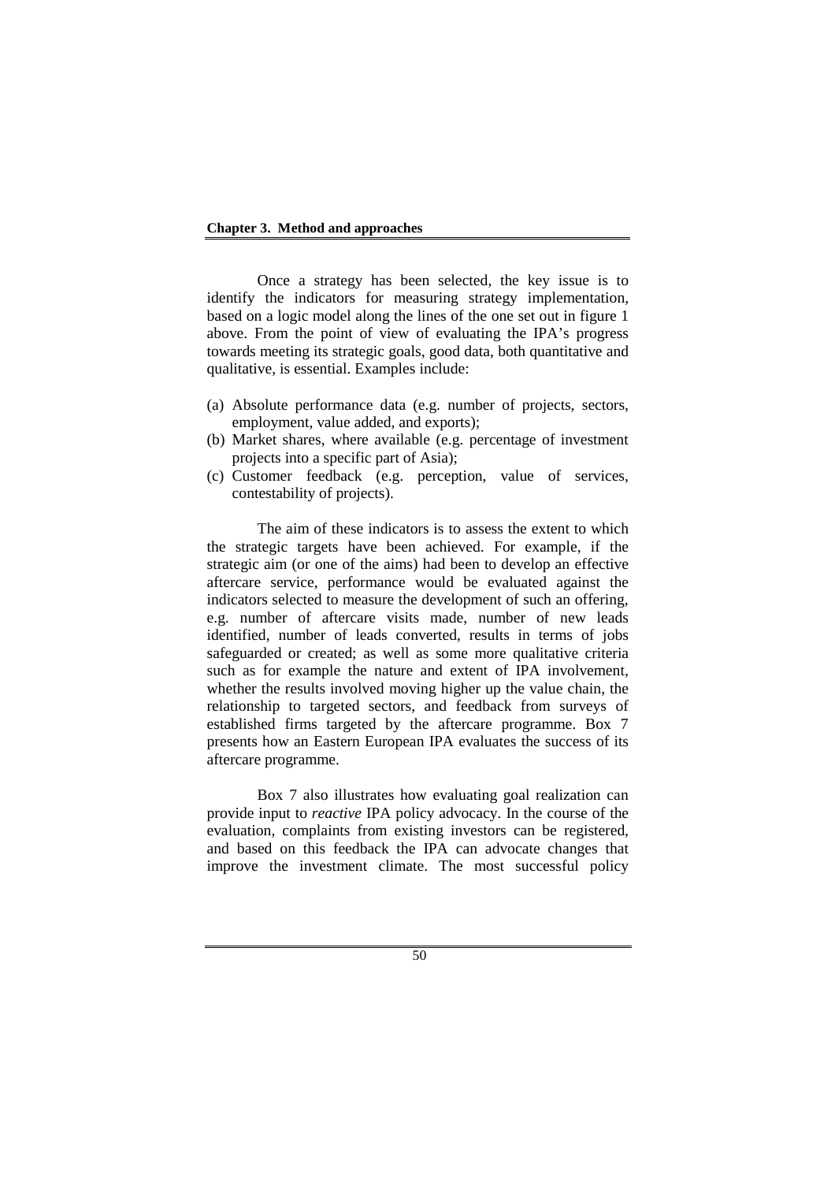Once a strategy has been selected, the key issue is to identify the indicators for measuring strategy implementation, based on a logic model along the lines of the one set out in figure 1 above. From the point of view of evaluating the IPA's progress towards meeting its strategic goals, good data, both quantitative and qualitative, is essential. Examples include:

(a) Absolute performance data (e.g. number of projects, sectors, employment, value added, and exports);
(b) Market shares, where available (e.g. percentage of investment projects into a specific part of Asia);
(c) Customer feedback (e.g. perception, value of services, contestability of projects).

The aim of these indicators is to assess the extent to which the strategic targets have been achieved. For example, if the strategic aim (or one of the aims) had been to develop an effective aftercare service, performance would be evaluated against the indicators selected to measure the development of such an offering, e.g. number of aftercare visits made, number of new leads identified, number of leads converted, results in terms of jobs safeguarded or created; as well as some more qualitative criteria such as for example the nature and extent of IPA involvement, whether the results involved moving higher up the value chain, the relationship to targeted sectors, and feedback from surveys of established firms targeted by the aftercare programme. Box 7 presents how an Eastern European IPA evaluates the success of its aftercare programme.

Box 7 also illustrates how evaluating goal realization can provide input to *reactive* IPA policy advocacy. In the course of the evaluation, complaints from existing investors can be registered, and based on this feedback the IPA can advocate changes that improve the investment climate. The most successful policy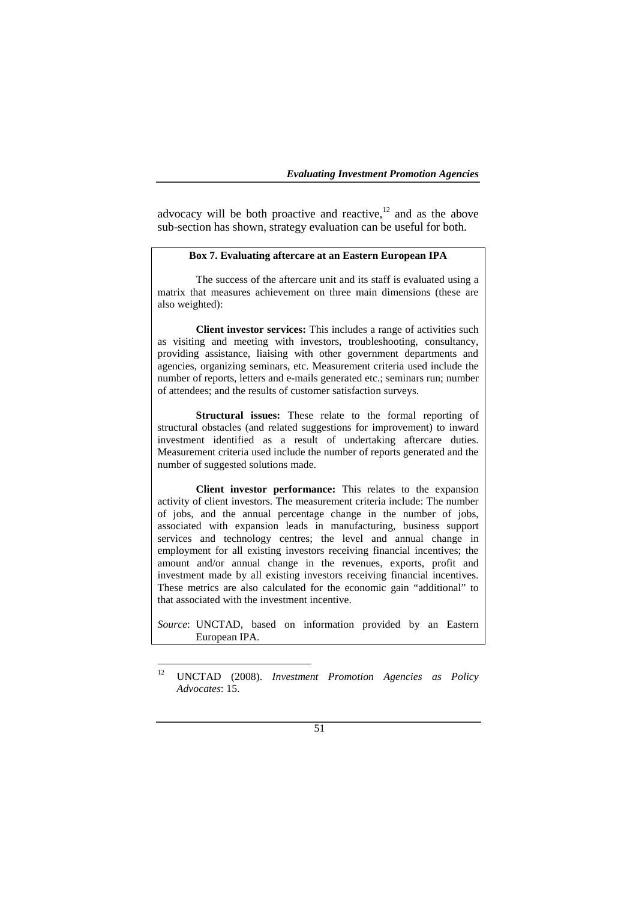advocacy will be both proactive and reactive,[12] and as the above sub-section has shown, strategy evaluation can be useful for both.

**Box 7. Evaluating aftercare at an Eastern European IPA**

The success of the aftercare unit and its staff is evaluated using a matrix that measures achievement on three main dimensions (these are also weighted):

**Client investor services:** This includes a range of activities such as visiting and meeting with investors, troubleshooting, consultancy, providing assistance, liaising with other government departments and agencies, organizing seminars, etc. Measurement criteria used include the number of reports, letters and e-mails generated etc.; seminars run; number of attendees; and the results of customer satisfaction surveys.

**Structural issues:** These relate to the formal reporting of structural obstacles (and related suggestions for improvement) to inward investment identified as a result of undertaking aftercare duties. Measurement criteria used include the number of reports generated and the number of suggested solutions made.

**Client investor performance:** This relates to the expansion activity of client investors. The measurement criteria include: The number of jobs, and the annual percentage change in the number of jobs, associated with expansion leads in manufacturing, business support services and technology centres; the level and annual change in employment for all existing investors receiving financial incentives; the amount and/or annual change in the revenues, exports, profit and investment made by all existing investors receiving financial incentives. These metrics are also calculated for the economic gain "additional" to that associated with the investment incentive.

*Source*: UNCTAD, based on information provided by an Eastern European IPA.

---

[12] UNCTAD (2008). *Investment Promotion Agencies as Policy Advocates*: 15.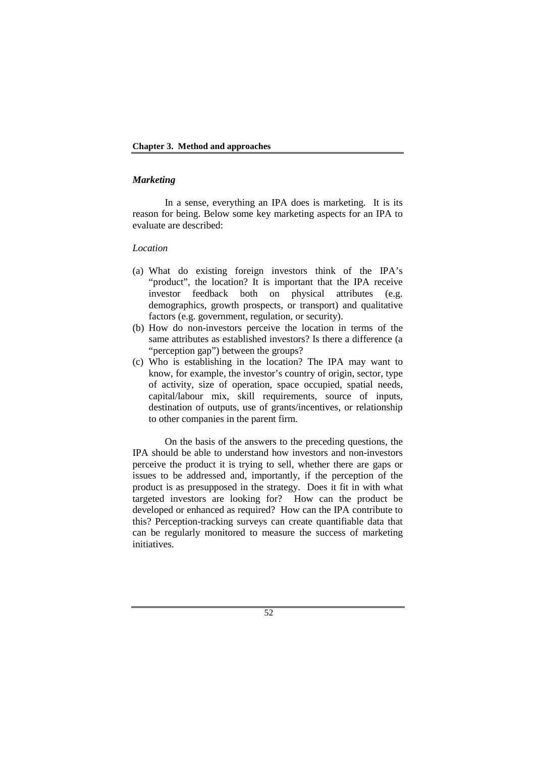### *Marketing*

In a sense, everything an IPA does is marketing. It is its reason for being. Below some key marketing aspects for an IPA to evaluate are described:

*Location*

(a) What do existing foreign investors think of the IPA's "product", the location? It is important that the IPA receive investor feedback both on physical attributes (e.g. demographics, growth prospects, or transport) and qualitative factors (e.g. government, regulation, or security).

(b) How do non-investors perceive the location in terms of the same attributes as established investors? Is there a difference (a "perception gap") between the groups?

(c) Who is establishing in the location? The IPA may want to know, for example, the investor's country of origin, sector, type of activity, size of operation, space occupied, spatial needs, capital/labour mix, skill requirements, source of inputs, destination of outputs, use of grants/incentives, or relationship to other companies in the parent firm.

On the basis of the answers to the preceding questions, the IPA should be able to understand how investors and non-investors perceive the product it is trying to sell, whether there are gaps or issues to be addressed and, importantly, if the perception of the product is as presupposed in the strategy. Does it fit in with what targeted investors are looking for? How can the product be developed or enhanced as required? How can the IPA contribute to this? Perception-tracking surveys can create quantifiable data that can be regularly monitored to measure the success of marketing initiatives.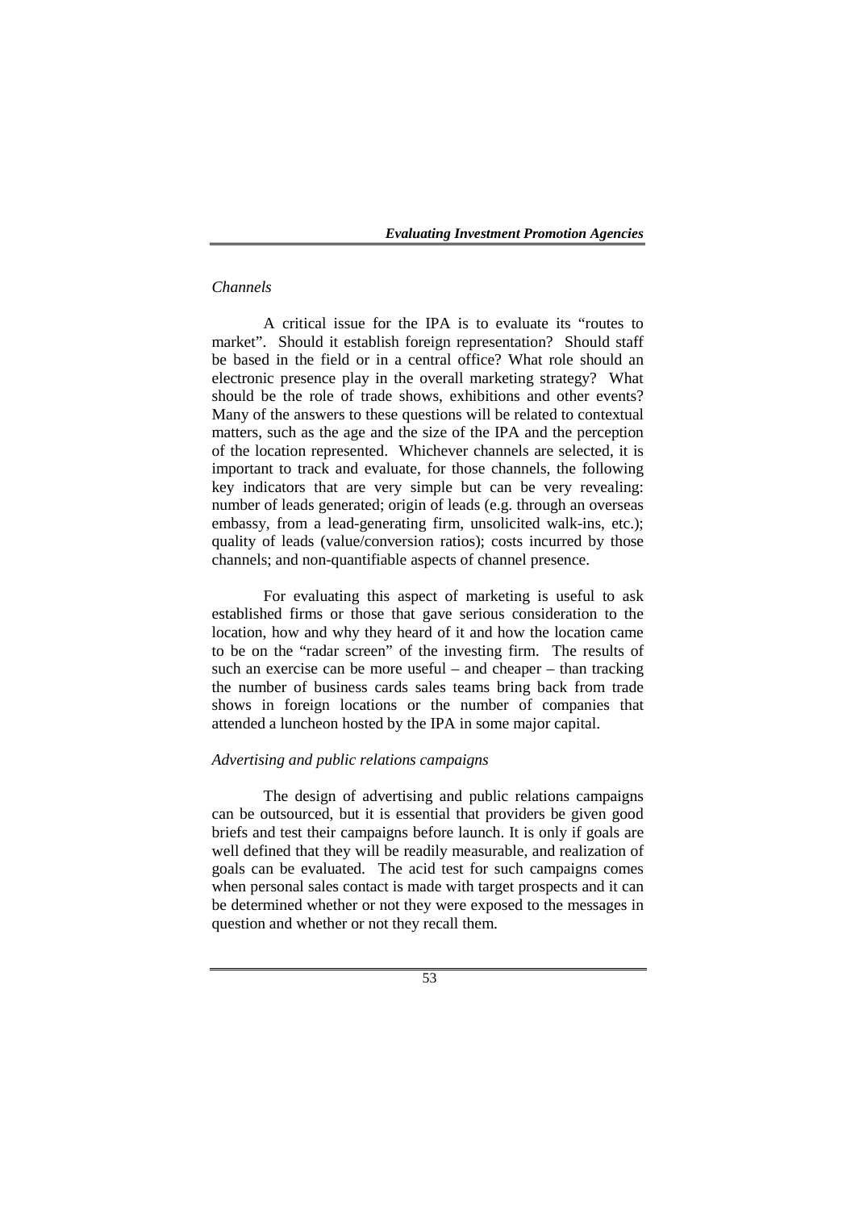*Channels*

A critical issue for the IPA is to evaluate its "routes to market". Should it establish foreign representation? Should staff be based in the field or in a central office? What role should an electronic presence play in the overall marketing strategy? What should be the role of trade shows, exhibitions and other events? Many of the answers to these questions will be related to contextual matters, such as the age and the size of the IPA and the perception of the location represented. Whichever channels are selected, it is important to track and evaluate, for those channels, the following key indicators that are very simple but can be very revealing: number of leads generated; origin of leads (e.g. through an overseas embassy, from a lead-generating firm, unsolicited walk-ins, etc.); quality of leads (value/conversion ratios); costs incurred by those channels; and non-quantifiable aspects of channel presence.

For evaluating this aspect of marketing is useful to ask established firms or those that gave serious consideration to the location, how and why they heard of it and how the location came to be on the "radar screen" of the investing firm. The results of such an exercise can be more useful – and cheaper – than tracking the number of business cards sales teams bring back from trade shows in foreign locations or the number of companies that attended a luncheon hosted by the IPA in some major capital.

*Advertising and public relations campaigns*

The design of advertising and public relations campaigns can be outsourced, but it is essential that providers be given good briefs and test their campaigns before launch. It is only if goals are well defined that they will be readily measurable, and realization of goals can be evaluated. The acid test for such campaigns comes when personal sales contact is made with target prospects and it can be determined whether or not they were exposed to the messages in question and whether or not they recall them.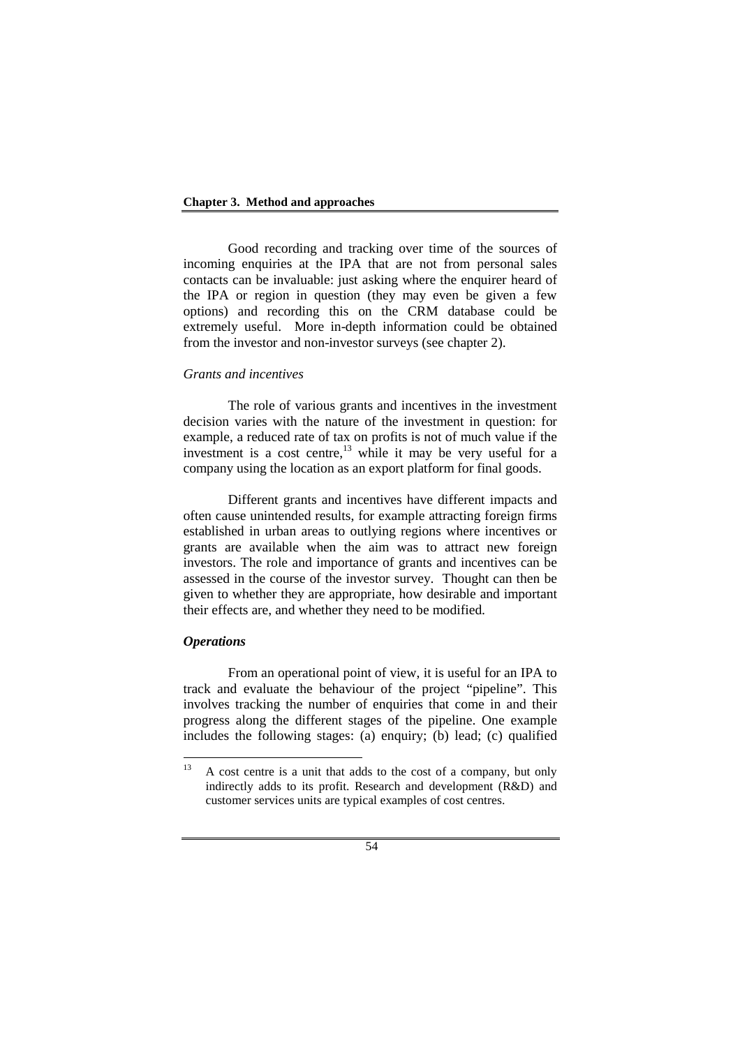Good recording and tracking over time of the sources of incoming enquiries at the IPA that are not from personal sales contacts can be invaluable: just asking where the enquirer heard of the IPA or region in question (they may even be given a few options) and recording this on the CRM database could be extremely useful. More in-depth information could be obtained from the investor and non-investor surveys (see chapter 2).

*Grants and incentives*

The role of various grants and incentives in the investment decision varies with the nature of the investment in question: for example, a reduced rate of tax on profits is not of much value if the investment is a cost centre,[13] while it may be very useful for a company using the location as an export platform for final goods.

Different grants and incentives have different impacts and often cause unintended results, for example attracting foreign firms established in urban areas to outlying regions where incentives or grants are available when the aim was to attract new foreign investors. The role and importance of grants and incentives can be assessed in the course of the investor survey. Thought can then be given to whether they are appropriate, how desirable and important their effects are, and whether they need to be modified.

***Operations***

From an operational point of view, it is useful for an IPA to track and evaluate the behaviour of the project "pipeline". This involves tracking the number of enquiries that come in and their progress along the different stages of the pipeline. One example includes the following stages: (a) enquiry; (b) lead; (c) qualified

[13] A cost centre is a unit that adds to the cost of a company, but only indirectly adds to its profit. Research and development (R&D) and customer services units are typical examples of cost centres.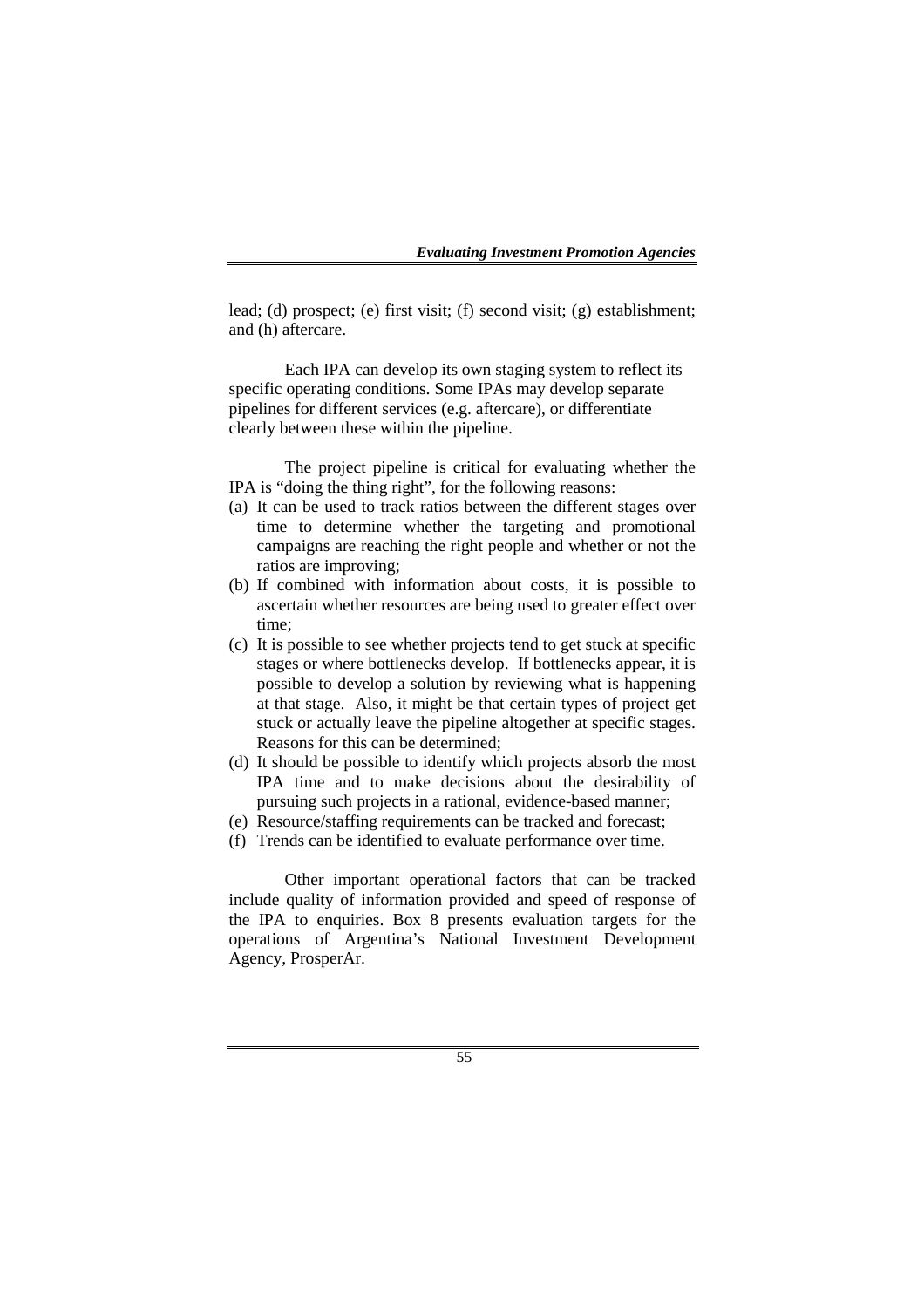lead; (d) prospect; (e) first visit; (f) second visit; (g) establishment; and (h) aftercare.

Each IPA can develop its own staging system to reflect its specific operating conditions. Some IPAs may develop separate pipelines for different services (e.g. aftercare), or differentiate clearly between these within the pipeline.

The project pipeline is critical for evaluating whether the IPA is "doing the thing right", for the following reasons:

(a) It can be used to track ratios between the different stages over time to determine whether the targeting and promotional campaigns are reaching the right people and whether or not the ratios are improving;
(b) If combined with information about costs, it is possible to ascertain whether resources are being used to greater effect over time;
(c) It is possible to see whether projects tend to get stuck at specific stages or where bottlenecks develop. If bottlenecks appear, it is possible to develop a solution by reviewing what is happening at that stage. Also, it might be that certain types of project get stuck or actually leave the pipeline altogether at specific stages. Reasons for this can be determined;
(d) It should be possible to identify which projects absorb the most IPA time and to make decisions about the desirability of pursuing such projects in a rational, evidence-based manner;
(e) Resource/staffing requirements can be tracked and forecast;
(f) Trends can be identified to evaluate performance over time.

Other important operational factors that can be tracked include quality of information provided and speed of response of the IPA to enquiries. Box 8 presents evaluation targets for the operations of Argentina's National Investment Development Agency, ProsperAr.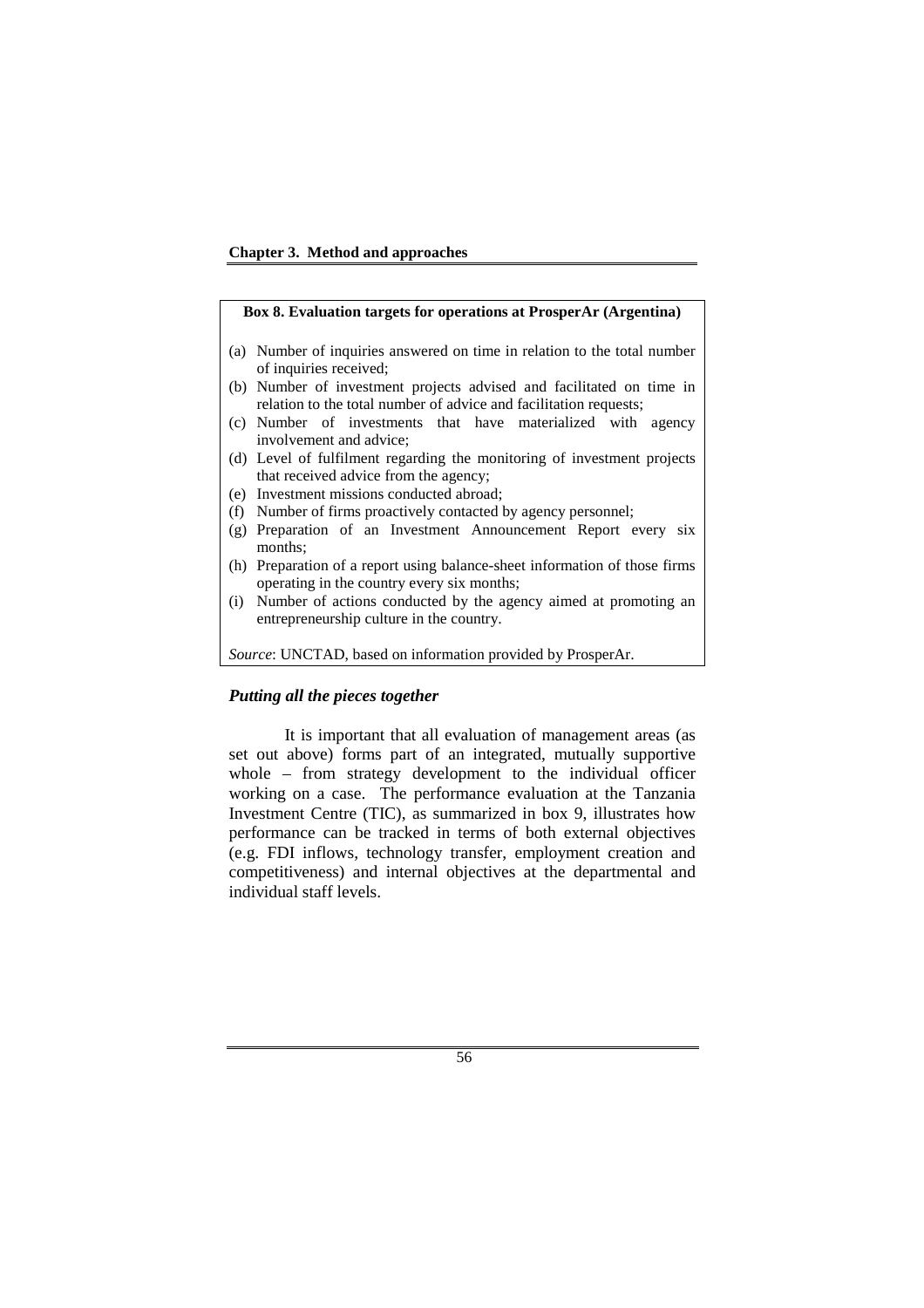**Box 8. Evaluation targets for operations at ProsperAr (Argentina)**

(a) Number of inquiries answered on time in relation to the total number of inquiries received;
(b) Number of investment projects advised and facilitated on time in relation to the total number of advice and facilitation requests;
(c) Number of investments that have materialized with agency involvement and advice;
(d) Level of fulfilment regarding the monitoring of investment projects that received advice from the agency;
(e) Investment missions conducted abroad;
(f) Number of firms proactively contacted by agency personnel;
(g) Preparation of an Investment Announcement Report every six months;
(h) Preparation of a report using balance-sheet information of those firms operating in the country every six months;
(i) Number of actions conducted by the agency aimed at promoting an entrepreneurship culture in the country.

*Source*: UNCTAD, based on information provided by ProsperAr.

### *Putting all the pieces together*

It is important that all evaluation of management areas (as set out above) forms part of an integrated, mutually supportive whole – from strategy development to the individual officer working on a case. The performance evaluation at the Tanzania Investment Centre (TIC), as summarized in box 9, illustrates how performance can be tracked in terms of both external objectives (e.g. FDI inflows, technology transfer, employment creation and competitiveness) and internal objectives at the departmental and individual staff levels.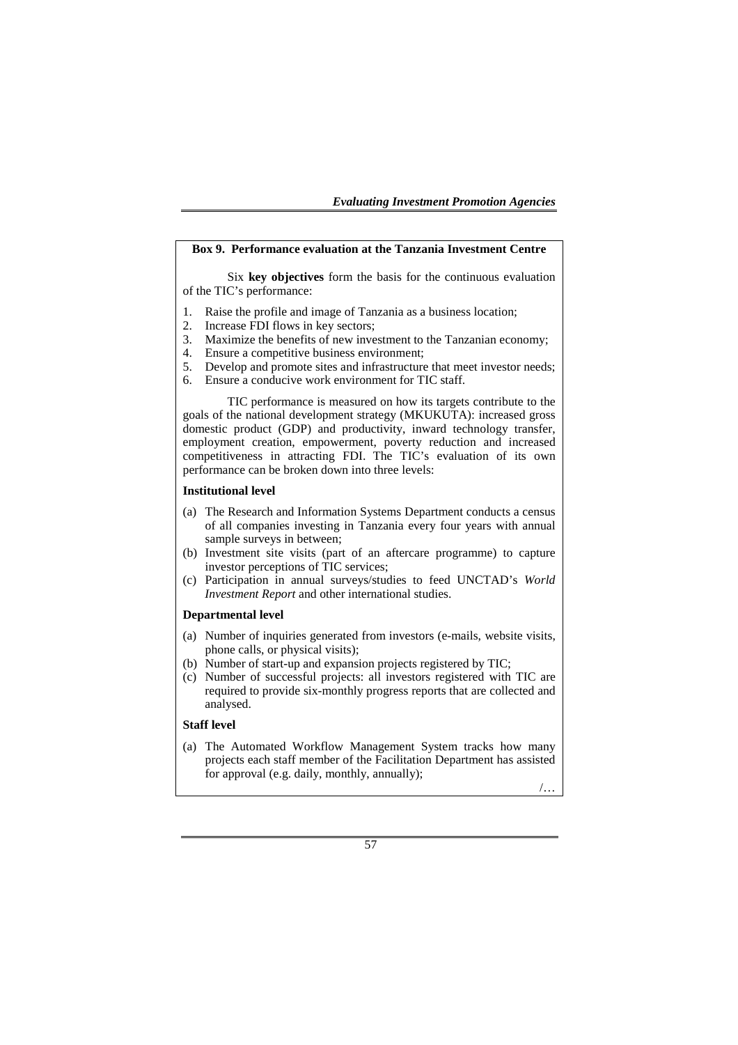**Box 9. Performance evaluation at the Tanzania Investment Centre**

Six **key objectives** form the basis for the continuous evaluation of the TIC's performance:

1. Raise the profile and image of Tanzania as a business location;
2. Increase FDI flows in key sectors;
3. Maximize the benefits of new investment to the Tanzanian economy;
4. Ensure a competitive business environment;
5. Develop and promote sites and infrastructure that meet investor needs;
6. Ensure a conducive work environment for TIC staff.

TIC performance is measured on how its targets contribute to the goals of the national development strategy (MKUKUTA): increased gross domestic product (GDP) and productivity, inward technology transfer, employment creation, empowerment, poverty reduction and increased competitiveness in attracting FDI. The TIC's evaluation of its own performance can be broken down into three levels:

**Institutional level**

(a) The Research and Information Systems Department conducts a census of all companies investing in Tanzania every four years with annual sample surveys in between;
(b) Investment site visits (part of an aftercare programme) to capture investor perceptions of TIC services;
(c) Participation in annual surveys/studies to feed UNCTAD's *World Investment Report* and other international studies.

**Departmental level**

(a) Number of inquiries generated from investors (e-mails, website visits, phone calls, or physical visits);
(b) Number of start-up and expansion projects registered by TIC;
(c) Number of successful projects: all investors registered with TIC are required to provide six-monthly progress reports that are collected and analysed.

**Staff level**

(a) The Automated Workflow Management System tracks how many projects each staff member of the Facilitation Department has assisted for approval (e.g. daily, monthly, annually);

/…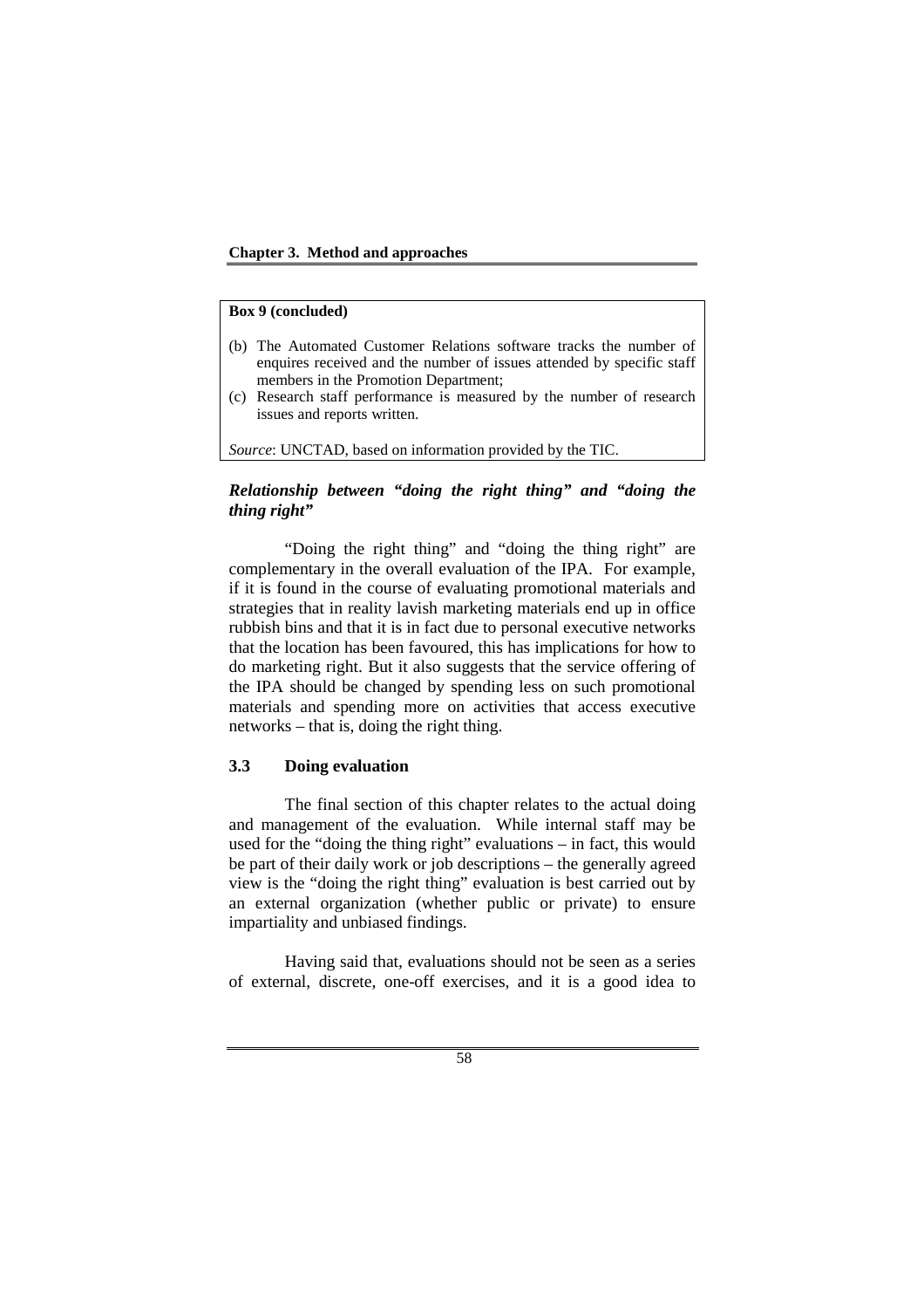**Box 9 (concluded)**

(b) The Automated Customer Relations software tracks the number of enquires received and the number of issues attended by specific staff members in the Promotion Department;

(c) Research staff performance is measured by the number of research issues and reports written.

*Source*: UNCTAD, based on information provided by the TIC.

### *Relationship between "doing the right thing" and "doing the thing right"*

"Doing the right thing" and "doing the thing right" are complementary in the overall evaluation of the IPA. For example, if it is found in the course of evaluating promotional materials and strategies that in reality lavish marketing materials end up in office rubbish bins and that it is in fact due to personal executive networks that the location has been favoured, this has implications for how to do marketing right. But it also suggests that the service offering of the IPA should be changed by spending less on such promotional materials and spending more on activities that access executive networks – that is, doing the right thing.

## 3.3 Doing evaluation

The final section of this chapter relates to the actual doing and management of the evaluation. While internal staff may be used for the "doing the thing right" evaluations – in fact, this would be part of their daily work or job descriptions – the generally agreed view is the "doing the right thing" evaluation is best carried out by an external organization (whether public or private) to ensure impartiality and unbiased findings.

Having said that, evaluations should not be seen as a series of external, discrete, one-off exercises, and it is a good idea to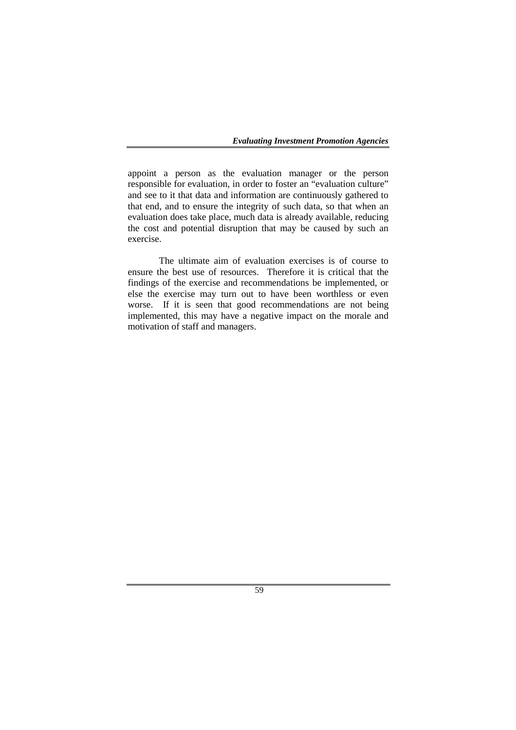appoint a person as the evaluation manager or the person responsible for evaluation, in order to foster an "evaluation culture" and see to it that data and information are continuously gathered to that end, and to ensure the integrity of such data, so that when an evaluation does take place, much data is already available, reducing the cost and potential disruption that may be caused by such an exercise.

The ultimate aim of evaluation exercises is of course to ensure the best use of resources. Therefore it is critical that the findings of the exercise and recommendations be implemented, or else the exercise may turn out to have been worthless or even worse. If it is seen that good recommendations are not being implemented, this may have a negative impact on the morale and motivation of staff and managers.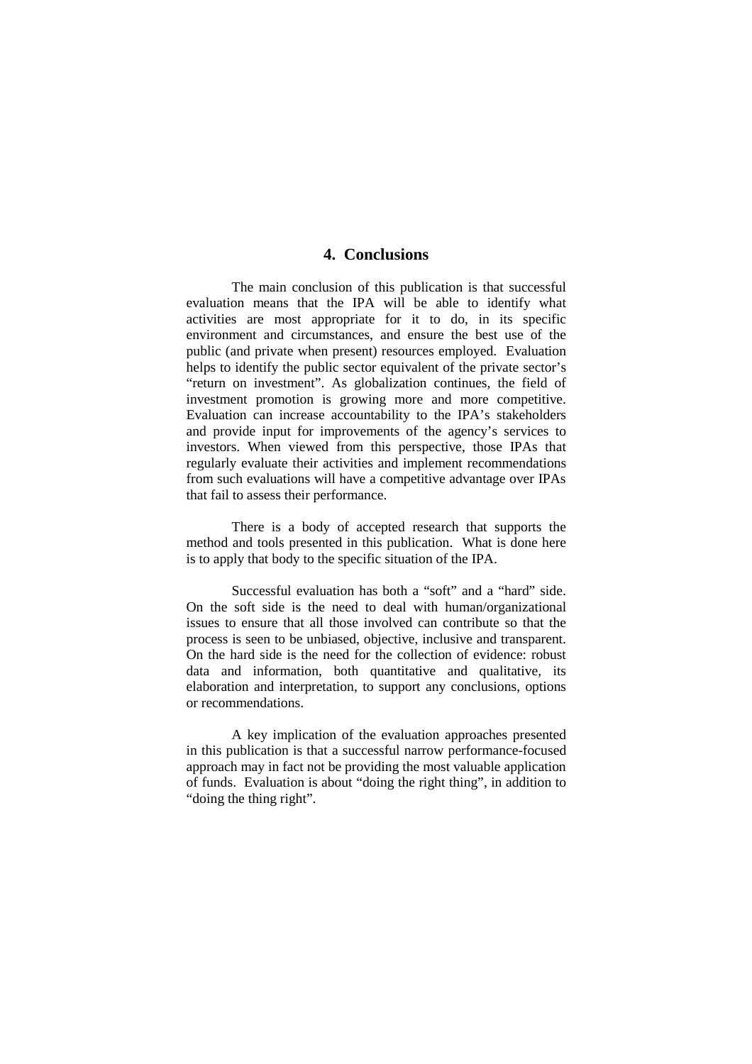# 4. Conclusions

The main conclusion of this publication is that successful evaluation means that the IPA will be able to identify what activities are most appropriate for it to do, in its specific environment and circumstances, and ensure the best use of the public (and private when present) resources employed. Evaluation helps to identify the public sector equivalent of the private sector's "return on investment". As globalization continues, the field of investment promotion is growing more and more competitive. Evaluation can increase accountability to the IPA's stakeholders and provide input for improvements of the agency's services to investors. When viewed from this perspective, those IPAs that regularly evaluate their activities and implement recommendations from such evaluations will have a competitive advantage over IPAs that fail to assess their performance.

There is a body of accepted research that supports the method and tools presented in this publication. What is done here is to apply that body to the specific situation of the IPA.

Successful evaluation has both a "soft" and a "hard" side. On the soft side is the need to deal with human/organizational issues to ensure that all those involved can contribute so that the process is seen to be unbiased, objective, inclusive and transparent. On the hard side is the need for the collection of evidence: robust data and information, both quantitative and qualitative, its elaboration and interpretation, to support any conclusions, options or recommendations.

A key implication of the evaluation approaches presented in this publication is that a successful narrow performance-focused approach may in fact not be providing the most valuable application of funds. Evaluation is about "doing the right thing", in addition to "doing the thing right".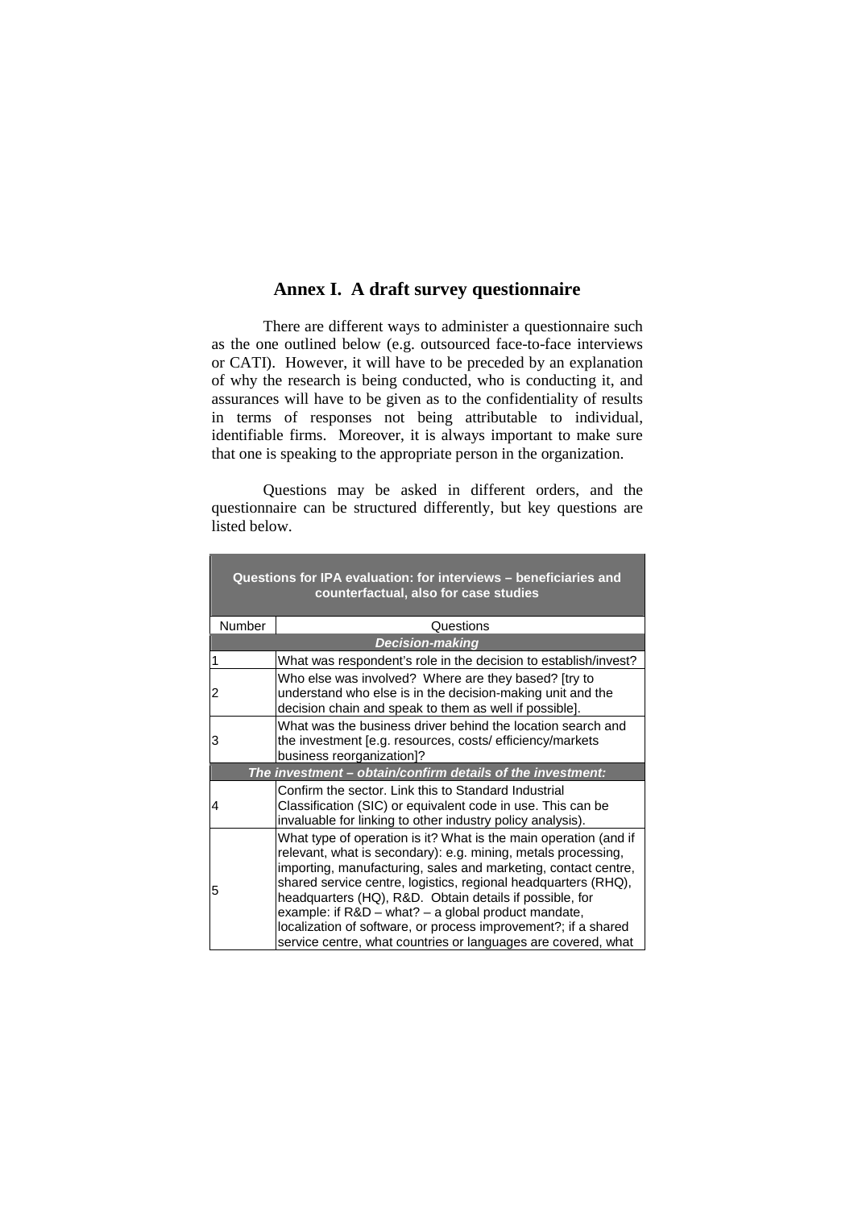## Annex I. A draft survey questionnaire

There are different ways to administer a questionnaire such as the one outlined below (e.g. outsourced face-to-face interviews or CATI). However, it will have to be preceded by an explanation of why the research is being conducted, who is conducting it, and assurances will have to be given as to the confidentiality of results in terms of responses not being attributable to individual, identifiable firms. Moreover, it is always important to make sure that one is speaking to the appropriate person in the organization.

Questions may be asked in different orders, and the questionnaire can be structured differently, but key questions are listed below.

| **Questions for IPA evaluation: for interviews – beneficiaries and counterfactual, also for case studies** | |
|---|---|
| Number | Questions |
| ***Decision-making*** | |
| 1 | What was respondent's role in the decision to establish/invest? |
| 2 | Who else was involved? Where are they based? [try to understand who else is in the decision-making unit and the decision chain and speak to them as well if possible]. |
| 3 | What was the business driver behind the location search and the investment [e.g. resources, costs/ efficiency/markets business reorganization]? |
| ***The investment – obtain/confirm details of the investment:*** | |
| 4 | Confirm the sector. Link this to Standard Industrial Classification (SIC) or equivalent code in use. This can be invaluable for linking to other industry policy analysis). |
| 5 | What type of operation is it? What is the main operation (and if relevant, what is secondary): e.g. mining, metals processing, importing, manufacturing, sales and marketing, contact centre, shared service centre, logistics, regional headquarters (RHQ), headquarters (HQ), R&D. Obtain details if possible, for example: if R&D – what? – a global product mandate, localization of software, or process improvement?; if a shared service centre, what countries or languages are covered, what |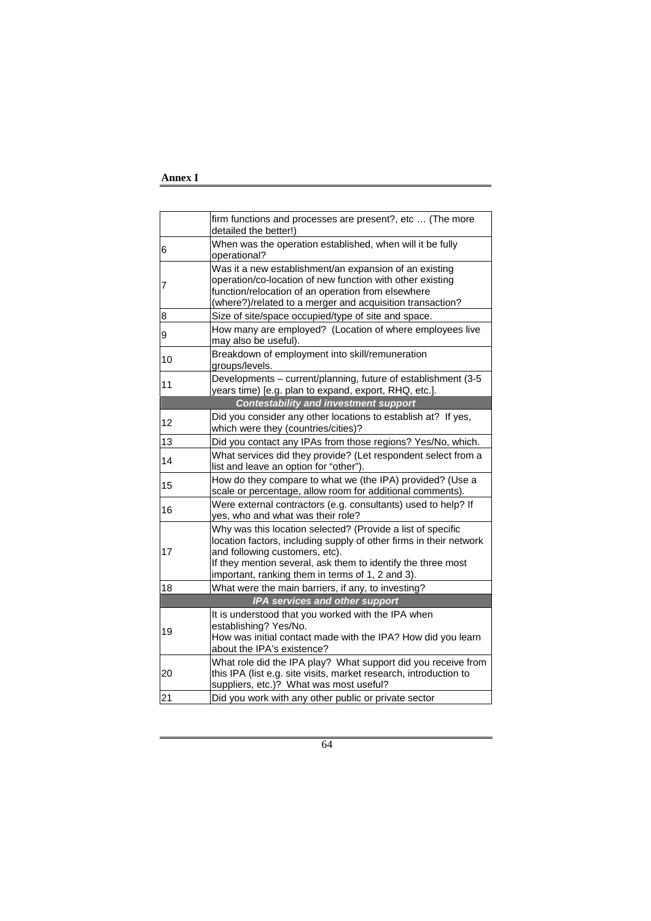## Annex I

| | |
|---|---|
| | firm functions and processes are present?, etc … (The more detailed the better!) |
| 6 | When was the operation established, when will it be fully operational? |
| 7 | Was it a new establishment/an expansion of an existing operation/co-location of new function with other existing function/relocation of an operation from elsewhere (where?)/related to a merger and acquisition transaction? |
| 8 | Size of site/space occupied/type of site and space. |
| 9 | How many are employed? (Location of where employees live may also be useful). |
| 10 | Breakdown of employment into skill/remuneration groups/levels. |
| 11 | Developments – current/planning, future of establishment (3-5 years time) [e.g. plan to expand, export, RHQ, etc.]. |
| ***Contestability and investment support*** | |
| 12 | Did you consider any other locations to establish at? If yes, which were they (countries/cities)? |
| 13 | Did you contact any IPAs from those regions? Yes/No, which. |
| 14 | What services did they provide? (Let respondent select from a list and leave an option for "other"). |
| 15 | How do they compare to what we (the IPA) provided? (Use a scale or percentage, allow room for additional comments). |
| 16 | Were external contractors (e.g. consultants) used to help? If yes, who and what was their role? |
| 17 | Why was this location selected? (Provide a list of specific location factors, including supply of other firms in their network and following customers, etc).<br>If they mention several, ask them to identify the three most important, ranking them in terms of 1, 2 and 3). |
| 18 | What were the main barriers, if any, to investing? |
| ***IPA services and other support*** | |
| 19 | It is understood that you worked with the IPA when establishing? Yes/No.<br>How was initial contact made with the IPA? How did you learn about the IPA's existence? |
| 20 | What role did the IPA play? What support did you receive from this IPA (list e.g. site visits, market research, introduction to suppliers, etc.)? What was most useful? |
| 21 | Did you work with any other public or private sector |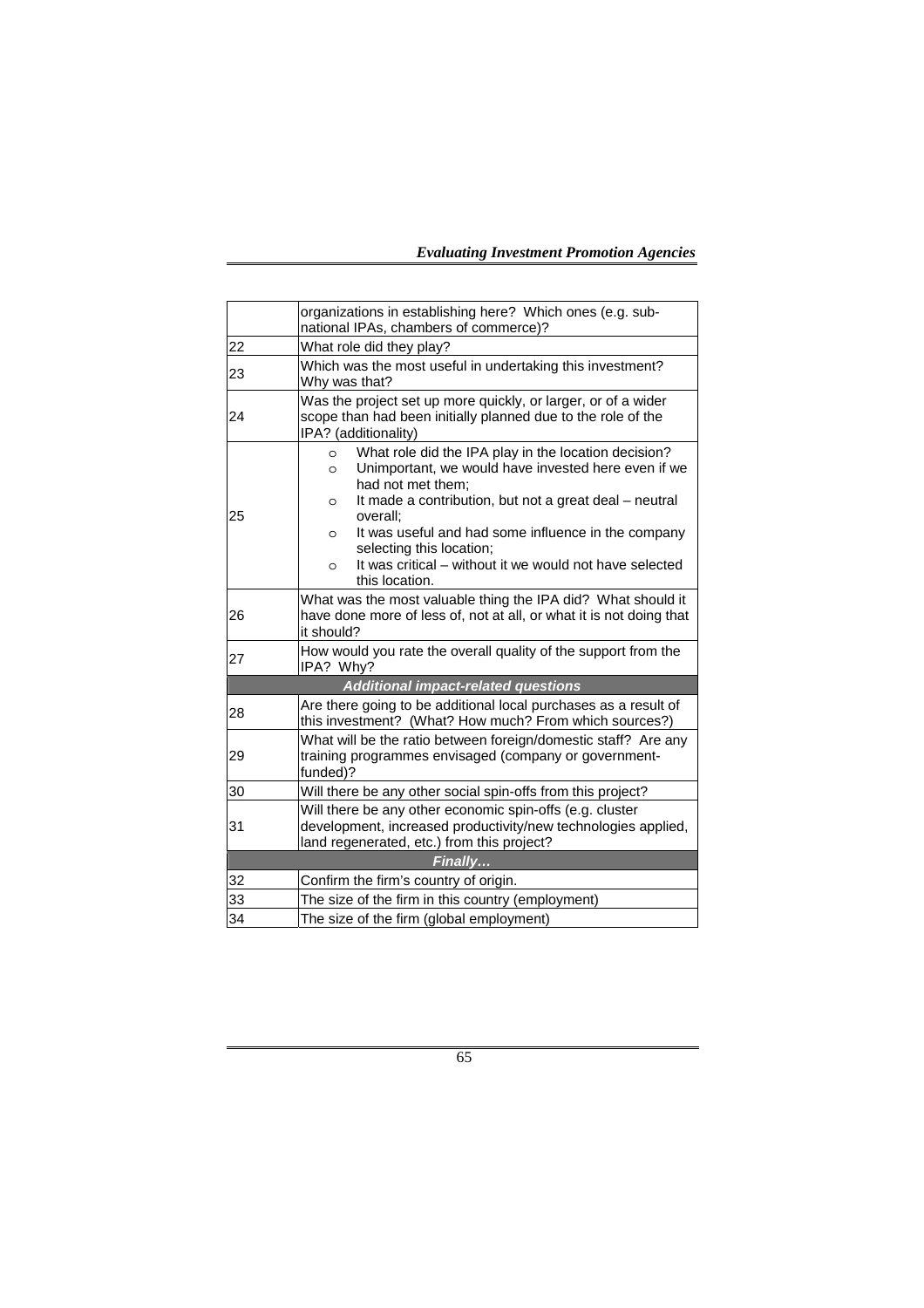|  |  |
|---|---|
|  | organizations in establishing here? Which ones (e.g. sub-national IPAs, chambers of commerce)? |
| 22 | What role did they play? |
| 23 | Which was the most useful in undertaking this investment? Why was that? |
| 24 | Was the project set up more quickly, or larger, or of a wider scope than had been initially planned due to the role of the IPA? (additionality) |
| 25 | ○ What role did the IPA play in the location decision?<br>○ Unimportant, we would have invested here even if we had not met them;<br>○ It made a contribution, but not a great deal – neutral overall;<br>○ It was useful and had some influence in the company selecting this location;<br>○ It was critical – without it we would not have selected this location. |
| 26 | What was the most valuable thing the IPA did? What should it have done more of less of, not at all, or what it is not doing that it should? |
| 27 | How would you rate the overall quality of the support from the IPA? Why? |
| ***Additional impact-related questions*** | |
| 28 | Are there going to be additional local purchases as a result of this investment? (What? How much? From which sources?) |
| 29 | What will be the ratio between foreign/domestic staff? Are any training programmes envisaged (company or government-funded)? |
| 30 | Will there be any other social spin-offs from this project? |
| 31 | Will there be any other economic spin-offs (e.g. cluster development, increased productivity/new technologies applied, land regenerated, etc.) from this project? |
| ***Finally…*** | |
| 32 | Confirm the firm's country of origin. |
| 33 | The size of the firm in this country (employment) |
| 34 | The size of the firm (global employment) |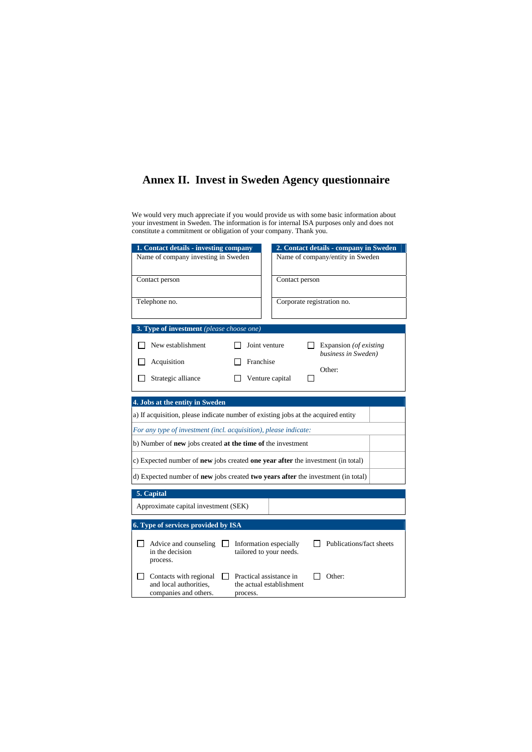# Annex II. Invest in Sweden Agency questionnaire

We would very much appreciate if you would provide us with some basic information about your investment in Sweden. The information is for internal ISA purposes only and does not constitute a commitment or obligation of your company. Thank you.

| **1. Contact details - investing company** |
|---|
| Name of company investing in Sweden |
| Contact person |
| Telephone no. |

| **2. Contact details - company in Sweden** |
|---|
| Name of company/entity in Sweden |
| Contact person |
| Corporate registration no. |

**3. Type of investment** *(please choose one)*

- ☐ New establishment
- ☐ Acquisition
- ☐ Strategic alliance
- ☐ Joint venture
- ☐ Franchise
- ☐ Venture capital
- ☐ Expansion *(of existing business in Sweden)*
- ☐ Other:

| **4. Jobs at the entity in Sweden** | |
|---|---|
| a) If acquisition, please indicate number of existing jobs at the acquired entity | |
| *For any type of investment (incl. acquisition), please indicate:* | |
| b) Number of **new** jobs created **at the time of** the investment | |
| c) Expected number of **new** jobs created **one year after** the investment (in total) | |
| d) Expected number of **new** jobs created **two years after** the investment (in total) | |

| **5. Capital** | |
|---|---|
| Approximate capital investment (SEK) | |

**6. Type of services provided by ISA**

- ☐ Advice and counseling in the decision process.
- ☐ Information especially tailored to your needs.
- ☐ Publications/fact sheets
- ☐ Contacts with regional and local authorities, companies and others.
- ☐ Practical assistance in the actual establishment process.
- ☐ Other: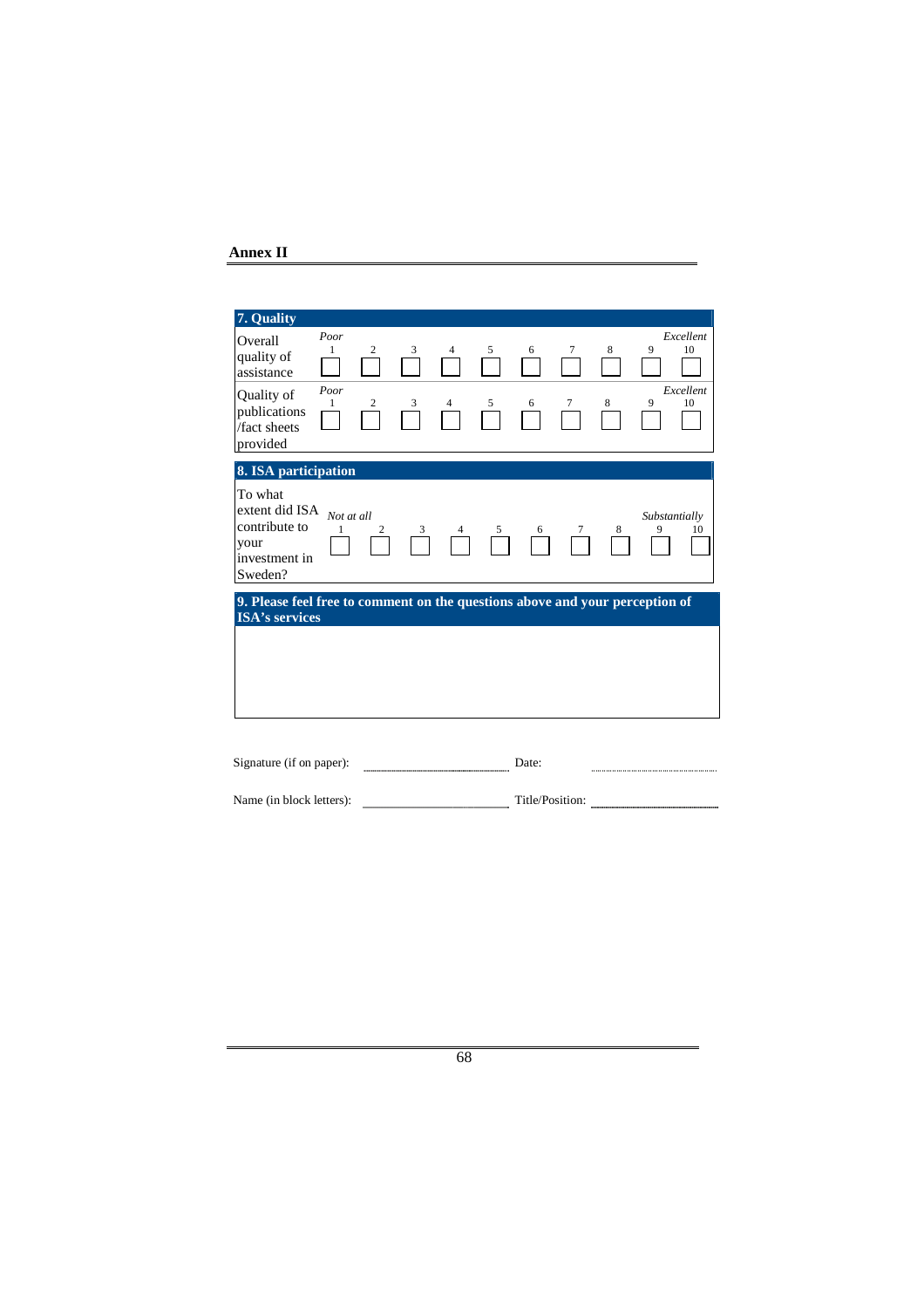# Annex II

| 7. Quality | | | | | | | | | | |
|---|---|---|---|---|---|---|---|---|---|---|
| | *Poor* | | | | | | | | | *Excellent* |
| Overall quality of assistance | 1 ☐ | 2 ☐ | 3 ☐ | 4 ☐ | 5 ☐ | 6 ☐ | 7 ☐ | 8 ☐ | 9 ☐ | 10 ☐ |
| | *Poor* | | | | | | | | | *Excellent* |
| Quality of publications /fact sheets provided | 1 ☐ | 2 ☐ | 3 ☐ | 4 ☐ | 5 ☐ | 6 ☐ | 7 ☐ | 8 ☐ | 9 ☐ | 10 ☐ |

| 8. ISA participation | | | | | | | | | | |
|---|---|---|---|---|---|---|---|---|---|---|
| | *Not at all* | | | | | | | | *Substantially* | |
| To what extent did ISA contribute to your investment in Sweden? | 1 ☐ | 2 ☐ | 3 ☐ | 4 ☐ | 5 ☐ | 6 ☐ | 7 ☐ | 8 ☐ | 9 ☐ | 10 ☐ |

| 9. Please feel free to comment on the questions above and your perception of ISA's services |
|---|
| |

Signature (if on paper): ______________________ Date: ______________________

Name (in block letters): ______________________ Title/Position: ______________________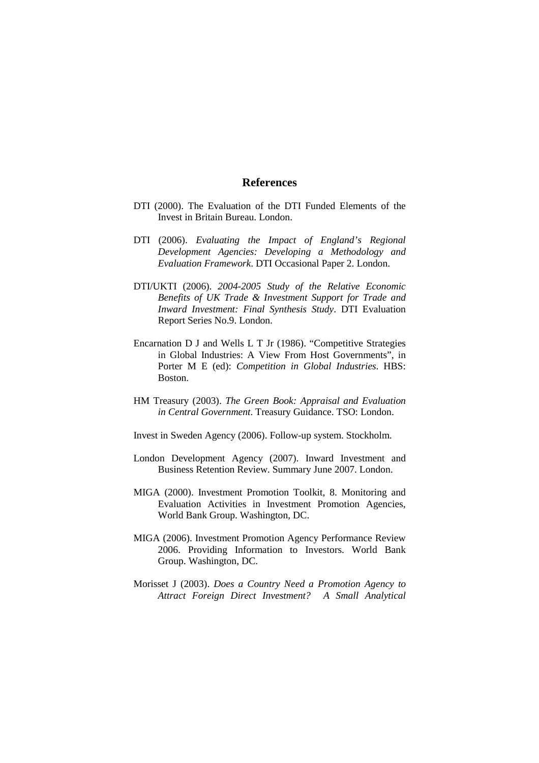## References

DTI (2000). The Evaluation of the DTI Funded Elements of the Invest in Britain Bureau. London.

DTI (2006). *Evaluating the Impact of England's Regional Development Agencies: Developing a Methodology and Evaluation Framework*. DTI Occasional Paper 2. London.

DTI/UKTI (2006). *2004-2005 Study of the Relative Economic Benefits of UK Trade & Investment Support for Trade and Inward Investment: Final Synthesis Study*. DTI Evaluation Report Series No.9. London.

Encarnation D J and Wells L T Jr (1986). "Competitive Strategies in Global Industries: A View From Host Governments", in Porter M E (ed): *Competition in Global Industries*. HBS: Boston.

HM Treasury (2003). *The Green Book: Appraisal and Evaluation in Central Government*. Treasury Guidance. TSO: London.

Invest in Sweden Agency (2006). Follow-up system. Stockholm.

London Development Agency (2007). Inward Investment and Business Retention Review. Summary June 2007. London.

MIGA (2000). Investment Promotion Toolkit, 8. Monitoring and Evaluation Activities in Investment Promotion Agencies, World Bank Group. Washington, DC.

MIGA (2006). Investment Promotion Agency Performance Review 2006. Providing Information to Investors. World Bank Group. Washington, DC.

Morisset J (2003). *Does a Country Need a Promotion Agency to Attract Foreign Direct Investment? A Small Analytical*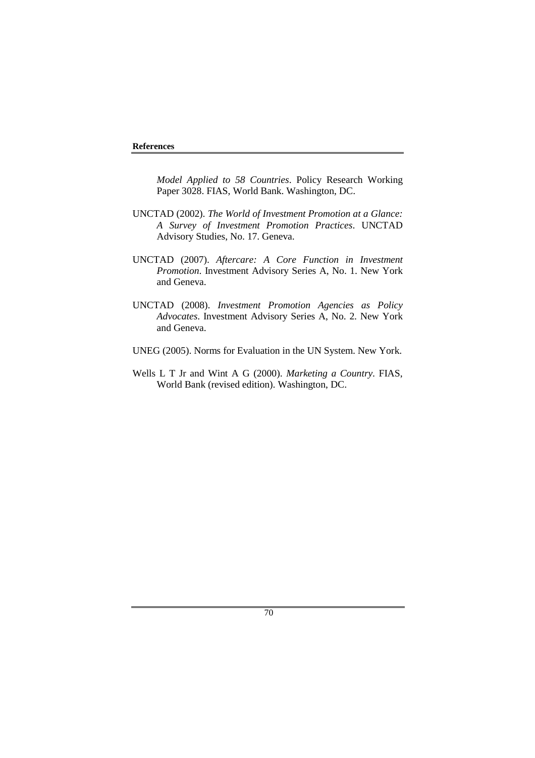*Model Applied to 58 Countries*. Policy Research Working Paper 3028. FIAS, World Bank. Washington, DC.

UNCTAD (2002). *The World of Investment Promotion at a Glance: A Survey of Investment Promotion Practices*. UNCTAD Advisory Studies, No. 17. Geneva.

UNCTAD (2007). *Aftercare: A Core Function in Investment Promotion*. Investment Advisory Series A, No. 1. New York and Geneva.

UNCTAD (2008). *Investment Promotion Agencies as Policy Advocates*. Investment Advisory Series A, No. 2. New York and Geneva.

UNEG (2005). Norms for Evaluation in the UN System. New York.

Wells L T Jr and Wint A G (2000). *Marketing a Country*. FIAS, World Bank (revised edition). Washington, DC.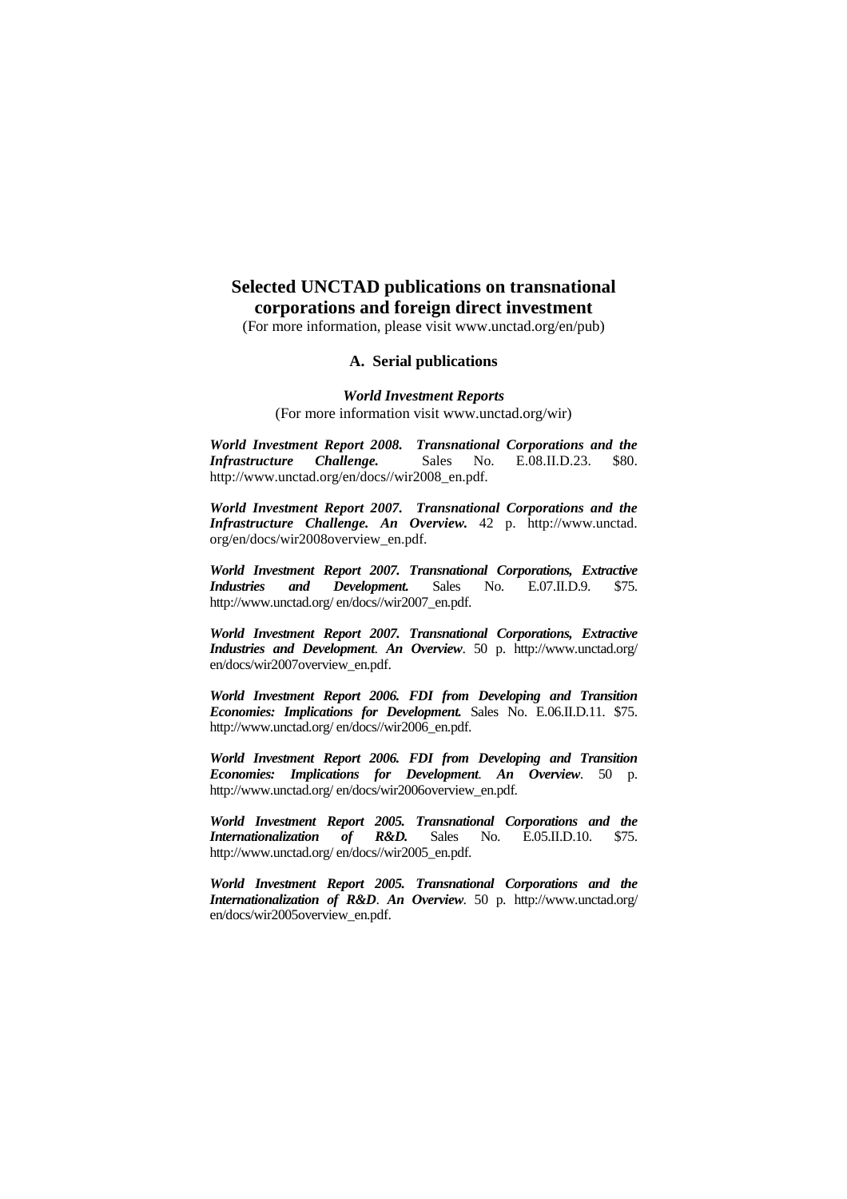# Selected UNCTAD publications on transnational corporations and foreign direct investment

(For more information, please visit www.unctad.org/en/pub)

## A. Serial publications

### *World Investment Reports*

(For more information visit www.unctad.org/wir)

***World Investment Report 2008. Transnational Corporations and the Infrastructure Challenge.*** Sales No. E.08.II.D.23. $80. http://www.unctad.org/en/docs//wir2008_en.pdf.

***World Investment Report 2007. Transnational Corporations and the Infrastructure Challenge. An Overview.*** 42 p. http://www.unctad.org/en/docs/wir2008overview_en.pdf.

***World Investment Report 2007. Transnational Corporations, Extractive Industries and Development.*** Sales No. E.07.II.D.9. $75. http://www.unctad.org/ en/docs//wir2007_en.pdf.

***World Investment Report 2007. Transnational Corporations, Extractive Industries and Development. An Overview.*** 50 p. http://www.unctad.org/ en/docs/wir2007overview_en.pdf.

***World Investment Report 2006. FDI from Developing and Transition Economies: Implications for Development.*** Sales No. E.06.II.D.11. $75. http://www.unctad.org/ en/docs//wir2006_en.pdf.

***World Investment Report 2006. FDI from Developing and Transition Economies: Implications for Development. An Overview.*** 50 p. http://www.unctad.org/ en/docs/wir2006overview_en.pdf.

***World Investment Report 2005. Transnational Corporations and the Internationalization of R&D.*** Sales No. E.05.II.D.10. $75. http://www.unctad.org/ en/docs//wir2005_en.pdf.

***World Investment Report 2005. Transnational Corporations and the Internationalization of R&D. An Overview.*** 50 p. http://www.unctad.org/ en/docs/wir2005overview_en.pdf.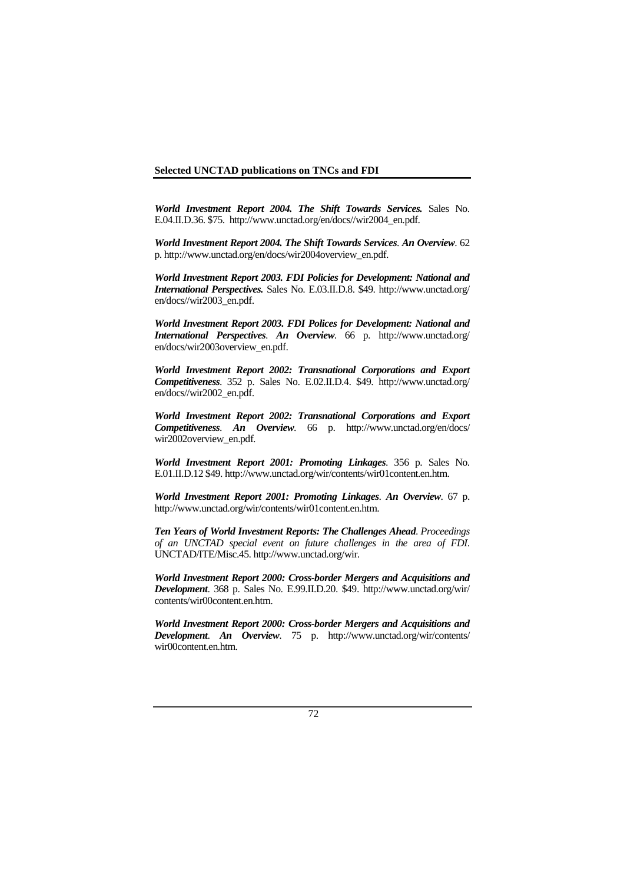**Selected UNCTAD publications on TNCs and FDI**

***World Investment Report 2004. The Shift Towards Services.*** Sales No. E.04.II.D.36. $75. http://www.unctad.org/en/docs//wir2004_en.pdf.

***World Investment Report 2004. The Shift Towards Services*. *An Overview***. 62 p. http://www.unctad.org/en/docs/wir2004overview_en.pdf.

***World Investment Report 2003. FDI Policies for Development: National and International Perspectives.*** Sales No. E.03.II.D.8. $49. http://www.unctad.org/en/docs//wir2003_en.pdf.

***World Investment Report 2003. FDI Polices for Development: National and International Perspectives*. *An Overview***. 66 p. http://www.unctad.org/en/docs/wir2003overview_en.pdf.

***World Investment Report 2002: Transnational Corporations and Export Competitiveness***. 352 p. Sales No. E.02.II.D.4. $49. http://www.unctad.org/en/docs//wir2002_en.pdf.

***World Investment Report 2002: Transnational Corporations and Export Competitiveness*. *An Overview***. 66 p. http://www.unctad.org/en/docs/wir2002overview_en.pdf.

***World Investment Report 2001: Promoting Linkages***. 356 p. Sales No. E.01.II.D.12 $49. http://www.unctad.org/wir/contents/wir01content.en.htm.

***World Investment Report 2001: Promoting Linkages*. *An Overview***. 67 p. http://www.unctad.org/wir/contents/wir01content.en.htm.

***Ten Years of World Investment Reports: The Challenges Ahead***. *Proceedings of an UNCTAD special event on future challenges in the area of FDI*. UNCTAD/ITE/Misc.45. http://www.unctad.org/wir.

***World Investment Report 2000: Cross-border Mergers and Acquisitions and Development***. 368 p. Sales No. E.99.II.D.20. $49. http://www.unctad.org/wir/contents/wir00content.en.htm.

***World Investment Report 2000: Cross-border Mergers and Acquisitions and Development*. *An Overview***. 75 p. http://www.unctad.org/wir/contents/wir00content.en.htm.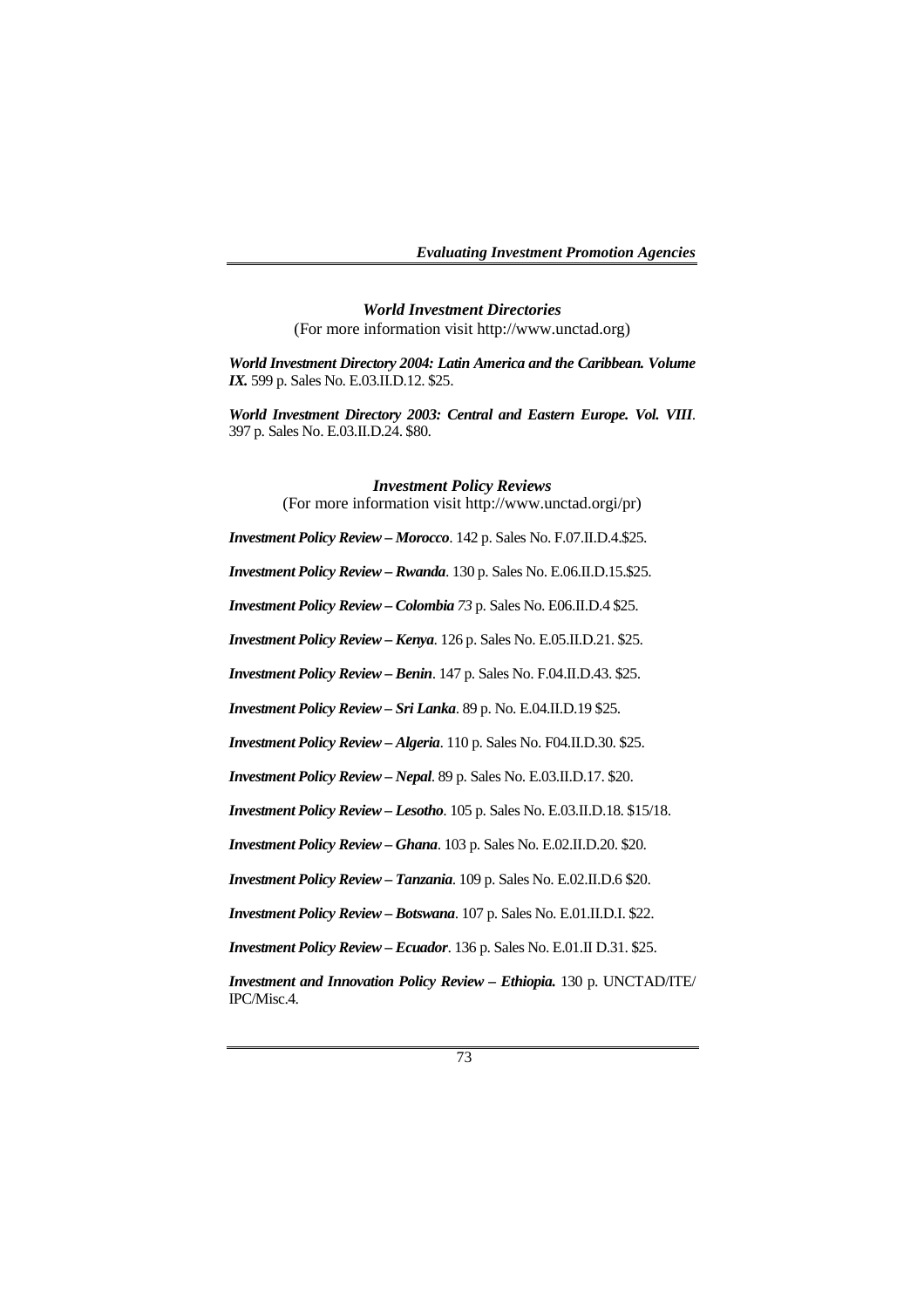### *World Investment Directories*

(For more information visit http://www.unctad.org)

***World Investment Directory 2004: Latin America and the Caribbean. Volume IX.*** 599 p. Sales No. E.03.II.D.12. $25.

***World Investment Directory 2003: Central and Eastern Europe. Vol. VIII***. 397 p. Sales No. E.03.II.D.24. $80.

### *Investment Policy Reviews*

(For more information visit http://www.unctad.orgi/pr)

***Investment Policy Review – Morocco***. 142 p. Sales No. F.07.II.D.4.$25.

***Investment Policy Review – Rwanda***. 130 p. Sales No. E.06.II.D.15.$25.

***Investment Policy Review – Colombia*** *73* p. Sales No. E06.II.D.4 $25.

***Investment Policy Review – Kenya***. 126 p. Sales No. E.05.II.D.21. $25.

***Investment Policy Review – Benin***. 147 p. Sales No. F.04.II.D.43. $25.

***Investment Policy Review – Sri Lanka***. 89 p. No. E.04.II.D.19 $25.

***Investment Policy Review – Algeria***. 110 p. Sales No. F04.II.D.30. $25.

***Investment Policy Review – Nepal***. 89 p. Sales No. E.03.II.D.17. $20.

***Investment Policy Review – Lesotho***. 105 p. Sales No. E.03.II.D.18. $15/18.

***Investment Policy Review – Ghana***. 103 p. Sales No. E.02.II.D.20. $20.

***Investment Policy Review – Tanzania***. 109 p. Sales No. E.02.II.D.6 $20.

***Investment Policy Review – Botswana***. 107 p. Sales No. E.01.II.D.I. $22.

***Investment Policy Review – Ecuador***. 136 p. Sales No. E.01.II D.31. $25.

***Investment and Innovation Policy Review – Ethiopia.*** 130 p. UNCTAD/ITE/IPC/Misc.4.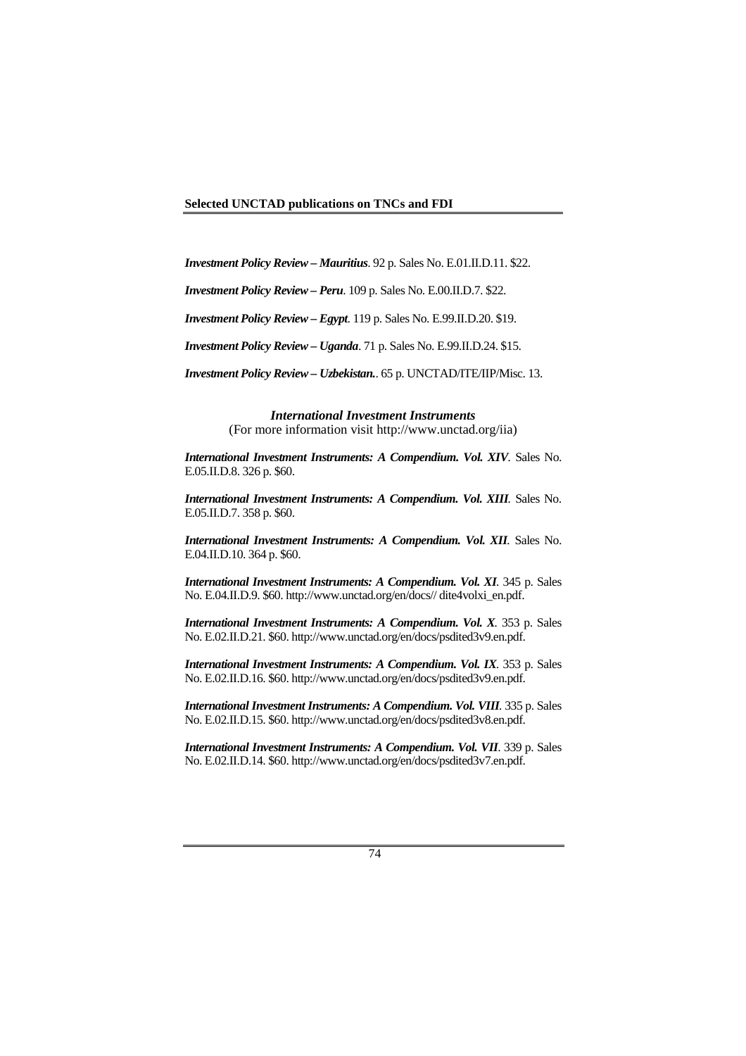***Investment Policy Review – Mauritius***. 92 p. Sales No. E.01.II.D.11. $22.

***Investment Policy Review – Peru***. 109 p. Sales No. E.00.II.D.7. $22.

***Investment Policy Review – Egypt***. 119 p. Sales No. E.99.II.D.20. $19.

***Investment Policy Review – Uganda***. 71 p. Sales No. E.99.II.D.24. $15.

***Investment Policy Review – Uzbekistan.***. 65 p. UNCTAD/ITE/IIP/Misc. 13.

### *International Investment Instruments*

(For more information visit http://www.unctad.org/iia)

***International Investment Instruments: A Compendium. Vol. XIV***. Sales No. E.05.II.D.8. 326 p. $60.

***International Investment Instruments: A Compendium. Vol. XIII***. Sales No. E.05.II.D.7. 358 p. $60.

***International Investment Instruments: A Compendium. Vol. XII***. Sales No. E.04.II.D.10. 364 p. $60.

***International Investment Instruments: A Compendium. Vol. XI***. 345 p. Sales No. E.04.II.D.9. $60. http://www.unctad.org/en/docs// dite4volxi_en.pdf.

***International Investment Instruments: A Compendium. Vol. X***. 353 p. Sales No. E.02.II.D.21. $60. http://www.unctad.org/en/docs/psdited3v9.en.pdf.

***International Investment Instruments: A Compendium. Vol. IX***. 353 p. Sales No. E.02.II.D.16. $60. http://www.unctad.org/en/docs/psdited3v9.en.pdf.

***International Investment Instruments: A Compendium. Vol. VIII***. 335 p. Sales No. E.02.II.D.15. $60. http://www.unctad.org/en/docs/psdited3v8.en.pdf.

***International Investment Instruments: A Compendium. Vol. VII***. 339 p. Sales No. E.02.II.D.14. $60. http://www.unctad.org/en/docs/psdited3v7.en.pdf.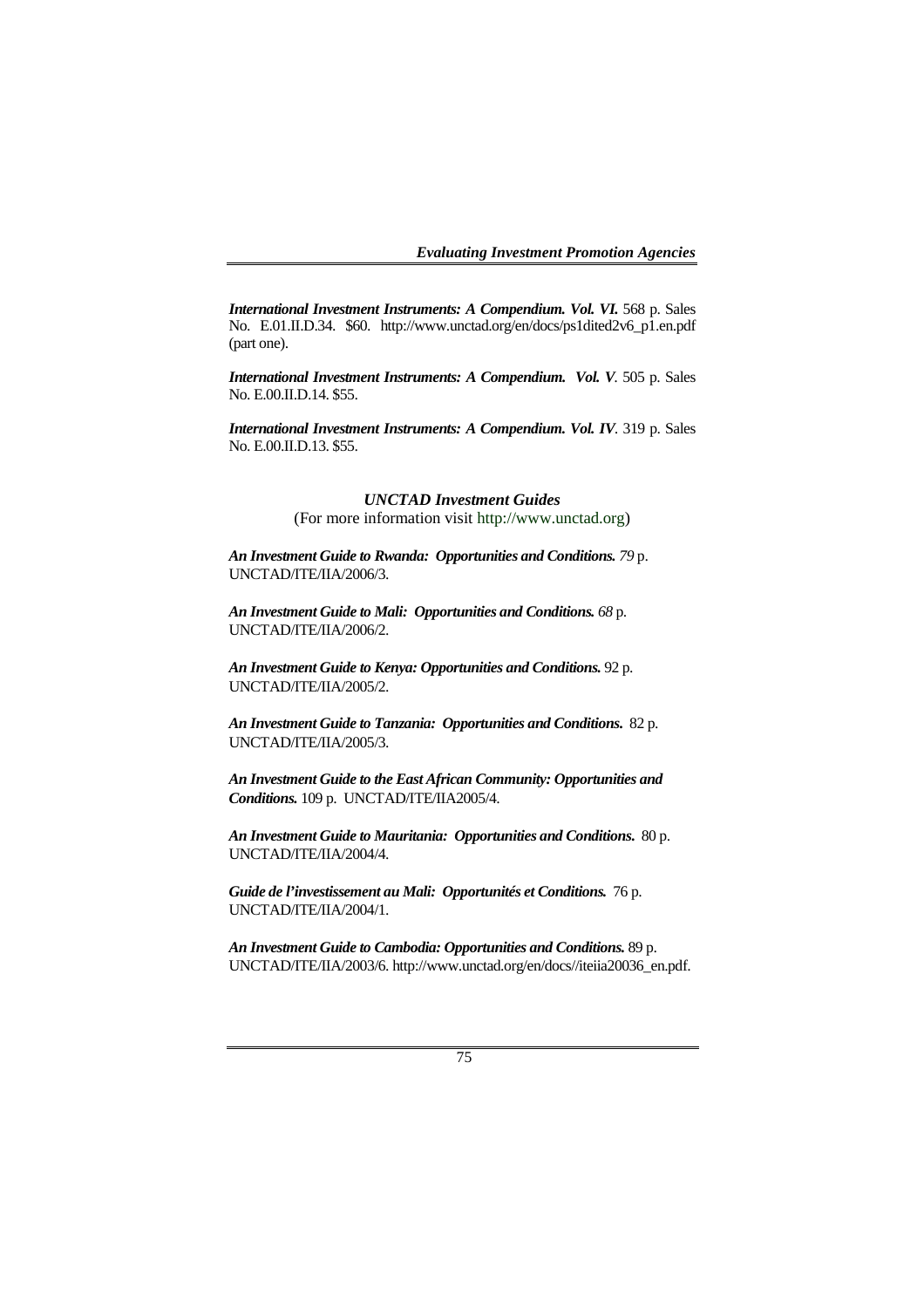***International Investment Instruments: A Compendium. Vol. VI.*** 568 p. Sales No. E.01.II.D.34. $60. http://www.unctad.org/en/docs/ps1dited2v6_p1.en.pdf (part one).

***International Investment Instruments: A Compendium. Vol. V***. 505 p. Sales No. E.00.II.D.14. $55.

***International Investment Instruments: A Compendium. Vol. IV***. 319 p. Sales No. E.00.II.D.13. $55.

### *UNCTAD Investment Guides*

(For more information visit http://www.unctad.org)

***An Investment Guide to Rwanda: Opportunities and Conditions.*** *79* p. UNCTAD/ITE/IIA/2006/3.

***An Investment Guide to Mali: Opportunities and Conditions.*** *68* p. UNCTAD/ITE/IIA/2006/2.

***An Investment Guide to Kenya: Opportunities and Conditions.*** 92 p. UNCTAD/ITE/IIA/2005/2.

***An Investment Guide to Tanzania: Opportunities and Conditions.*** 82 p. UNCTAD/ITE/IIA/2005/3.

***An Investment Guide to the East African Community: Opportunities and Conditions.*** 109 p. UNCTAD/ITE/IIA2005/4.

***An Investment Guide to Mauritania: Opportunities and Conditions.*** 80 p. UNCTAD/ITE/IIA/2004/4.

***Guide de l'investissement au Mali: Opportunités et Conditions.*** 76 p. UNCTAD/ITE/IIA/2004/1.

***An Investment Guide to Cambodia: Opportunities and Conditions.*** 89 p. UNCTAD/ITE/IIA/2003/6. http://www.unctad.org/en/docs//iteiia20036_en.pdf.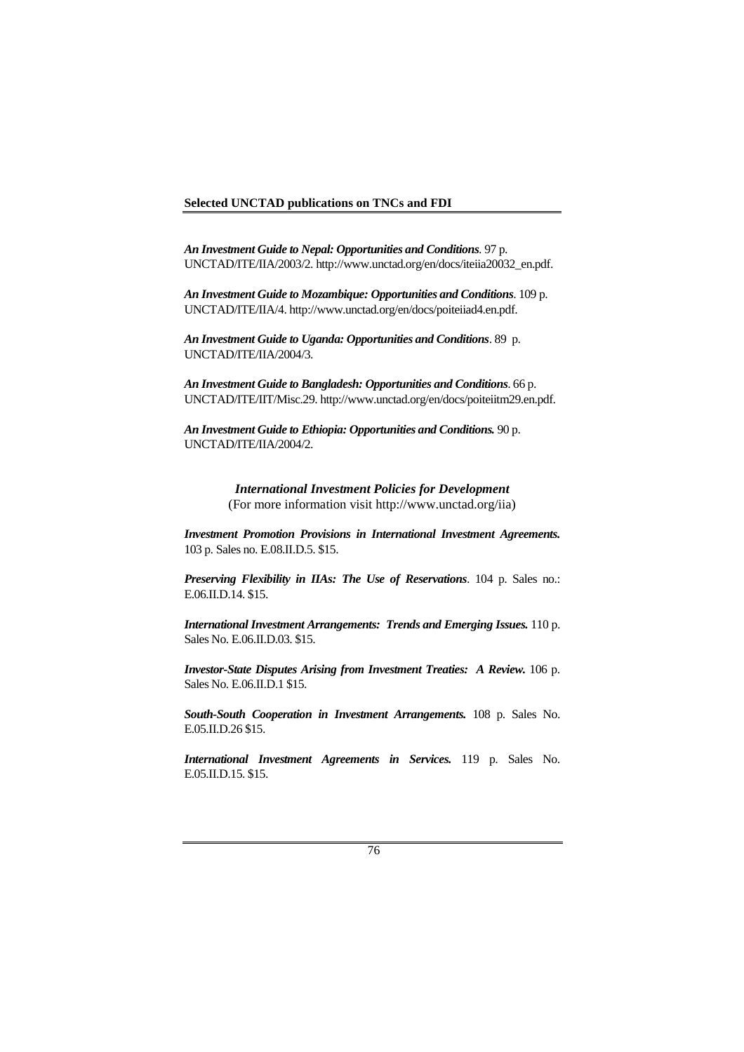**Selected UNCTAD publications on TNCs and FDI**

***An Investment Guide to Nepal: Opportunities and Conditions***. 97 p. UNCTAD/ITE/IIA/2003/2. http://www.unctad.org/en/docs/iteiia20032_en.pdf.

***An Investment Guide to Mozambique: Opportunities and Conditions***. 109 p. UNCTAD/ITE/IIA/4. http://www.unctad.org/en/docs/poiteiiad4.en.pdf.

***An Investment Guide to Uganda: Opportunities and Conditions***. 89 p. UNCTAD/ITE/IIA/2004/3.

***An Investment Guide to Bangladesh: Opportunities and Conditions***. 66 p. UNCTAD/ITE/IIT/Misc.29. http://www.unctad.org/en/docs/poiteiitm29.en.pdf.

***An Investment Guide to Ethiopia: Opportunities and Conditions.*** 90 p. UNCTAD/ITE/IIA/2004/2.

***International Investment Policies for Development***
(For more information visit http://www.unctad.org/iia)

***Investment Promotion Provisions in International Investment Agreements.*** 103 p. Sales no. E.08.II.D.5. $15.

***Preserving Flexibility in IIAs: The Use of Reservations***. 104 p. Sales no.: E.06.II.D.14. $15.

***International Investment Arrangements: Trends and Emerging Issues.*** 110 p. Sales No. E.06.II.D.03. $15.

***Investor-State Disputes Arising from Investment Treaties: A Review.*** 106 p. Sales No. E.06.II.D.1 $15.

***South-South Cooperation in Investment Arrangements.*** 108 p. Sales No. E.05.II.D.26 $15.

***International Investment Agreements in Services.*** 119 p. Sales No. E.05.II.D.15. $15.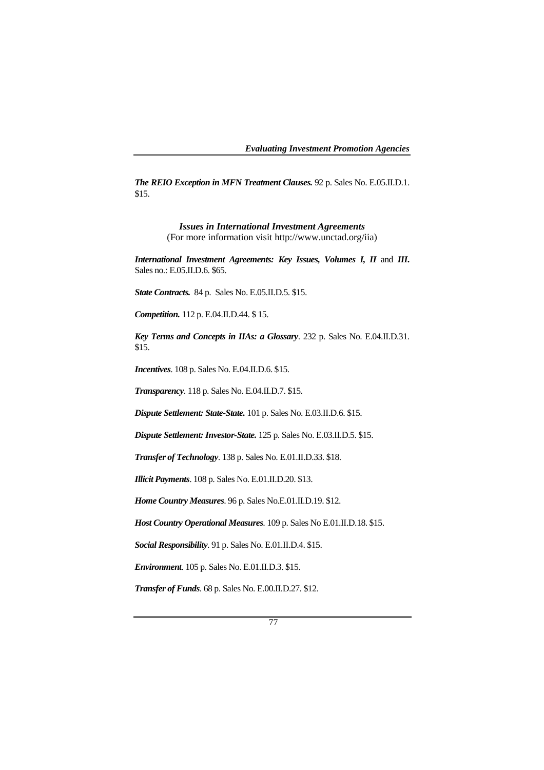***The REIO Exception in MFN Treatment Clauses.*** 92 p. Sales No. E.05.II.D.1. $15.

### *Issues in International Investment Agreements*

(For more information visit http://www.unctad.org/iia)

***International Investment Agreements: Key Issues, Volumes I, II*** and ***III.*** Sales no.: E.05.II.D.6. $65.

***State Contracts.*** 84 p. Sales No. E.05.II.D.5. $15.

***Competition.*** 112 p. E.04.II.D.44. $ 15.

***Key Terms and Concepts in IIAs: a Glossary***. 232 p. Sales No. E.04.II.D.31. $15.

***Incentives***. 108 p. Sales No. E.04.II.D.6. $15.

***Transparency***. 118 p. Sales No. E.04.II.D.7. $15.

***Dispute Settlement: State-State.*** 101 p. Sales No. E.03.II.D.6. $15.

***Dispute Settlement: Investor-State.*** 125 p. Sales No. E.03.II.D.5. $15.

***Transfer of Technology***. 138 p. Sales No. E.01.II.D.33. $18.

***Illicit Payments***. 108 p. Sales No. E.01.II.D.20. $13.

***Home Country Measures***. 96 p. Sales No.E.01.II.D.19. $12.

***Host Country Operational Measures***. 109 p. Sales No E.01.II.D.18. $15.

***Social Responsibility***. 91 p. Sales No. E.01.II.D.4. $15.

***Environment***. 105 p. Sales No. E.01.II.D.3. $15.

***Transfer of Funds***. 68 p. Sales No. E.00.II.D.27. $12.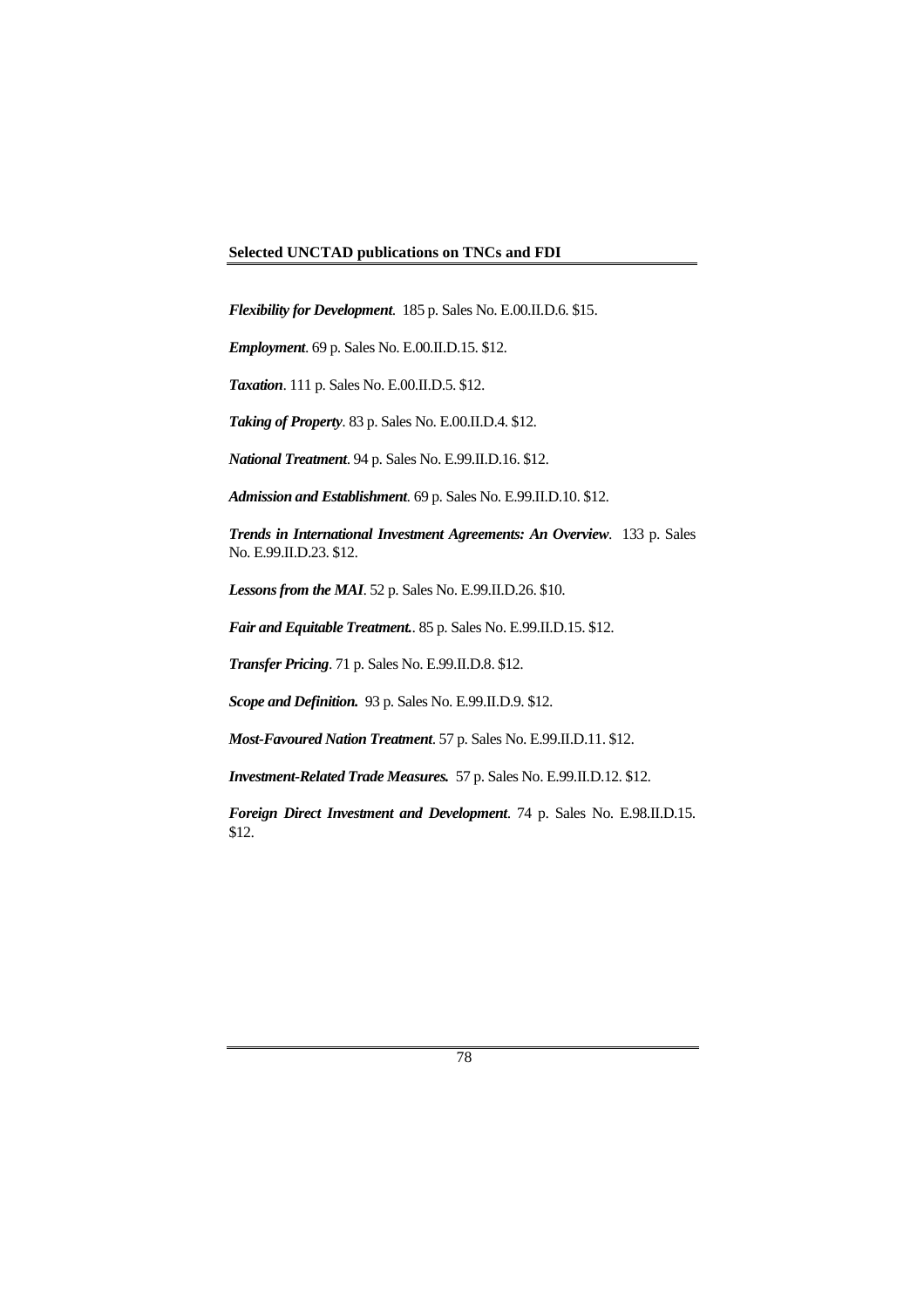**Selected UNCTAD publications on TNCs and FDI**

***Flexibility for Development***. 185 p. Sales No. E.00.II.D.6. $15.

***Employment***. 69 p. Sales No. E.00.II.D.15. $12.

***Taxation***. 111 p. Sales No. E.00.II.D.5. $12.

***Taking of Property***. 83 p. Sales No. E.00.II.D.4. $12.

***National Treatment***. 94 p. Sales No. E.99.II.D.16. $12.

***Admission and Establishment***. 69 p. Sales No. E.99.II.D.10. $12.

***Trends in International Investment Agreements: An Overview***. 133 p. Sales No. E.99.II.D.23. $12.

***Lessons from the MAI***. 52 p. Sales No. E.99.II.D.26. $10.

***Fair and Equitable Treatment.***. 85 p. Sales No. E.99.II.D.15. $12.

***Transfer Pricing***. 71 p. Sales No. E.99.II.D.8. $12.

***Scope and Definition.*** 93 p. Sales No. E.99.II.D.9. $12.

***Most-Favoured Nation Treatment***. 57 p. Sales No. E.99.II.D.11. $12.

***Investment-Related Trade Measures.*** 57 p. Sales No. E.99.II.D.12. $12.

***Foreign Direct Investment and Development***. 74 p. Sales No. E.98.II.D.15. $12.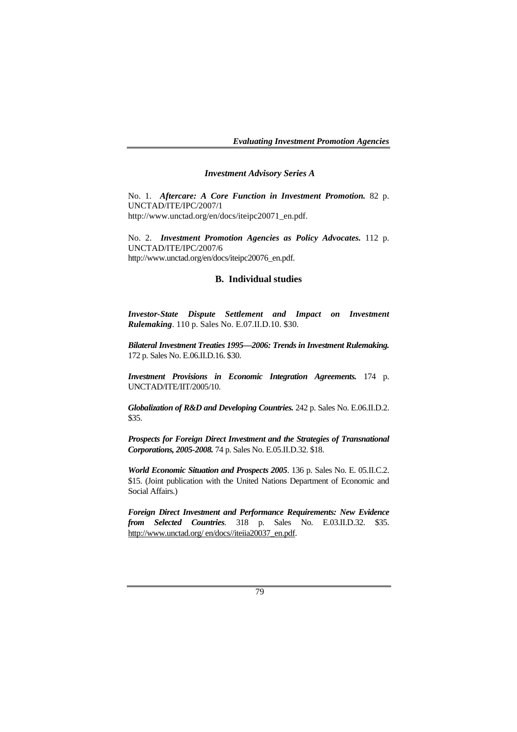### *Investment Advisory Series A*

No. 1. ***Aftercare: A Core Function in Investment Promotion.*** 82 p. UNCTAD/ITE/IPC/2007/1
http://www.unctad.org/en/docs/iteipc20071_en.pdf.

No. 2. ***Investment Promotion Agencies as Policy Advocates.*** 112 p. UNCTAD/ITE/IPC/2007/6
http://www.unctad.org/en/docs/iteipc20076_en.pdf.

## B. Individual studies

***Investor-State Dispute Settlement and Impact on Investment Rulemaking***. 110 p. Sales No. E.07.II.D.10. $30.

***Bilateral Investment Treaties 1995—2006: Trends in Investment Rulemaking.*** 172 p. Sales No. E.06.II.D.16. $30.

***Investment Provisions in Economic Integration Agreements.*** 174 p. UNCTAD/ITE/IIT/2005/10.

***Globalization of R&D and Developing Countries.*** 242 p. Sales No. E.06.II.D.2. $35.

***Prospects for Foreign Direct Investment and the Strategies of Transnational Corporations, 2005-2008.*** 74 p. Sales No. E.05.II.D.32. $18.

***World Economic Situation and Prospects 2005***. 136 p. Sales No. E. 05.II.C.2. $15. (Joint publication with the United Nations Department of Economic and Social Affairs.)

***Foreign Direct Investment and Performance Requirements: New Evidence from Selected Countries***. 318 p. Sales No. E.03.II.D.32. $35. http://www.unctad.org/ en/docs//iteiia20037_en.pdf.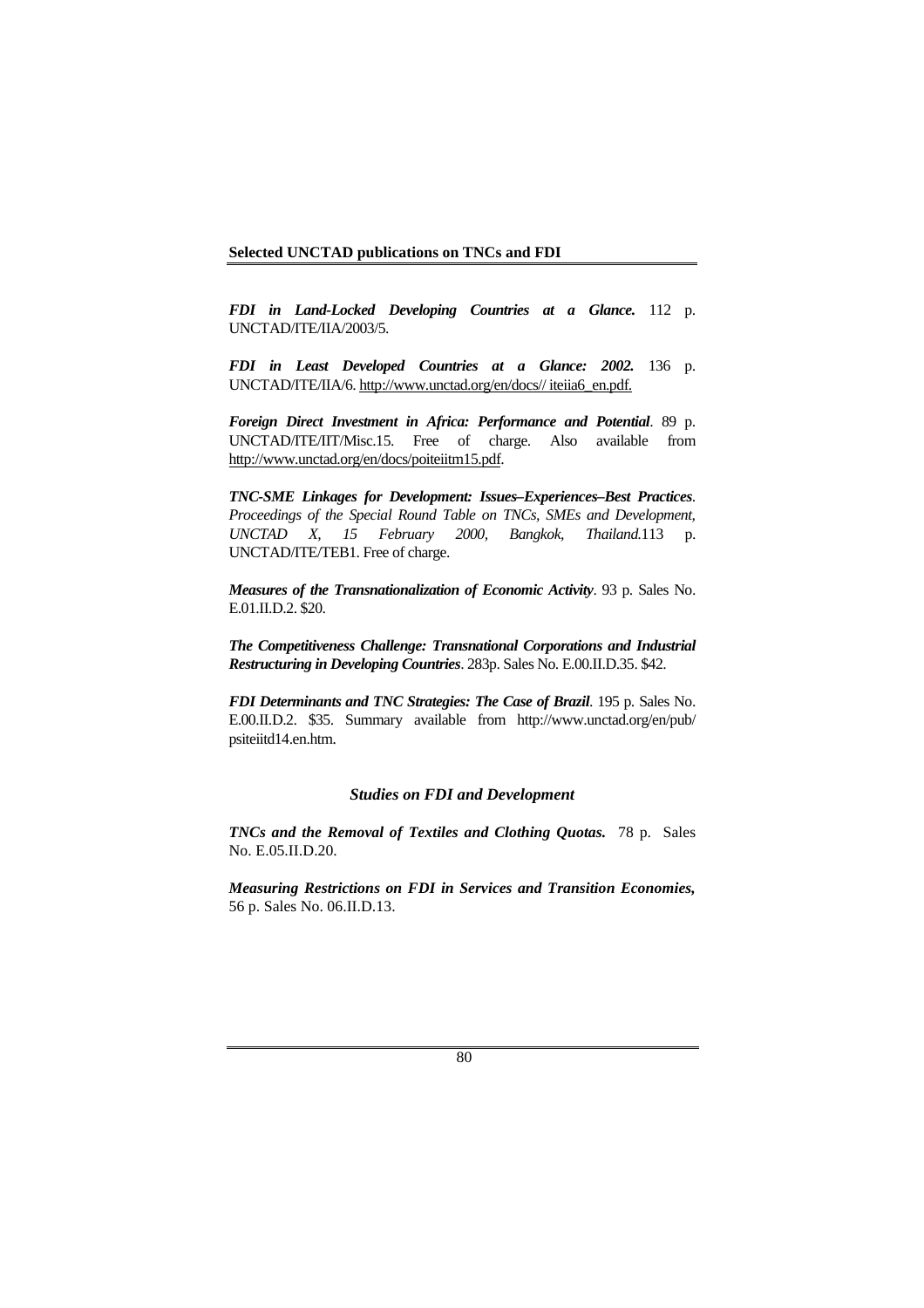**Selected UNCTAD publications on TNCs and FDI**

***FDI in Land-Locked Developing Countries at a Glance.*** 112 p. UNCTAD/ITE/IIA/2003/5.

***FDI in Least Developed Countries at a Glance: 2002.*** 136 p. UNCTAD/ITE/IIA/6. http://www.unctad.org/en/docs// iteiia6_en.pdf.

***Foreign Direct Investment in Africa: Performance and Potential***. 89 p. UNCTAD/ITE/IIT/Misc.15. Free of charge. Also available from http://www.unctad.org/en/docs/poiteiitm15.pdf.

***TNC-SME Linkages for Development: Issues–Experiences–Best Practices***. *Proceedings of the Special Round Table on TNCs, SMEs and Development, UNCTAD X, 15 February 2000, Bangkok, Thailand.*113 p. UNCTAD/ITE/TEB1. Free of charge.

***Measures of the Transnationalization of Economic Activity***. 93 p. Sales No. E.01.II.D.2. $20.

***The Competitiveness Challenge: Transnational Corporations and Industrial Restructuring in Developing Countries***. 283p. Sales No. E.00.II.D.35. $42.

***FDI Determinants and TNC Strategies: The Case of Brazil***. 195 p. Sales No. E.00.II.D.2. $35. Summary available from http://www.unctad.org/en/pub/ psiteiitd14.en.htm.

### *Studies on FDI and Development*

***TNCs and the Removal of Textiles and Clothing Quotas.*** 78 p. Sales No. E.05.II.D.20.

***Measuring Restrictions on FDI in Services and Transition Economies,*** 56 p. Sales No. 06.II.D.13.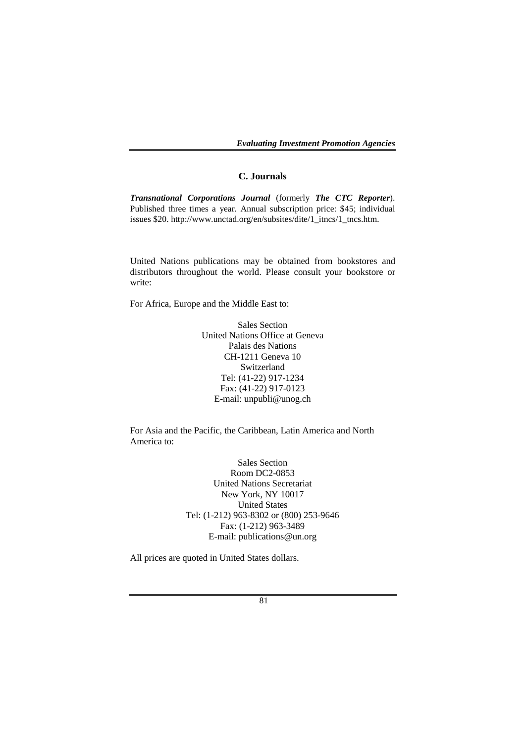## C. Journals

***Transnational Corporations Journal*** (formerly ***The CTC Reporter***). Published three times a year. Annual subscription price: $45; individual issues $20. http://www.unctad.org/en/subsites/dite/1_itncs/1_tncs.htm.

United Nations publications may be obtained from bookstores and distributors throughout the world. Please consult your bookstore or write:

For Africa, Europe and the Middle East to:

Sales Section
United Nations Office at Geneva
Palais des Nations
CH-1211 Geneva 10
Switzerland
Tel: (41-22) 917-1234
Fax: (41-22) 917-0123
E-mail: unpubli@unog.ch

For Asia and the Pacific, the Caribbean, Latin America and North America to:

Sales Section
Room DC2-0853
United Nations Secretariat
New York, NY 10017
United States
Tel: (1-212) 963-8302 or (800) 253-9646
Fax: (1-212) 963-3489
E-mail: publications@un.org

All prices are quoted in United States dollars.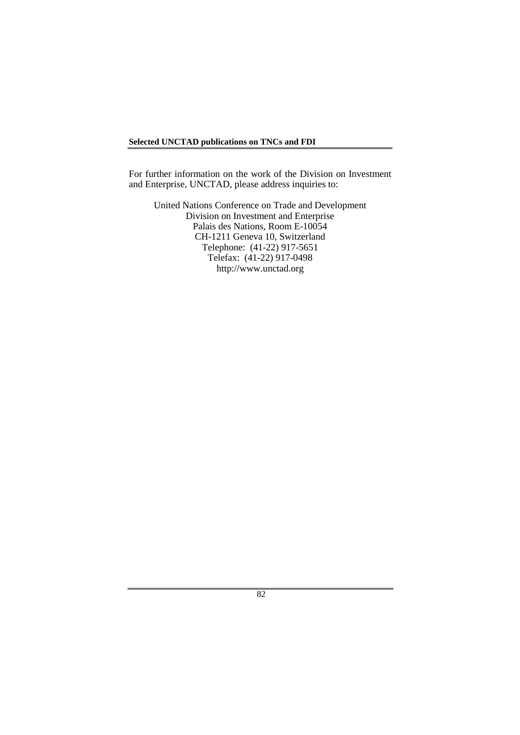For further information on the work of the Division on Investment and Enterprise, UNCTAD, please address inquiries to:

United Nations Conference on Trade and Development  
Division on Investment and Enterprise  
Palais des Nations, Room E-10054  
CH-1211 Geneva 10, Switzerland  
Telephone: (41-22) 917-5651  
Telefax: (41-22) 917-0498  
http://www.unctad.org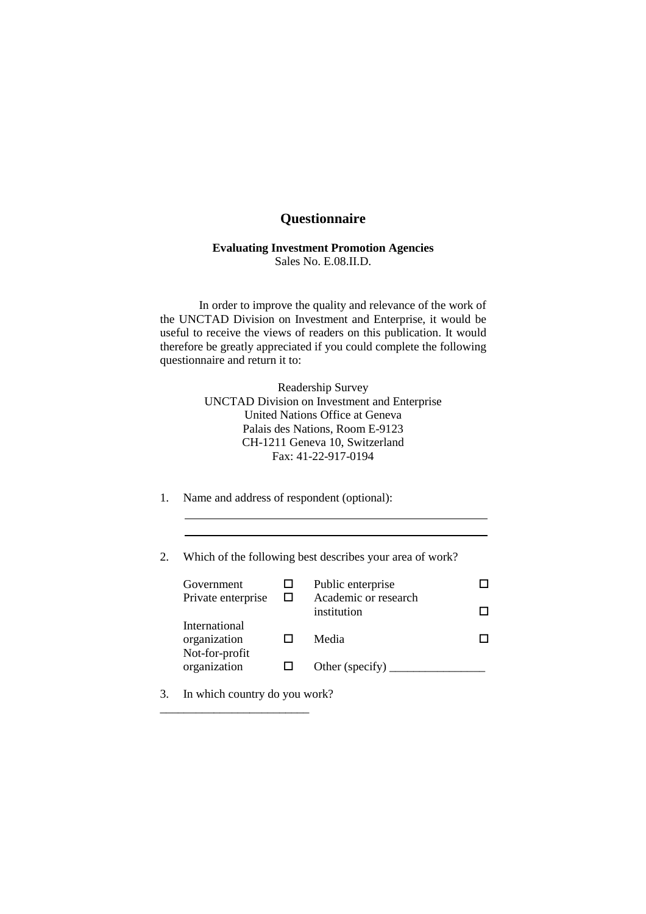# Questionnaire

**Evaluating Investment Promotion Agencies**
Sales No. E.08.II.D.

In order to improve the quality and relevance of the work of the UNCTAD Division on Investment and Enterprise, it would be useful to receive the views of readers on this publication. It would therefore be greatly appreciated if you could complete the following questionnaire and return it to:

Readership Survey
UNCTAD Division on Investment and Enterprise
United Nations Office at Geneva
Palais des Nations, Room E-9123
CH-1211 Geneva 10, Switzerland
Fax: 41-22-917-0194

1. Name and address of respondent (optional):

______________________________________________

______________________________________________

2. Which of the following best describes your area of work?

| | | | |
|---|---|---|---|
| Government | ☐ | Public enterprise | ☐ |
| Private enterprise | ☐ | Academic or research institution | ☐ |
| International organization | ☐ | Media | ☐ |
| Not-for-profit organization | ☐ | Other (specify) ________________ | |

3. In which country do you work?

_________________________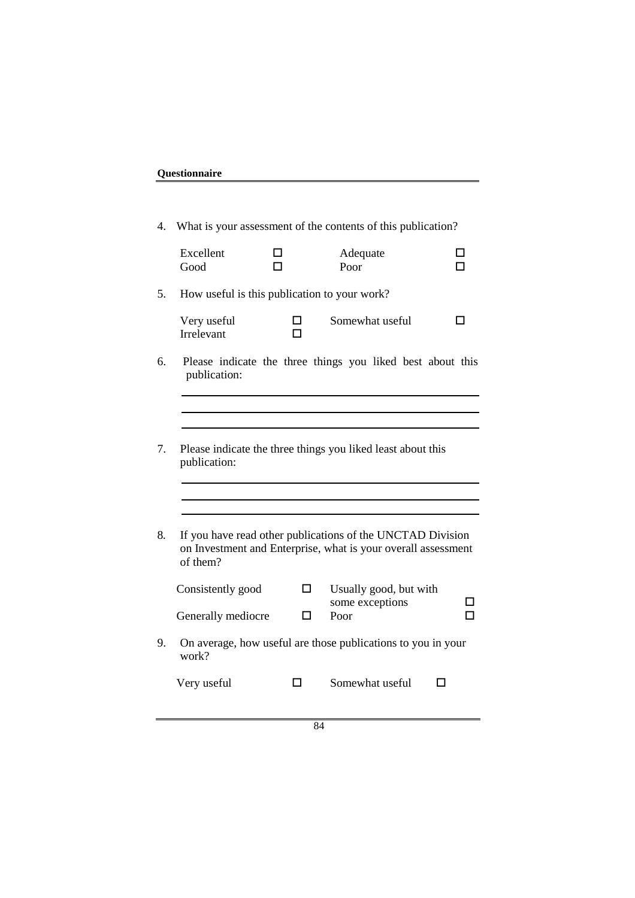4. What is your assessment of the contents of this publication?

   | | | | |
   |---|---|---|---|
   | Excellent | ☐ | Adequate | ☐ |
   | Good | ☐ | Poor | ☐ |

5. How useful is this publication to your work?

   | | | | |
   |---|---|---|---|
   | Very useful | ☐ | Somewhat useful | ☐ |
   | Irrelevant | ☐ | | |

6. Please indicate the three things you liked best about this publication:

   ______________________________________________

   ______________________________________________

   ______________________________________________

7. Please indicate the three things you liked least about this publication:

   ______________________________________________

   ______________________________________________

   ______________________________________________

8. If you have read other publications of the UNCTAD Division on Investment and Enterprise, what is your overall assessment of them?

   | | | | |
   |---|---|---|---|
   | Consistently good | ☐ | Usually good, but with some exceptions | ☐ |
   | Generally mediocre | ☐ | Poor | ☐ |

9. On average, how useful are those publications to you in your work?

   | | | | |
   |---|---|---|---|
   | Very useful | ☐ | Somewhat useful | ☐ |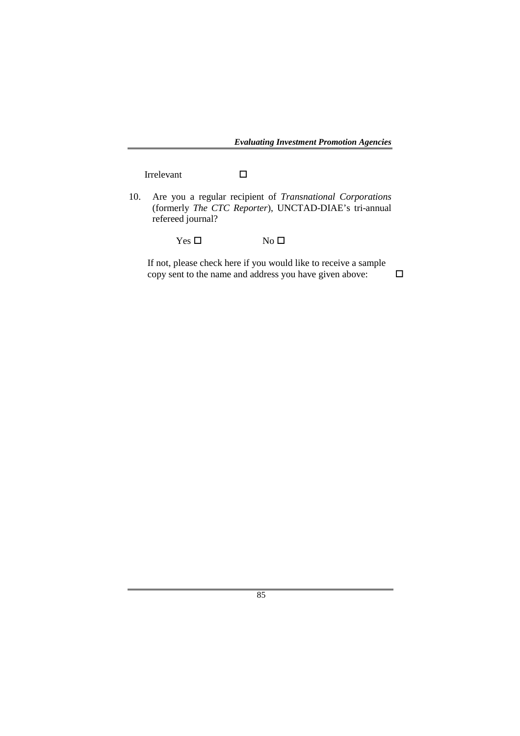Irrelevant ☐

10. Are you a regular recipient of *Transnational Corporations* (formerly *The CTC Reporter*), UNCTAD-DIAE's tri-annual refereed journal?

    Yes ☐ No ☐

    If not, please check here if you would like to receive a sample copy sent to the name and address you have given above: ☐